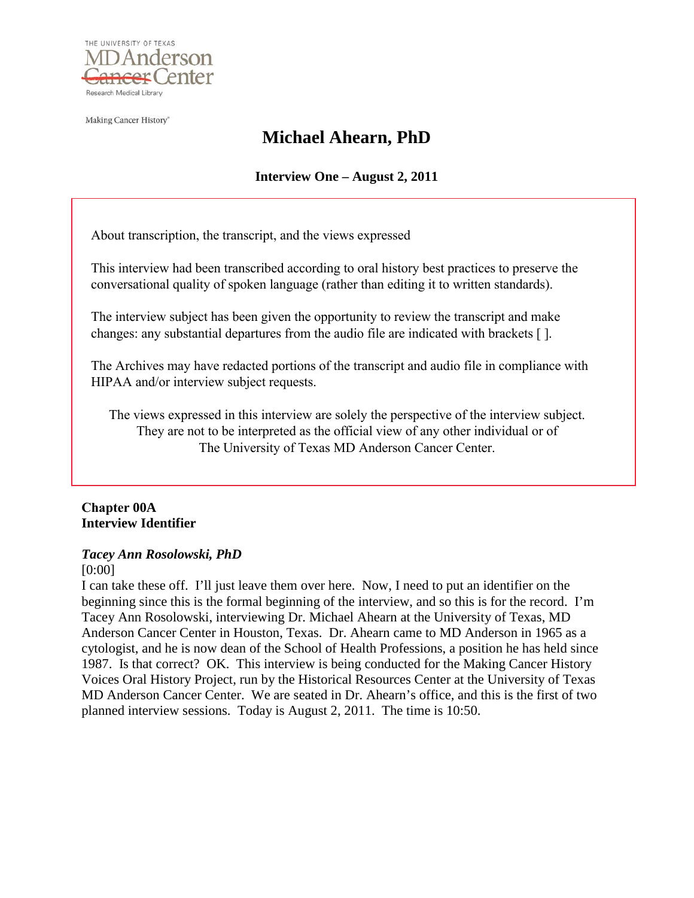THE UNIVERSITY OF TEXAS
MD Anderson Cancer Center
Research Medical Library

Making Cancer History®

# Michael Ahearn, PhD

### Interview One – August 2, 2011

About transcription, the transcript, and the views expressed

This interview had been transcribed according to oral history best practices to preserve the conversational quality of spoken language (rather than editing it to written standards).

The interview subject has been given the opportunity to review the transcript and make changes: any substantial departures from the audio file are indicated with brackets [ ].

The Archives may have redacted portions of the transcript and audio file in compliance with HIPAA and/or interview subject requests.

The views expressed in this interview are solely the perspective of the interview subject. They are not to be interpreted as the official view of any other individual or of The University of Texas MD Anderson Cancer Center.

**Chapter 00A**
**Interview Identifier**

***Tacey Ann Rosolowski, PhD***
[0:00]
I can take these off. I'll just leave them over here. Now, I need to put an identifier on the beginning since this is the formal beginning of the interview, and so this is for the record. I'm Tacey Ann Rosolowski, interviewing Dr. Michael Ahearn at the University of Texas, MD Anderson Cancer Center in Houston, Texas. Dr. Ahearn came to MD Anderson in 1965 as a cytologist, and he is now dean of the School of Health Professions, a position he has held since 1987. Is that correct? OK. This interview is being conducted for the Making Cancer History Voices Oral History Project, run by the Historical Resources Center at the University of Texas MD Anderson Cancer Center. We are seated in Dr. Ahearn's office, and this is the first of two planned interview sessions. Today is August 2, 2011. The time is 10:50.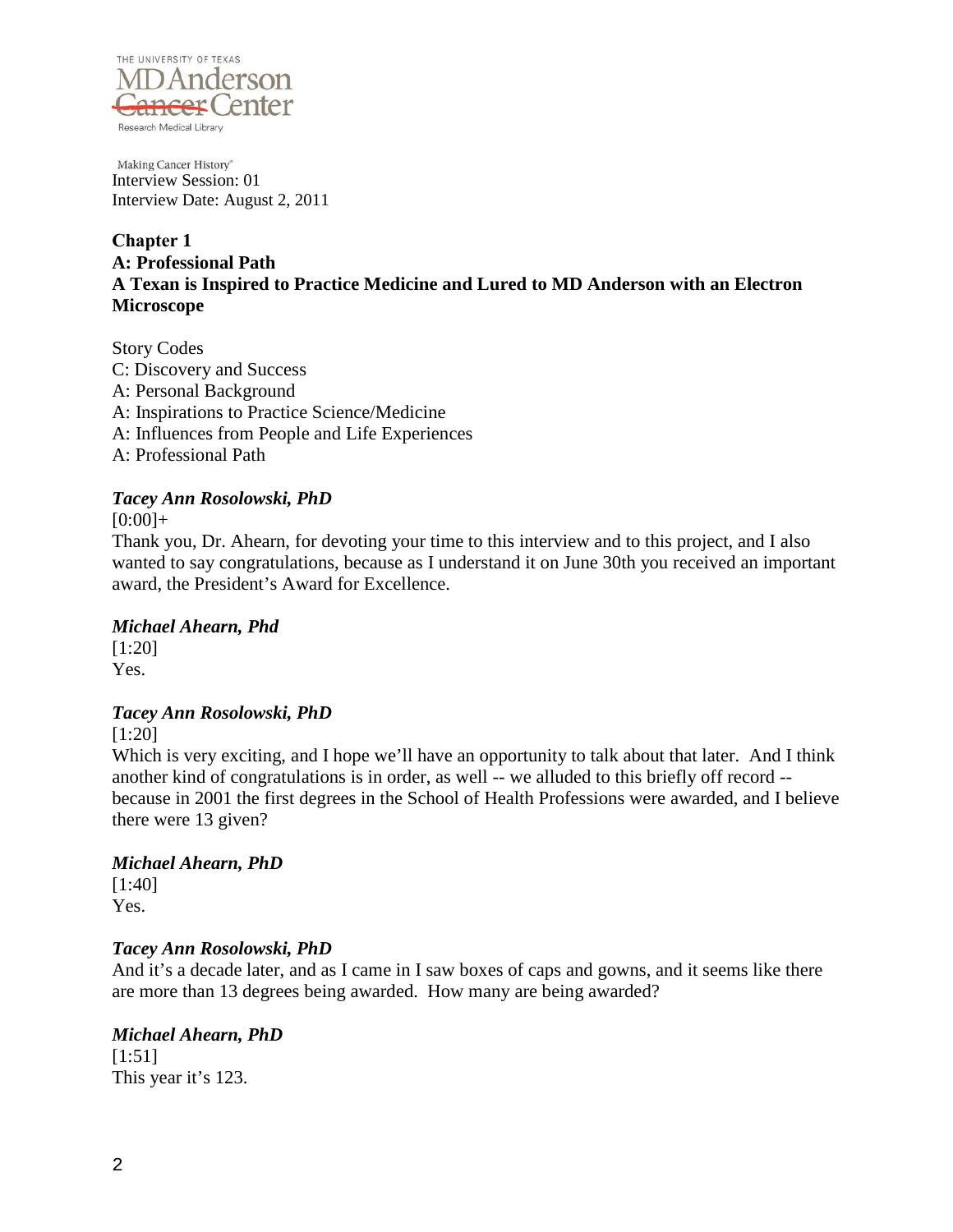Making Cancer History®
Interview Session: 01
Interview Date: August 2, 2011

## Chapter 1
### A: Professional Path
### A Texan is Inspired to Practice Medicine and Lured to MD Anderson with an Electron Microscope

Story Codes
C: Discovery and Success
A: Personal Background
A: Inspirations to Practice Science/Medicine
A: Influences from People and Life Experiences
A: Professional Path

***Tacey Ann Rosolowski, PhD***
[0:00]+
Thank you, Dr. Ahearn, for devoting your time to this interview and to this project, and I also wanted to say congratulations, because as I understand it on June 30th you received an important award, the President's Award for Excellence.

***Michael Ahearn, Phd***
[1:20]
Yes.

***Tacey Ann Rosolowski, PhD***
[1:20]
Which is very exciting, and I hope we'll have an opportunity to talk about that later. And I think another kind of congratulations is in order, as well -- we alluded to this briefly off record -- because in 2001 the first degrees in the School of Health Professions were awarded, and I believe there were 13 given?

***Michael Ahearn, PhD***
[1:40]
Yes.

***Tacey Ann Rosolowski, PhD***
And it's a decade later, and as I came in I saw boxes of caps and gowns, and it seems like there are more than 13 degrees being awarded. How many are being awarded?

***Michael Ahearn, PhD***
[1:51]
This year it's 123.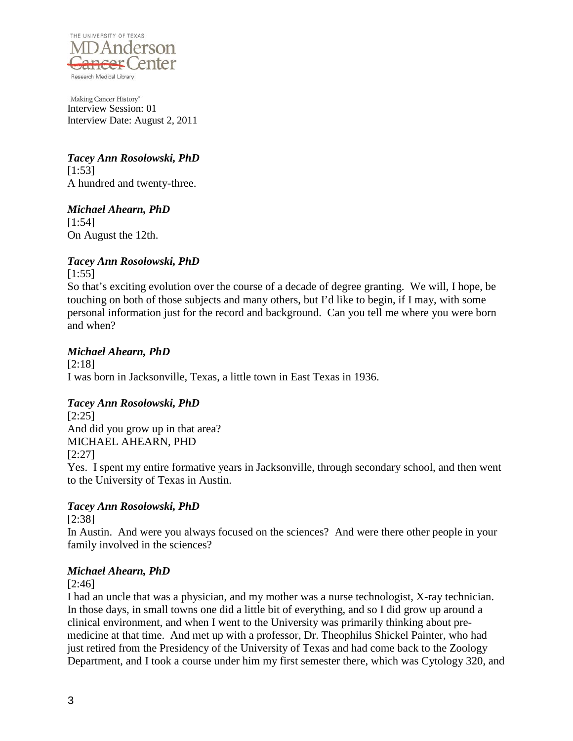Making Cancer History®
Interview Session: 01
Interview Date: August 2, 2011

***Tacey Ann Rosolowski, PhD***
[1:53]
A hundred and twenty-three.

***Michael Ahearn, PhD***
[1:54]
On August the 12th.

***Tacey Ann Rosolowski, PhD***
[1:55]
So that's exciting evolution over the course of a decade of degree granting. We will, I hope, be touching on both of those subjects and many others, but I'd like to begin, if I may, with some personal information just for the record and background. Can you tell me where you were born and when?

***Michael Ahearn, PhD***
[2:18]
I was born in Jacksonville, Texas, a little town in East Texas in 1936.

***Tacey Ann Rosolowski, PhD***
[2:25]
And did you grow up in that area?
MICHAEL AHEARN, PHD
[2:27]
Yes. I spent my entire formative years in Jacksonville, through secondary school, and then went to the University of Texas in Austin.

***Tacey Ann Rosolowski, PhD***
[2:38]
In Austin. And were you always focused on the sciences? And were there other people in your family involved in the sciences?

***Michael Ahearn, PhD***
[2:46]
I had an uncle that was a physician, and my mother was a nurse technologist, X-ray technician. In those days, in small towns one did a little bit of everything, and so I did grow up around a clinical environment, and when I went to the University was primarily thinking about pre-medicine at that time. And met up with a professor, Dr. Theophilus Shickel Painter, who had just retired from the Presidency of the University of Texas and had come back to the Zoology Department, and I took a course under him my first semester there, which was Cytology 320, and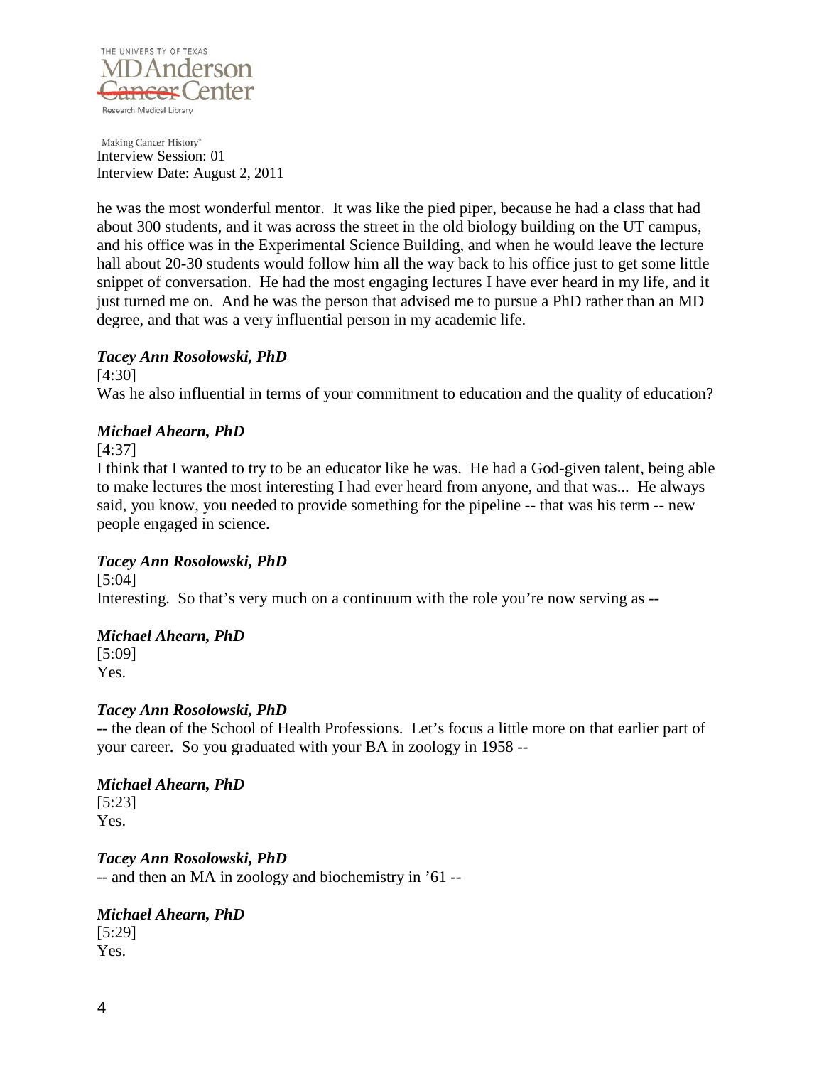he was the most wonderful mentor. It was like the pied piper, because he had a class that had about 300 students, and it was across the street in the old biology building on the UT campus, and his office was in the Experimental Science Building, and when he would leave the lecture hall about 20-30 students would follow him all the way back to his office just to get some little snippet of conversation. He had the most engaging lectures I have ever heard in my life, and it just turned me on. And he was the person that advised me to pursue a PhD rather than an MD degree, and that was a very influential person in my academic life.

***Tacey Ann Rosolowski, PhD***

[4:30]

Was he also influential in terms of your commitment to education and the quality of education?

***Michael Ahearn, PhD***

[4:37]

I think that I wanted to try to be an educator like he was. He had a God-given talent, being able to make lectures the most interesting I had ever heard from anyone, and that was... He always said, you know, you needed to provide something for the pipeline -- that was his term -- new people engaged in science.

***Tacey Ann Rosolowski, PhD***

[5:04]

Interesting. So that's very much on a continuum with the role you're now serving as --

***Michael Ahearn, PhD***

[5:09]

Yes.

***Tacey Ann Rosolowski, PhD***

-- the dean of the School of Health Professions. Let's focus a little more on that earlier part of your career. So you graduated with your BA in zoology in 1958 --

***Michael Ahearn, PhD***

[5:23]

Yes.

***Tacey Ann Rosolowski, PhD***

-- and then an MA in zoology and biochemistry in '61 --

***Michael Ahearn, PhD***

[5:29]

Yes.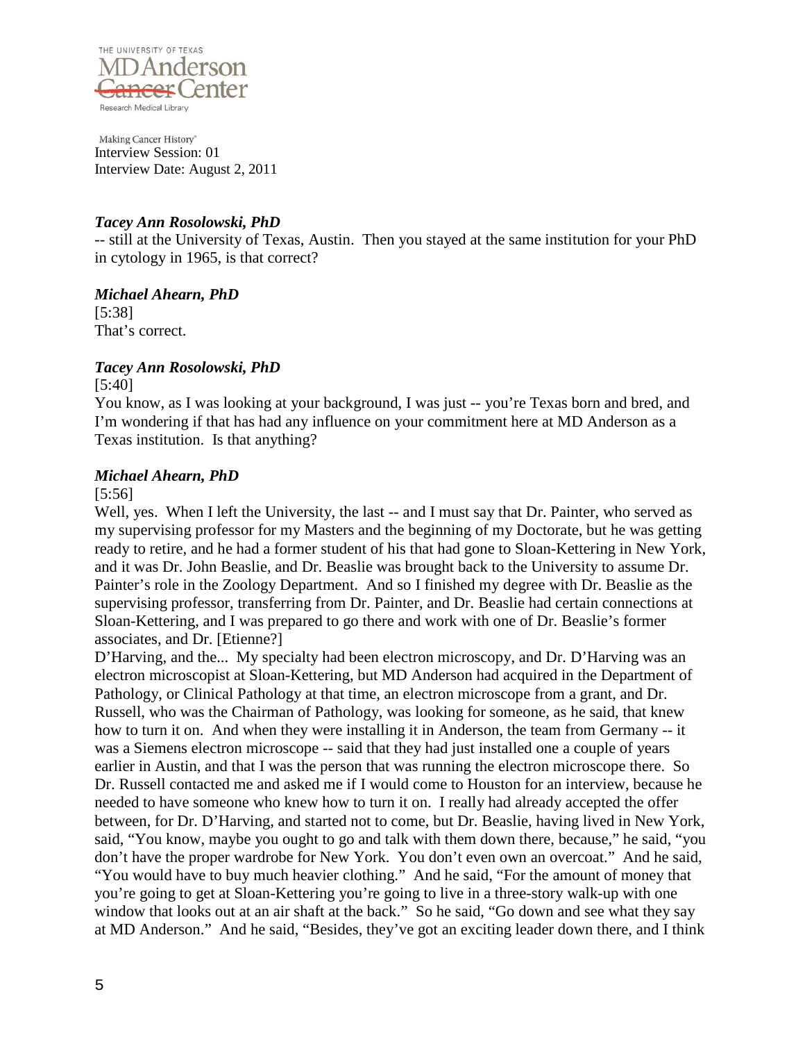*Tacey Ann Rosolowski, PhD*

-- still at the University of Texas, Austin. Then you stayed at the same institution for your PhD in cytology in 1965, is that correct?

*Michael Ahearn, PhD*

[5:38]

That's correct.

*Tacey Ann Rosolowski, PhD*

[5:40]

You know, as I was looking at your background, I was just -- you're Texas born and bred, and I'm wondering if that has had any influence on your commitment here at MD Anderson as a Texas institution. Is that anything?

*Michael Ahearn, PhD*

[5:56]

Well, yes. When I left the University, the last -- and I must say that Dr. Painter, who served as my supervising professor for my Masters and the beginning of my Doctorate, but he was getting ready to retire, and he had a former student of his that had gone to Sloan-Kettering in New York, and it was Dr. John Beaslie, and Dr. Beaslie was brought back to the University to assume Dr. Painter's role in the Zoology Department. And so I finished my degree with Dr. Beaslie as the supervising professor, transferring from Dr. Painter, and Dr. Beaslie had certain connections at Sloan-Kettering, and I was prepared to go there and work with one of Dr. Beaslie's former associates, and Dr. [Etienne?]

D'Harving, and the... My specialty had been electron microscopy, and Dr. D'Harving was an electron microscopist at Sloan-Kettering, but MD Anderson had acquired in the Department of Pathology, or Clinical Pathology at that time, an electron microscope from a grant, and Dr. Russell, who was the Chairman of Pathology, was looking for someone, as he said, that knew how to turn it on. And when they were installing it in Anderson, the team from Germany -- it was a Siemens electron microscope -- said that they had just installed one a couple of years earlier in Austin, and that I was the person that was running the electron microscope there. So Dr. Russell contacted me and asked me if I would come to Houston for an interview, because he needed to have someone who knew how to turn it on. I really had already accepted the offer between, for Dr. D'Harving, and started not to come, but Dr. Beaslie, having lived in New York, said, "You know, maybe you ought to go and talk with them down there, because," he said, "you don't have the proper wardrobe for New York. You don't even own an overcoat." And he said, "You would have to buy much heavier clothing." And he said, "For the amount of money that you're going to get at Sloan-Kettering you're going to live in a three-story walk-up with one window that looks out at an air shaft at the back." So he said, "Go down and see what they say at MD Anderson." And he said, "Besides, they've got an exciting leader down there, and I think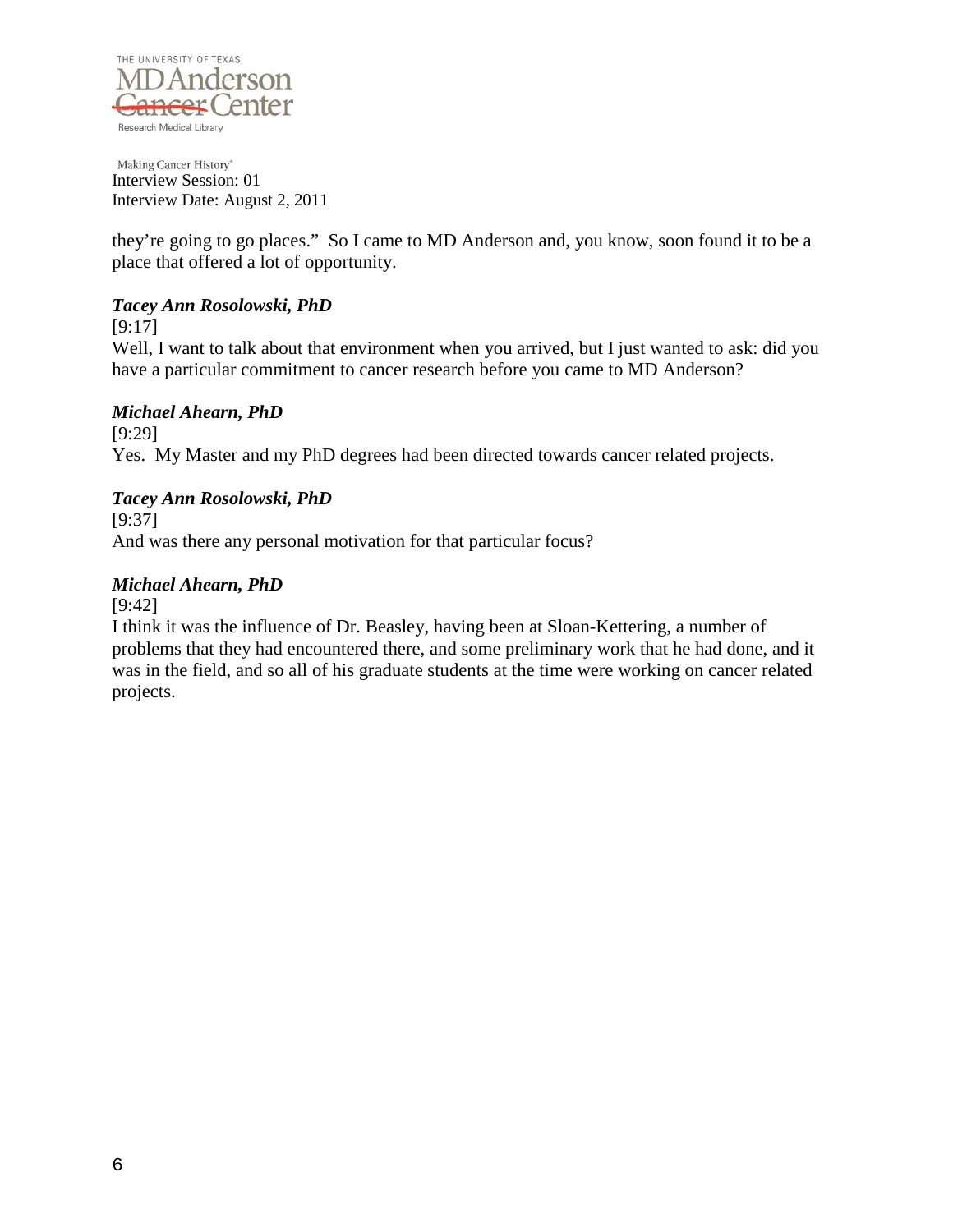they're going to go places." So I came to MD Anderson and, you know, soon found it to be a place that offered a lot of opportunity.

***Tacey Ann Rosolowski, PhD***

[9:17]

Well, I want to talk about that environment when you arrived, but I just wanted to ask: did you have a particular commitment to cancer research before you came to MD Anderson?

***Michael Ahearn, PhD***

[9:29]

Yes. My Master and my PhD degrees had been directed towards cancer related projects.

***Tacey Ann Rosolowski, PhD***

[9:37]

And was there any personal motivation for that particular focus?

***Michael Ahearn, PhD***

[9:42]

I think it was the influence of Dr. Beasley, having been at Sloan-Kettering, a number of problems that they had encountered there, and some preliminary work that he had done, and it was in the field, and so all of his graduate students at the time were working on cancer related projects.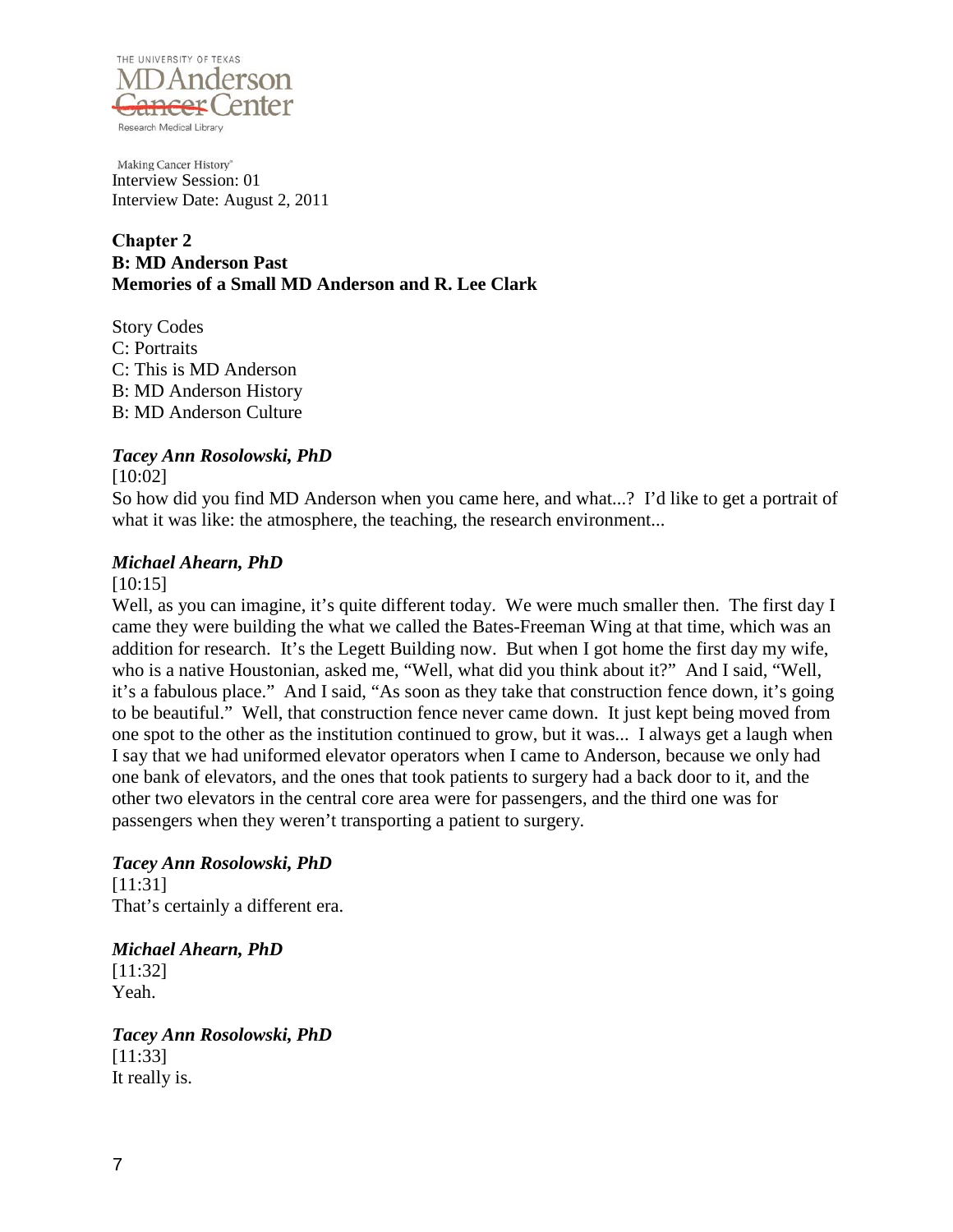Interview Session: 01
Interview Date: August 2, 2011

**Chapter 2**
**B: MD Anderson Past**
**Memories of a Small MD Anderson and R. Lee Clark**

Story Codes
C: Portraits
C: This is MD Anderson
B: MD Anderson History
B: MD Anderson Culture

***Tacey Ann Rosolowski, PhD***
[10:02]
So how did you find MD Anderson when you came here, and what...? I'd like to get a portrait of what it was like: the atmosphere, the teaching, the research environment...

***Michael Ahearn, PhD***
[10:15]
Well, as you can imagine, it's quite different today. We were much smaller then. The first day I came they were building the what we called the Bates-Freeman Wing at that time, which was an addition for research. It's the Legett Building now. But when I got home the first day my wife, who is a native Houstonian, asked me, "Well, what did you think about it?" And I said, "Well, it's a fabulous place." And I said, "As soon as they take that construction fence down, it's going to be beautiful." Well, that construction fence never came down. It just kept being moved from one spot to the other as the institution continued to grow, but it was... I always get a laugh when I say that we had uniformed elevator operators when I came to Anderson, because we only had one bank of elevators, and the ones that took patients to surgery had a back door to it, and the other two elevators in the central core area were for passengers, and the third one was for passengers when they weren't transporting a patient to surgery.

***Tacey Ann Rosolowski, PhD***
[11:31]
That's certainly a different era.

***Michael Ahearn, PhD***
[11:32]
Yeah.

***Tacey Ann Rosolowski, PhD***
[11:33]
It really is.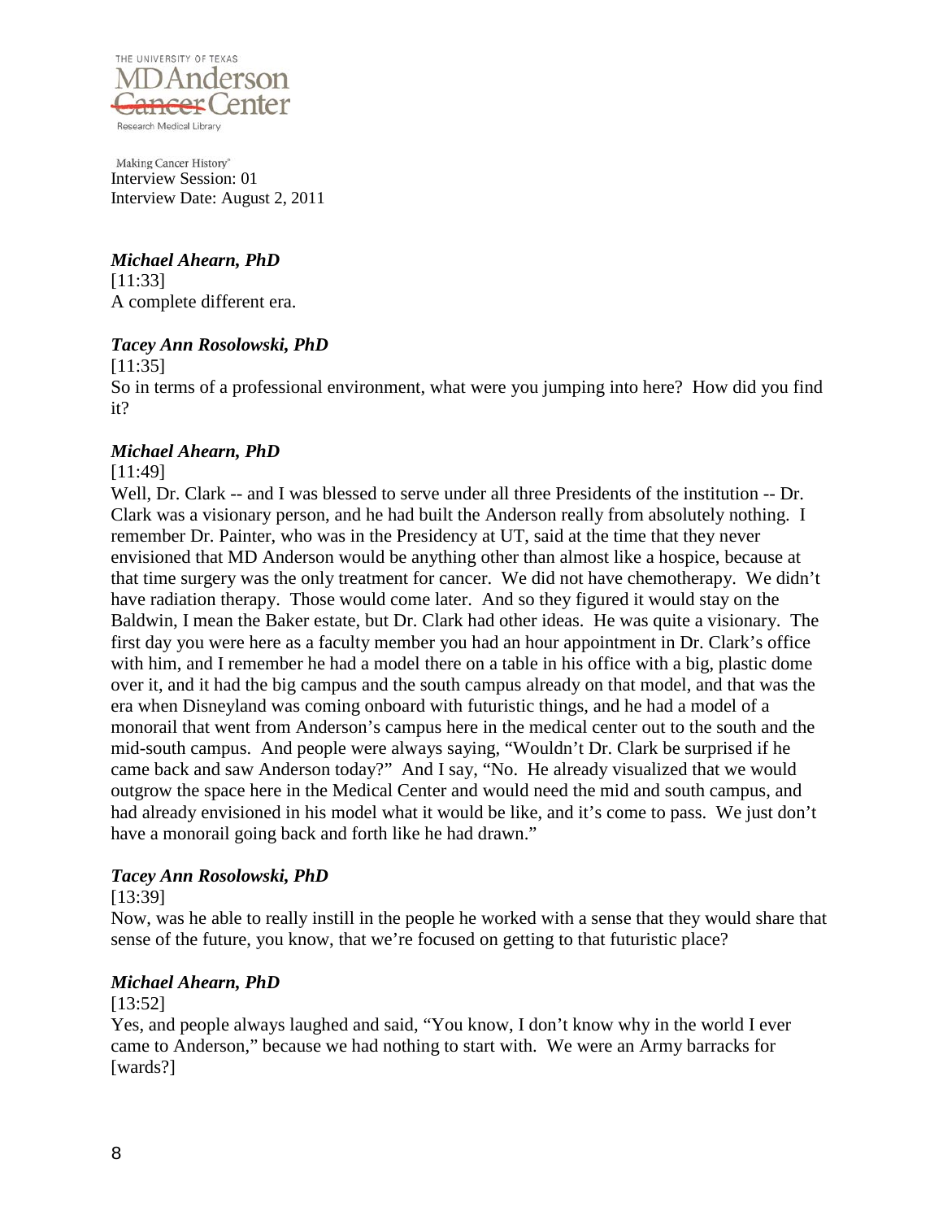***Michael Ahearn, PhD***
[11:33]
A complete different era.

***Tacey Ann Rosolowski, PhD***
[11:35]
So in terms of a professional environment, what were you jumping into here? How did you find it?

***Michael Ahearn, PhD***
[11:49]
Well, Dr. Clark -- and I was blessed to serve under all three Presidents of the institution -- Dr. Clark was a visionary person, and he had built the Anderson really from absolutely nothing. I remember Dr. Painter, who was in the Presidency at UT, said at the time that they never envisioned that MD Anderson would be anything other than almost like a hospice, because at that time surgery was the only treatment for cancer. We did not have chemotherapy. We didn't have radiation therapy. Those would come later. And so they figured it would stay on the Baldwin, I mean the Baker estate, but Dr. Clark had other ideas. He was quite a visionary. The first day you were here as a faculty member you had an hour appointment in Dr. Clark's office with him, and I remember he had a model there on a table in his office with a big, plastic dome over it, and it had the big campus and the south campus already on that model, and that was the era when Disneyland was coming onboard with futuristic things, and he had a model of a monorail that went from Anderson's campus here in the medical center out to the south and the mid-south campus. And people were always saying, "Wouldn't Dr. Clark be surprised if he came back and saw Anderson today?" And I say, "No. He already visualized that we would outgrow the space here in the Medical Center and would need the mid and south campus, and had already envisioned in his model what it would be like, and it's come to pass. We just don't have a monorail going back and forth like he had drawn."

***Tacey Ann Rosolowski, PhD***
[13:39]
Now, was he able to really instill in the people he worked with a sense that they would share that sense of the future, you know, that we're focused on getting to that futuristic place?

***Michael Ahearn, PhD***
[13:52]
Yes, and people always laughed and said, "You know, I don't know why in the world I ever came to Anderson," because we had nothing to start with. We were an Army barracks for [wards?]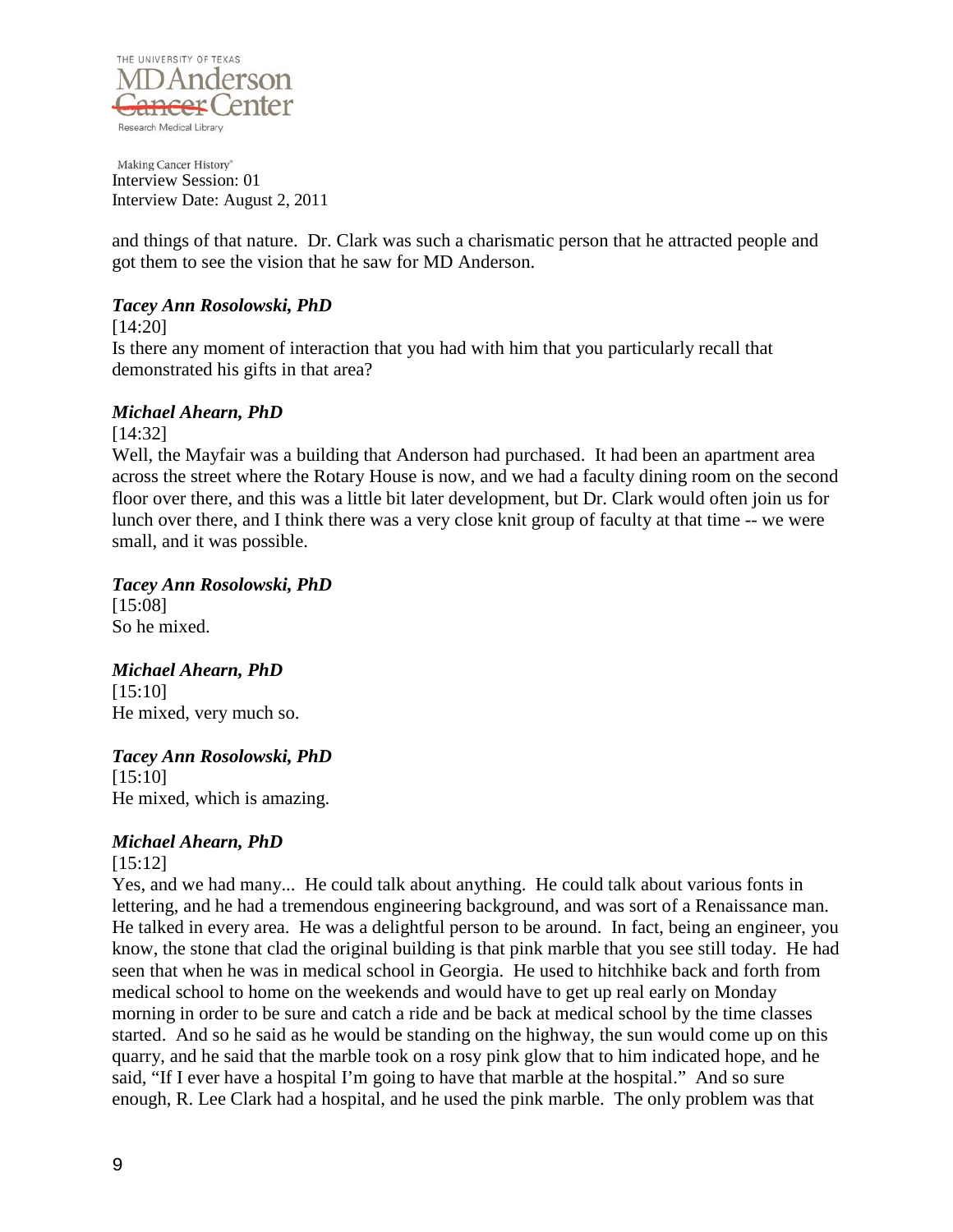and things of that nature. Dr. Clark was such a charismatic person that he attracted people and got them to see the vision that he saw for MD Anderson.

***Tacey Ann Rosolowski, PhD***

[14:20]

Is there any moment of interaction that you had with him that you particularly recall that demonstrated his gifts in that area?

***Michael Ahearn, PhD***

[14:32]

Well, the Mayfair was a building that Anderson had purchased. It had been an apartment area across the street where the Rotary House is now, and we had a faculty dining room on the second floor over there, and this was a little bit later development, but Dr. Clark would often join us for lunch over there, and I think there was a very close knit group of faculty at that time -- we were small, and it was possible.

***Tacey Ann Rosolowski, PhD***

[15:08]

So he mixed.

***Michael Ahearn, PhD***

[15:10]

He mixed, very much so.

***Tacey Ann Rosolowski, PhD***

[15:10]

He mixed, which is amazing.

***Michael Ahearn, PhD***

[15:12]

Yes, and we had many... He could talk about anything. He could talk about various fonts in lettering, and he had a tremendous engineering background, and was sort of a Renaissance man. He talked in every area. He was a delightful person to be around. In fact, being an engineer, you know, the stone that clad the original building is that pink marble that you see still today. He had seen that when he was in medical school in Georgia. He used to hitchhike back and forth from medical school to home on the weekends and would have to get up real early on Monday morning in order to be sure and catch a ride and be back at medical school by the time classes started. And so he said as he would be standing on the highway, the sun would come up on this quarry, and he said that the marble took on a rosy pink glow that to him indicated hope, and he said, "If I ever have a hospital I'm going to have that marble at the hospital." And so sure enough, R. Lee Clark had a hospital, and he used the pink marble. The only problem was that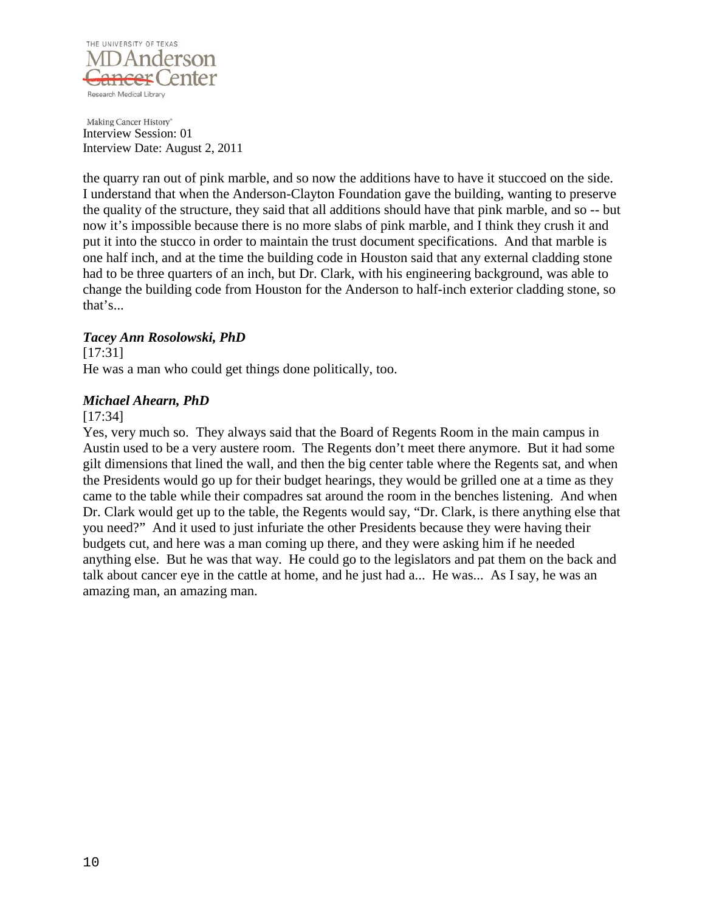the quarry ran out of pink marble, and so now the additions have to have it stuccoed on the side. I understand that when the Anderson-Clayton Foundation gave the building, wanting to preserve the quality of the structure, they said that all additions should have that pink marble, and so -- but now it's impossible because there is no more slabs of pink marble, and I think they crush it and put it into the stucco in order to maintain the trust document specifications. And that marble is one half inch, and at the time the building code in Houston said that any external cladding stone had to be three quarters of an inch, but Dr. Clark, with his engineering background, was able to change the building code from Houston for the Anderson to half-inch exterior cladding stone, so that's...

***Tacey Ann Rosolowski, PhD***

[17:31]

He was a man who could get things done politically, too.

***Michael Ahearn, PhD***

[17:34]

Yes, very much so. They always said that the Board of Regents Room in the main campus in Austin used to be a very austere room. The Regents don't meet there anymore. But it had some gilt dimensions that lined the wall, and then the big center table where the Regents sat, and when the Presidents would go up for their budget hearings, they would be grilled one at a time as they came to the table while their compadres sat around the room in the benches listening. And when Dr. Clark would get up to the table, the Regents would say, "Dr. Clark, is there anything else that you need?" And it used to just infuriate the other Presidents because they were having their budgets cut, and here was a man coming up there, and they were asking him if he needed anything else. But he was that way. He could go to the legislators and pat them on the back and talk about cancer eye in the cattle at home, and he just had a... He was... As I say, he was an amazing man, an amazing man.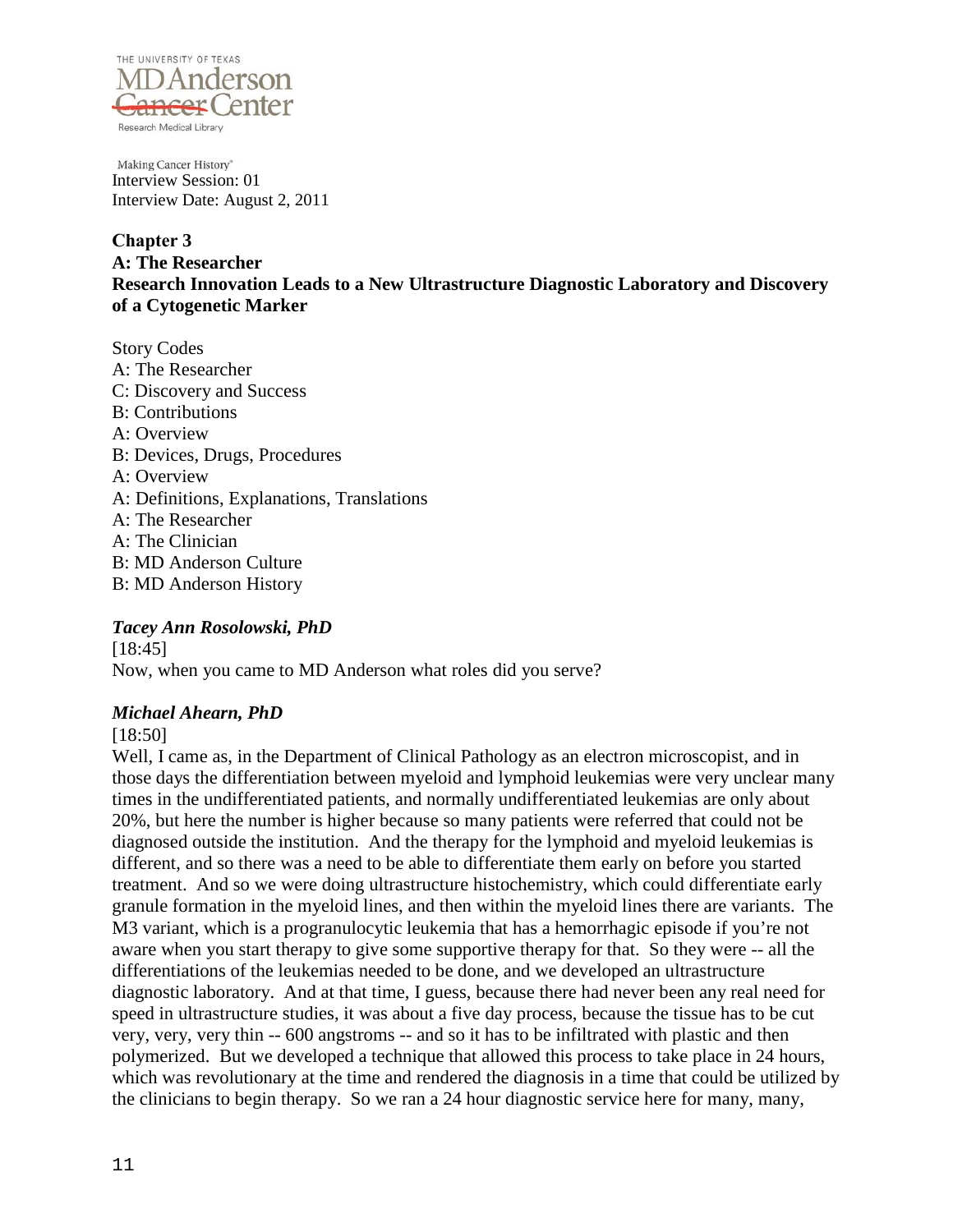Interview Session: 01
Interview Date: August 2, 2011

## Chapter 3
## A: The Researcher
## Research Innovation Leads to a New Ultrastructure Diagnostic Laboratory and Discovery of a Cytogenetic Marker

Story Codes
A: The Researcher
C: Discovery and Success
B: Contributions
A: Overview
B: Devices, Drugs, Procedures
A: Overview
A: Definitions, Explanations, Translations
A: The Researcher
A: The Clinician
B: MD Anderson Culture
B: MD Anderson History

***Tacey Ann Rosolowski, PhD***
[18:45]
Now, when you came to MD Anderson what roles did you serve?

***Michael Ahearn, PhD***
[18:50]
Well, I came as, in the Department of Clinical Pathology as an electron microscopist, and in those days the differentiation between myeloid and lymphoid leukemias were very unclear many times in the undifferentiated patients, and normally undifferentiated leukemias are only about 20%, but here the number is higher because so many patients were referred that could not be diagnosed outside the institution. And the therapy for the lymphoid and myeloid leukemias is different, and so there was a need to be able to differentiate them early on before you started treatment. And so we were doing ultrastructure histochemistry, which could differentiate early granule formation in the myeloid lines, and then within the myeloid lines there are variants. The M3 variant, which is a progranulocytic leukemia that has a hemorrhagic episode if you're not aware when you start therapy to give some supportive therapy for that. So they were -- all the differentiations of the leukemias needed to be done, and we developed an ultrastructure diagnostic laboratory. And at that time, I guess, because there had never been any real need for speed in ultrastructure studies, it was about a five day process, because the tissue has to be cut very, very, very thin -- 600 angstroms -- and so it has to be infiltrated with plastic and then polymerized. But we developed a technique that allowed this process to take place in 24 hours, which was revolutionary at the time and rendered the diagnosis in a time that could be utilized by the clinicians to begin therapy. So we ran a 24 hour diagnostic service here for many, many,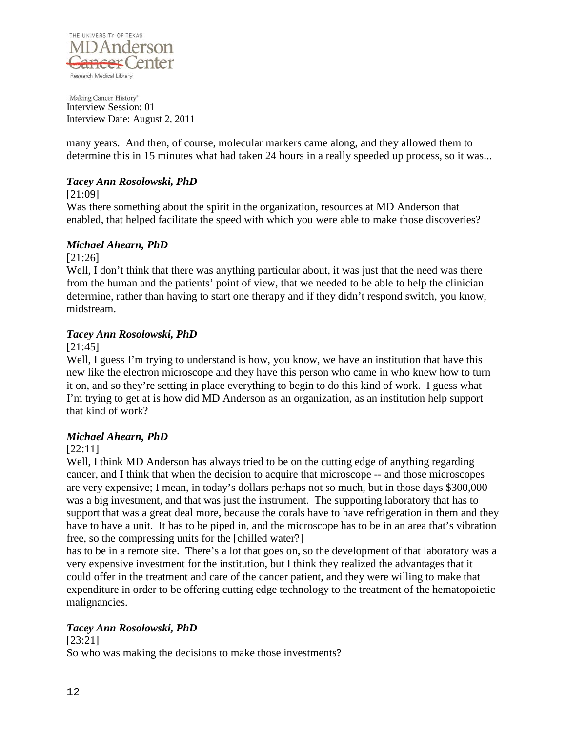many years. And then, of course, molecular markers came along, and they allowed them to determine this in 15 minutes what had taken 24 hours in a really speeded up process, so it was...

***Tacey Ann Rosolowski, PhD***

[21:09]

Was there something about the spirit in the organization, resources at MD Anderson that enabled, that helped facilitate the speed with which you were able to make those discoveries?

***Michael Ahearn, PhD***

[21:26]

Well, I don't think that there was anything particular about, it was just that the need was there from the human and the patients' point of view, that we needed to be able to help the clinician determine, rather than having to start one therapy and if they didn't respond switch, you know, midstream.

***Tacey Ann Rosolowski, PhD***

[21:45]

Well, I guess I'm trying to understand is how, you know, we have an institution that have this new like the electron microscope and they have this person who came in who knew how to turn it on, and so they're setting in place everything to begin to do this kind of work. I guess what I'm trying to get at is how did MD Anderson as an organization, as an institution help support that kind of work?

***Michael Ahearn, PhD***

[22:11]

Well, I think MD Anderson has always tried to be on the cutting edge of anything regarding cancer, and I think that when the decision to acquire that microscope -- and those microscopes are very expensive; I mean, in today's dollars perhaps not so much, but in those days $300,000 was a big investment, and that was just the instrument. The supporting laboratory that has to support that was a great deal more, because the corals have to have refrigeration in them and they have to have a unit. It has to be piped in, and the microscope has to be in an area that's vibration free, so the compressing units for the [chilled water?]
has to be in a remote site. There's a lot that goes on, so the development of that laboratory was a very expensive investment for the institution, but I think they realized the advantages that it could offer in the treatment and care of the cancer patient, and they were willing to make that expenditure in order to be offering cutting edge technology to the treatment of the hematopoietic malignancies.

***Tacey Ann Rosolowski, PhD***

[23:21]

So who was making the decisions to make those investments?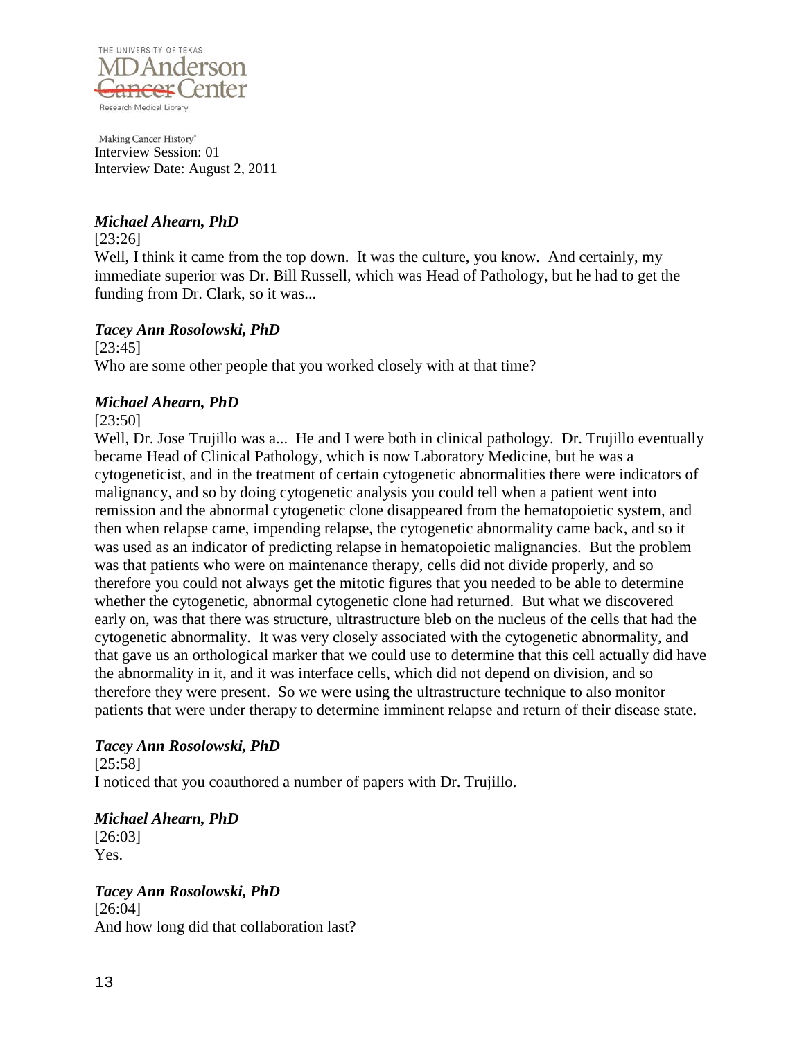***Michael Ahearn, PhD***

[23:26]

Well, I think it came from the top down. It was the culture, you know. And certainly, my immediate superior was Dr. Bill Russell, which was Head of Pathology, but he had to get the funding from Dr. Clark, so it was...

***Tacey Ann Rosolowski, PhD***

[23:45]

Who are some other people that you worked closely with at that time?

***Michael Ahearn, PhD***

[23:50]

Well, Dr. Jose Trujillo was a... He and I were both in clinical pathology. Dr. Trujillo eventually became Head of Clinical Pathology, which is now Laboratory Medicine, but he was a cytogeneticist, and in the treatment of certain cytogenetic abnormalities there were indicators of malignancy, and so by doing cytogenetic analysis you could tell when a patient went into remission and the abnormal cytogenetic clone disappeared from the hematopoietic system, and then when relapse came, impending relapse, the cytogenetic abnormality came back, and so it was used as an indicator of predicting relapse in hematopoietic malignancies. But the problem was that patients who were on maintenance therapy, cells did not divide properly, and so therefore you could not always get the mitotic figures that you needed to be able to determine whether the cytogenetic, abnormal cytogenetic clone had returned. But what we discovered early on, was that there was structure, ultrastructure bleb on the nucleus of the cells that had the cytogenetic abnormality. It was very closely associated with the cytogenetic abnormality, and that gave us an orthological marker that we could use to determine that this cell actually did have the abnormality in it, and it was interface cells, which did not depend on division, and so therefore they were present. So we were using the ultrastructure technique to also monitor patients that were under therapy to determine imminent relapse and return of their disease state.

***Tacey Ann Rosolowski, PhD***

[25:58]

I noticed that you coauthored a number of papers with Dr. Trujillo.

***Michael Ahearn, PhD***

[26:03]

Yes.

***Tacey Ann Rosolowski, PhD***

[26:04]

And how long did that collaboration last?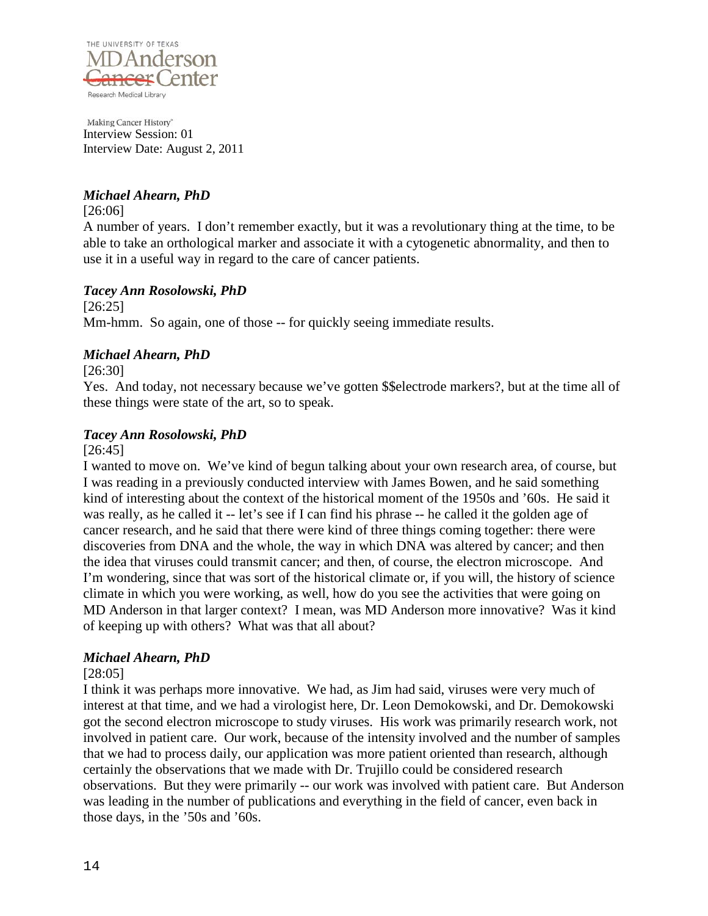***Michael Ahearn, PhD***

[26:06]

A number of years. I don't remember exactly, but it was a revolutionary thing at the time, to be able to take an orthological marker and associate it with a cytogenetic abnormality, and then to use it in a useful way in regard to the care of cancer patients.

***Tacey Ann Rosolowski, PhD***

[26:25]

Mm-hmm. So again, one of those -- for quickly seeing immediate results.

***Michael Ahearn, PhD***

[26:30]

Yes. And today, not necessary because we've gotten $$electrode markers?, but at the time all of these things were state of the art, so to speak.

***Tacey Ann Rosolowski, PhD***

[26:45]

I wanted to move on. We've kind of begun talking about your own research area, of course, but I was reading in a previously conducted interview with James Bowen, and he said something kind of interesting about the context of the historical moment of the 1950s and '60s. He said it was really, as he called it -- let's see if I can find his phrase -- he called it the golden age of cancer research, and he said that there were kind of three things coming together: there were discoveries from DNA and the whole, the way in which DNA was altered by cancer; and then the idea that viruses could transmit cancer; and then, of course, the electron microscope. And I'm wondering, since that was sort of the historical climate or, if you will, the history of science climate in which you were working, as well, how do you see the activities that were going on MD Anderson in that larger context? I mean, was MD Anderson more innovative? Was it kind of keeping up with others? What was that all about?

***Michael Ahearn, PhD***

[28:05]

I think it was perhaps more innovative. We had, as Jim had said, viruses were very much of interest at that time, and we had a virologist here, Dr. Leon Demokowski, and Dr. Demokowski got the second electron microscope to study viruses. His work was primarily research work, not involved in patient care. Our work, because of the intensity involved and the number of samples that we had to process daily, our application was more patient oriented than research, although certainly the observations that we made with Dr. Trujillo could be considered research observations. But they were primarily -- our work was involved with patient care. But Anderson was leading in the number of publications and everything in the field of cancer, even back in those days, in the '50s and '60s.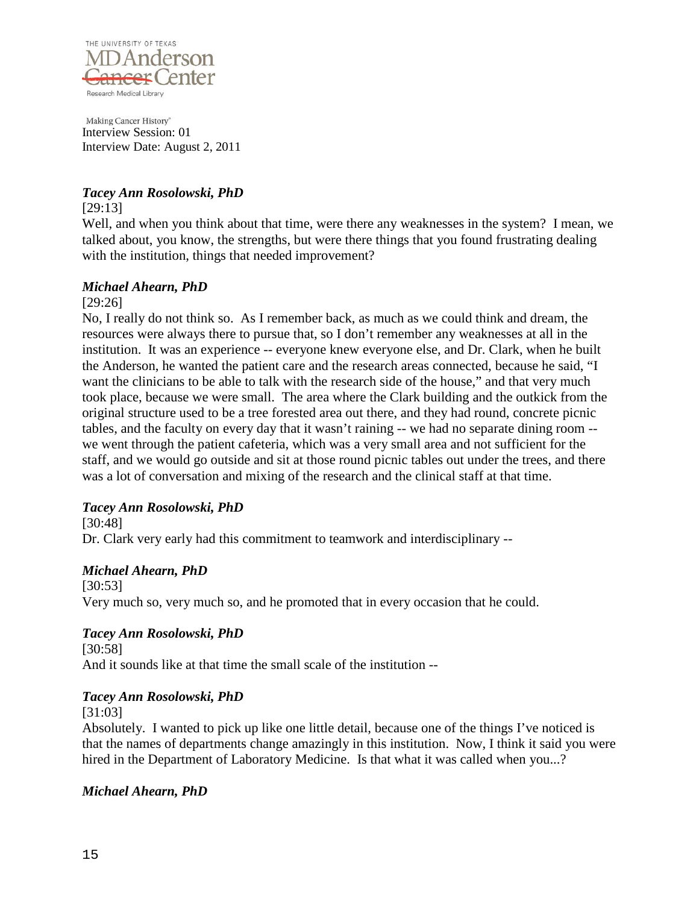***Tacey Ann Rosolowski, PhD***

[29:13]

Well, and when you think about that time, were there any weaknesses in the system? I mean, we talked about, you know, the strengths, but were there things that you found frustrating dealing with the institution, things that needed improvement?

***Michael Ahearn, PhD***

[29:26]

No, I really do not think so. As I remember back, as much as we could think and dream, the resources were always there to pursue that, so I don't remember any weaknesses at all in the institution. It was an experience -- everyone knew everyone else, and Dr. Clark, when he built the Anderson, he wanted the patient care and the research areas connected, because he said, "I want the clinicians to be able to talk with the research side of the house," and that very much took place, because we were small. The area where the Clark building and the outkick from the original structure used to be a tree forested area out there, and they had round, concrete picnic tables, and the faculty on every day that it wasn't raining -- we had no separate dining room -- we went through the patient cafeteria, which was a very small area and not sufficient for the staff, and we would go outside and sit at those round picnic tables out under the trees, and there was a lot of conversation and mixing of the research and the clinical staff at that time.

***Tacey Ann Rosolowski, PhD***

[30:48]

Dr. Clark very early had this commitment to teamwork and interdisciplinary --

***Michael Ahearn, PhD***

[30:53]

Very much so, very much so, and he promoted that in every occasion that he could.

***Tacey Ann Rosolowski, PhD***

[30:58]

And it sounds like at that time the small scale of the institution --

***Tacey Ann Rosolowski, PhD***

[31:03]

Absolutely. I wanted to pick up like one little detail, because one of the things I've noticed is that the names of departments change amazingly in this institution. Now, I think it said you were hired in the Department of Laboratory Medicine. Is that what it was called when you...?

***Michael Ahearn, PhD***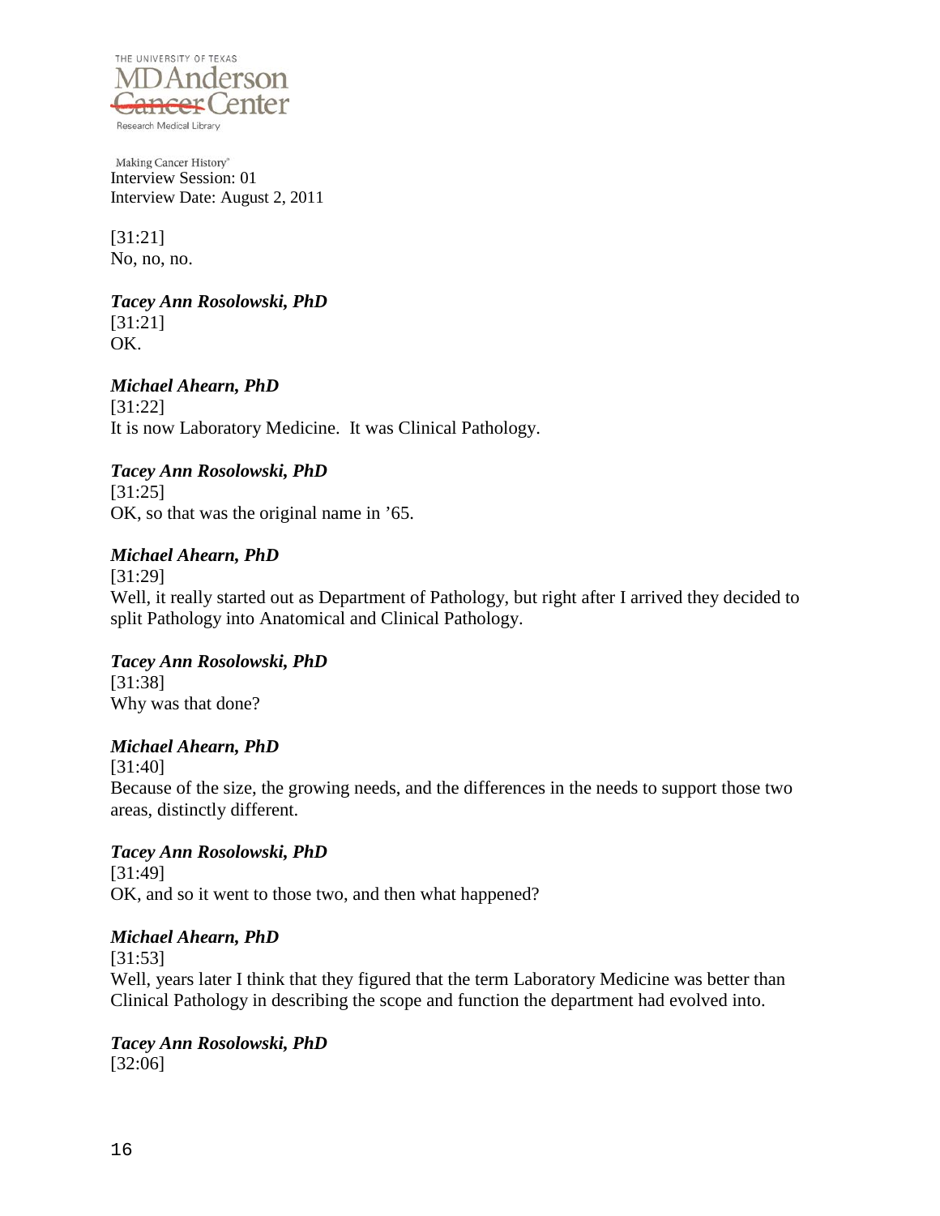[31:21]
No, no, no.

***Tacey Ann Rosolowski, PhD***
[31:21]
OK.

***Michael Ahearn, PhD***
[31:22]
It is now Laboratory Medicine. It was Clinical Pathology.

***Tacey Ann Rosolowski, PhD***
[31:25]
OK, so that was the original name in '65.

***Michael Ahearn, PhD***
[31:29]
Well, it really started out as Department of Pathology, but right after I arrived they decided to split Pathology into Anatomical and Clinical Pathology.

***Tacey Ann Rosolowski, PhD***
[31:38]
Why was that done?

***Michael Ahearn, PhD***
[31:40]
Because of the size, the growing needs, and the differences in the needs to support those two areas, distinctly different.

***Tacey Ann Rosolowski, PhD***
[31:49]
OK, and so it went to those two, and then what happened?

***Michael Ahearn, PhD***
[31:53]
Well, years later I think that they figured that the term Laboratory Medicine was better than Clinical Pathology in describing the scope and function the department had evolved into.

***Tacey Ann Rosolowski, PhD***
[32:06]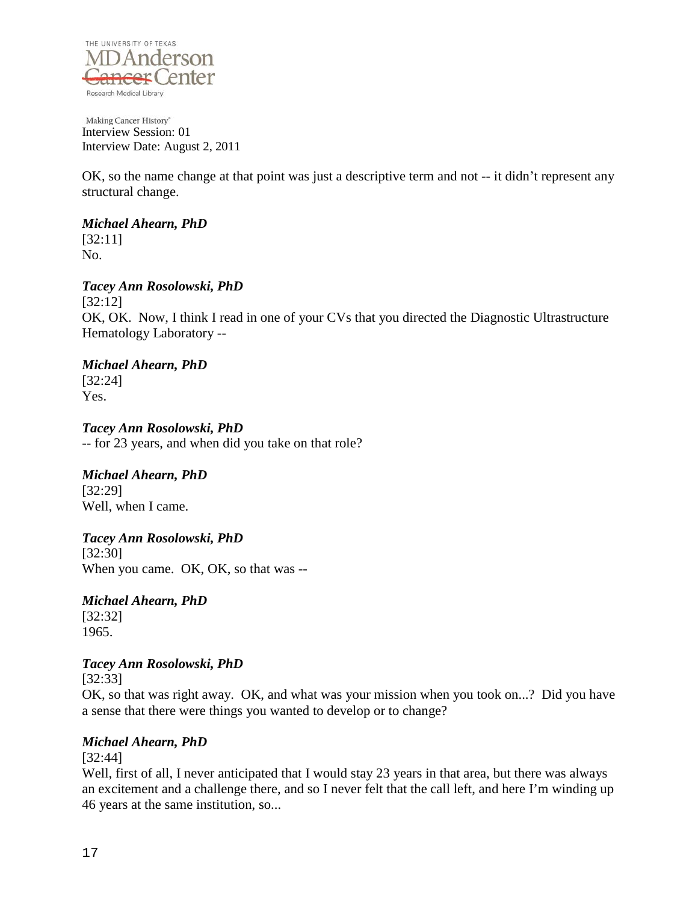OK, so the name change at that point was just a descriptive term and not -- it didn't represent any structural change.

***Michael Ahearn, PhD***
[32:11]
No.

***Tacey Ann Rosolowski, PhD***
[32:12]
OK, OK. Now, I think I read in one of your CVs that you directed the Diagnostic Ultrastructure Hematology Laboratory --

***Michael Ahearn, PhD***
[32:24]
Yes.

***Tacey Ann Rosolowski, PhD***
-- for 23 years, and when did you take on that role?

***Michael Ahearn, PhD***
[32:29]
Well, when I came.

***Tacey Ann Rosolowski, PhD***
[32:30]
When you came. OK, OK, so that was --

***Michael Ahearn, PhD***
[32:32]
1965.

***Tacey Ann Rosolowski, PhD***
[32:33]
OK, so that was right away. OK, and what was your mission when you took on...? Did you have a sense that there were things you wanted to develop or to change?

***Michael Ahearn, PhD***
[32:44]
Well, first of all, I never anticipated that I would stay 23 years in that area, but there was always an excitement and a challenge there, and so I never felt that the call left, and here I'm winding up 46 years at the same institution, so...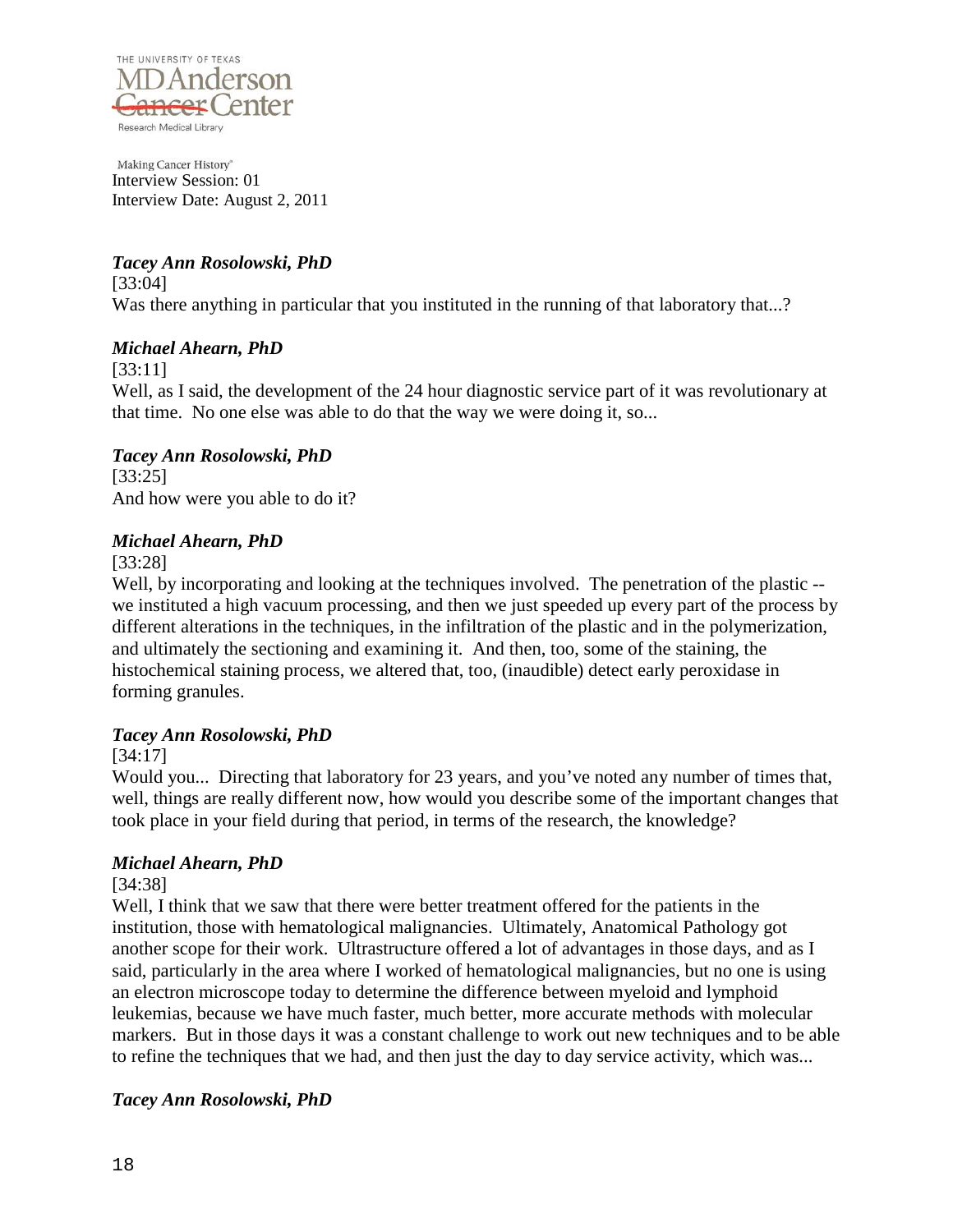*Tacey Ann Rosolowski, PhD*

[33:04]

Was there anything in particular that you instituted in the running of that laboratory that...?

*Michael Ahearn, PhD*

[33:11]

Well, as I said, the development of the 24 hour diagnostic service part of it was revolutionary at that time. No one else was able to do that the way we were doing it, so...

*Tacey Ann Rosolowski, PhD*

[33:25]

And how were you able to do it?

*Michael Ahearn, PhD*

[33:28]

Well, by incorporating and looking at the techniques involved. The penetration of the plastic -- we instituted a high vacuum processing, and then we just speeded up every part of the process by different alterations in the techniques, in the infiltration of the plastic and in the polymerization, and ultimately the sectioning and examining it. And then, too, some of the staining, the histochemical staining process, we altered that, too, (inaudible) detect early peroxidase in forming granules.

*Tacey Ann Rosolowski, PhD*

[34:17]

Would you... Directing that laboratory for 23 years, and you've noted any number of times that, well, things are really different now, how would you describe some of the important changes that took place in your field during that period, in terms of the research, the knowledge?

*Michael Ahearn, PhD*

[34:38]

Well, I think that we saw that there were better treatment offered for the patients in the institution, those with hematological malignancies. Ultimately, Anatomical Pathology got another scope for their work. Ultrastructure offered a lot of advantages in those days, and as I said, particularly in the area where I worked of hematological malignancies, but no one is using an electron microscope today to determine the difference between myeloid and lymphoid leukemias, because we have much faster, much better, more accurate methods with molecular markers. But in those days it was a constant challenge to work out new techniques and to be able to refine the techniques that we had, and then just the day to day service activity, which was...

*Tacey Ann Rosolowski, PhD*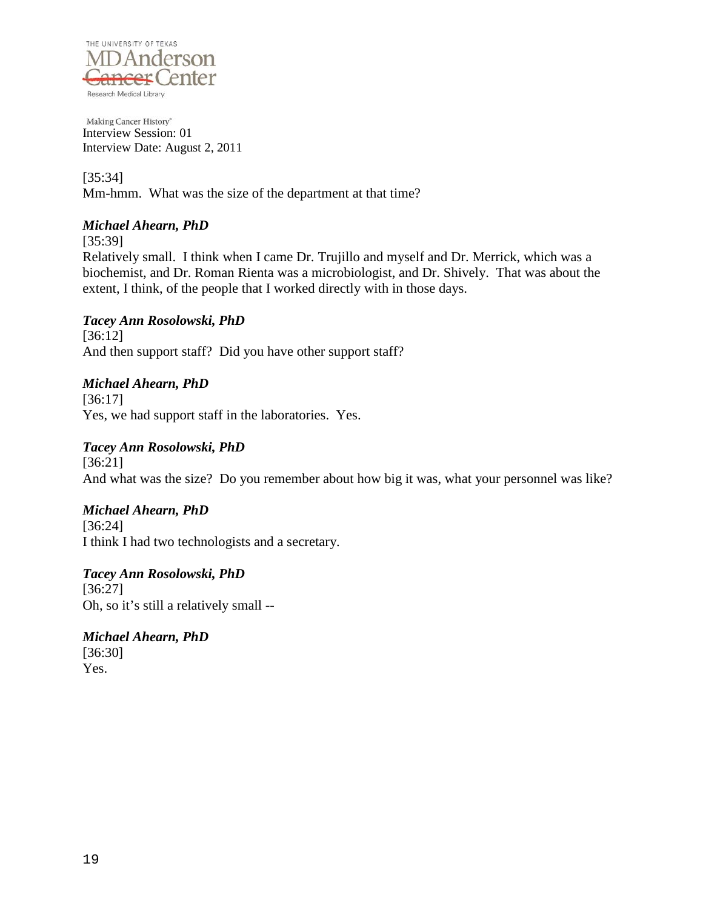[35:34]
Mm-hmm. What was the size of the department at that time?

***Michael Ahearn, PhD***

[35:39]
Relatively small. I think when I came Dr. Trujillo and myself and Dr. Merrick, which was a biochemist, and Dr. Roman Rienta was a microbiologist, and Dr. Shively. That was about the extent, I think, of the people that I worked directly with in those days.

***Tacey Ann Rosolowski, PhD***

[36:12]
And then support staff? Did you have other support staff?

***Michael Ahearn, PhD***

[36:17]
Yes, we had support staff in the laboratories. Yes.

***Tacey Ann Rosolowski, PhD***

[36:21]
And what was the size? Do you remember about how big it was, what your personnel was like?

***Michael Ahearn, PhD***

[36:24]
I think I had two technologists and a secretary.

***Tacey Ann Rosolowski, PhD***

[36:27]
Oh, so it's still a relatively small --

***Michael Ahearn, PhD***

[36:30]
Yes.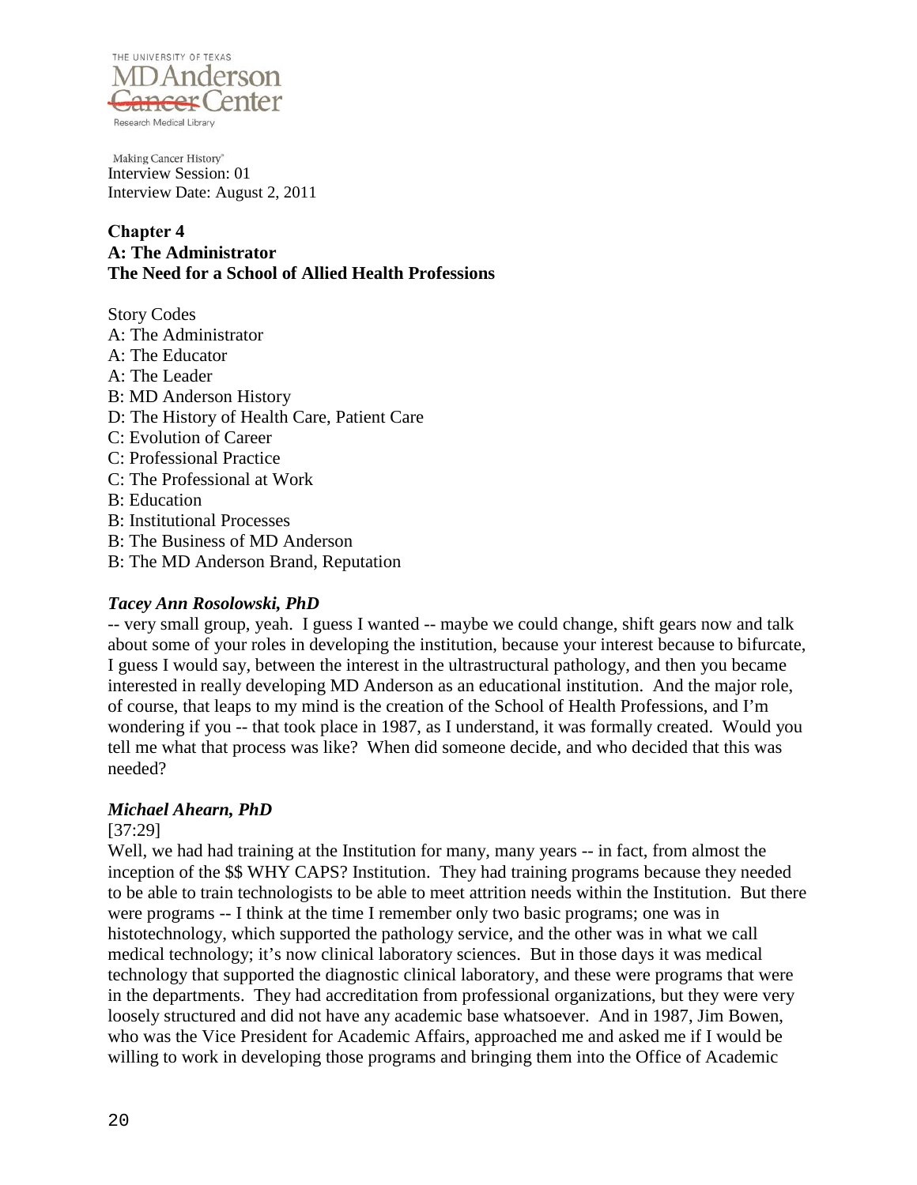Making Cancer History®
Interview Session: 01
Interview Date: August 2, 2011

## Chapter 4
## A: The Administrator
## The Need for a School of Allied Health Professions

Story Codes
A: The Administrator
A: The Educator
A: The Leader
B: MD Anderson History
D: The History of Health Care, Patient Care
C: Evolution of Career
C: Professional Practice
C: The Professional at Work
B: Education
B: Institutional Processes
B: The Business of MD Anderson
B: The MD Anderson Brand, Reputation

***Tacey Ann Rosolowski, PhD***

-- very small group, yeah. I guess I wanted -- maybe we could change, shift gears now and talk about some of your roles in developing the institution, because your interest because to bifurcate, I guess I would say, between the interest in the ultrastructural pathology, and then you became interested in really developing MD Anderson as an educational institution. And the major role, of course, that leaps to my mind is the creation of the School of Health Professions, and I'm wondering if you -- that took place in 1987, as I understand, it was formally created. Would you tell me what that process was like? When did someone decide, and who decided that this was needed?

***Michael Ahearn, PhD***

[37:29]

Well, we had had training at the Institution for many, many years -- in fact, from almost the inception of the $$ WHY CAPS? Institution. They had training programs because they needed to be able to train technologists to be able to meet attrition needs within the Institution. But there were programs -- I think at the time I remember only two basic programs; one was in histotechnology, which supported the pathology service, and the other was in what we call medical technology; it's now clinical laboratory sciences. But in those days it was medical technology that supported the diagnostic clinical laboratory, and these were programs that were in the departments. They had accreditation from professional organizations, but they were very loosely structured and did not have any academic base whatsoever. And in 1987, Jim Bowen, who was the Vice President for Academic Affairs, approached me and asked me if I would be willing to work in developing those programs and bringing them into the Office of Academic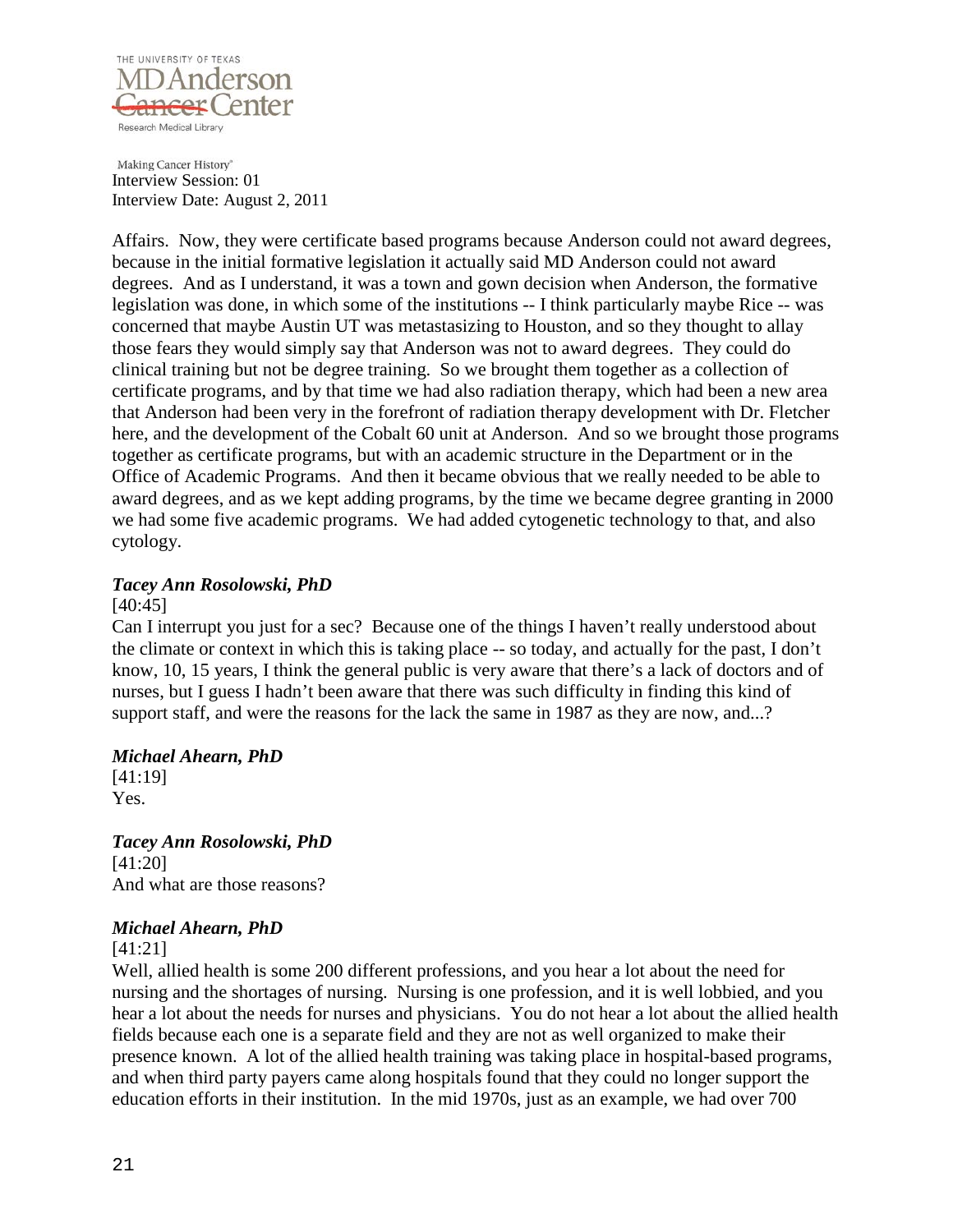Affairs. Now, they were certificate based programs because Anderson could not award degrees, because in the initial formative legislation it actually said MD Anderson could not award degrees. And as I understand, it was a town and gown decision when Anderson, the formative legislation was done, in which some of the institutions -- I think particularly maybe Rice -- was concerned that maybe Austin UT was metastasizing to Houston, and so they thought to allay those fears they would simply say that Anderson was not to award degrees. They could do clinical training but not be degree training. So we brought them together as a collection of certificate programs, and by that time we had also radiation therapy, which had been a new area that Anderson had been very in the forefront of radiation therapy development with Dr. Fletcher here, and the development of the Cobalt 60 unit at Anderson. And so we brought those programs together as certificate programs, but with an academic structure in the Department or in the Office of Academic Programs. And then it became obvious that we really needed to be able to award degrees, and as we kept adding programs, by the time we became degree granting in 2000 we had some five academic programs. We had added cytogenetic technology to that, and also cytology.

***Tacey Ann Rosolowski, PhD***

[40:45]

Can I interrupt you just for a sec? Because one of the things I haven't really understood about the climate or context in which this is taking place -- so today, and actually for the past, I don't know, 10, 15 years, I think the general public is very aware that there's a lack of doctors and of nurses, but I guess I hadn't been aware that there was such difficulty in finding this kind of support staff, and were the reasons for the lack the same in 1987 as they are now, and...?

***Michael Ahearn, PhD***

[41:19]

Yes.

***Tacey Ann Rosolowski, PhD***

[41:20]

And what are those reasons?

***Michael Ahearn, PhD***

[41:21]

Well, allied health is some 200 different professions, and you hear a lot about the need for nursing and the shortages of nursing. Nursing is one profession, and it is well lobbied, and you hear a lot about the needs for nurses and physicians. You do not hear a lot about the allied health fields because each one is a separate field and they are not as well organized to make their presence known. A lot of the allied health training was taking place in hospital-based programs, and when third party payers came along hospitals found that they could no longer support the education efforts in their institution. In the mid 1970s, just as an example, we had over 700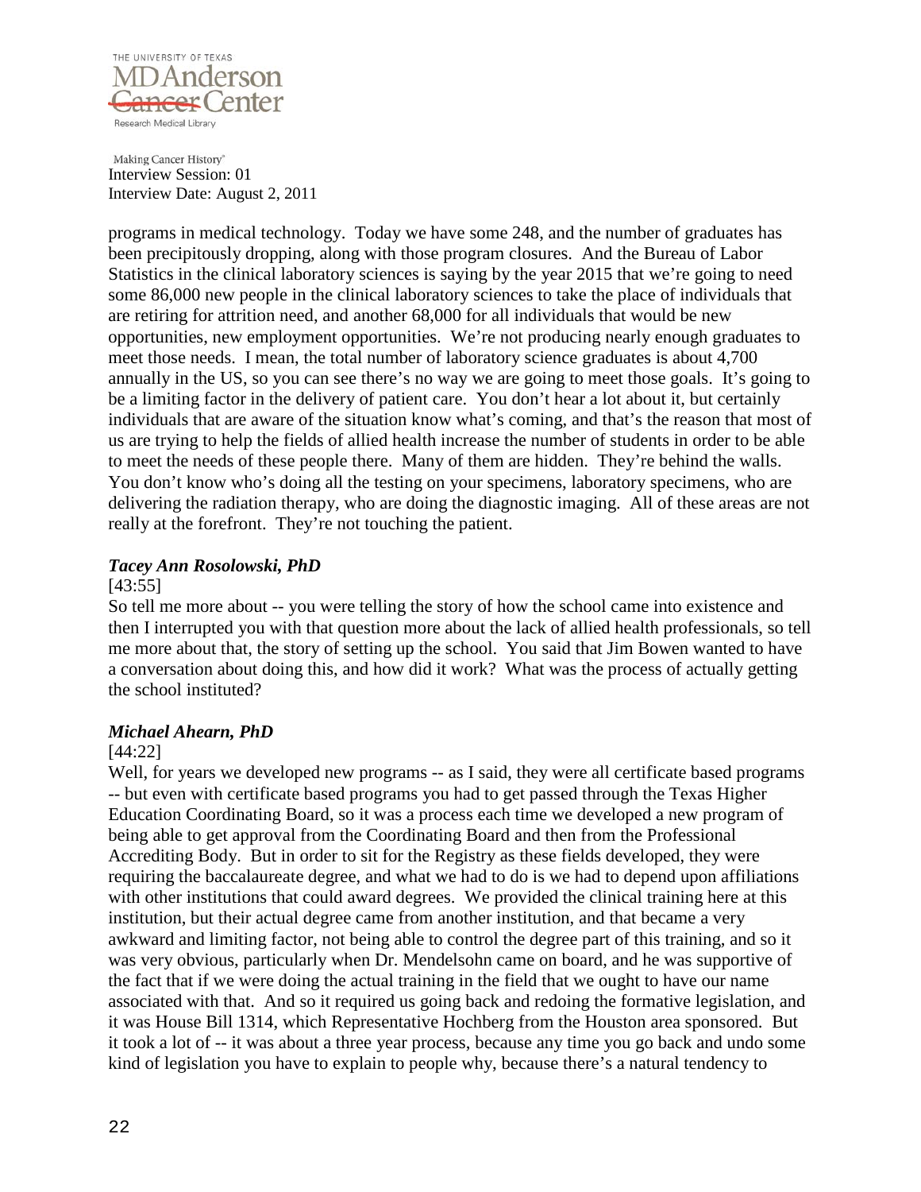programs in medical technology. Today we have some 248, and the number of graduates has been precipitously dropping, along with those program closures. And the Bureau of Labor Statistics in the clinical laboratory sciences is saying by the year 2015 that we're going to need some 86,000 new people in the clinical laboratory sciences to take the place of individuals that are retiring for attrition need, and another 68,000 for all individuals that would be new opportunities, new employment opportunities. We're not producing nearly enough graduates to meet those needs. I mean, the total number of laboratory science graduates is about 4,700 annually in the US, so you can see there's no way we are going to meet those goals. It's going to be a limiting factor in the delivery of patient care. You don't hear a lot about it, but certainly individuals that are aware of the situation know what's coming, and that's the reason that most of us are trying to help the fields of allied health increase the number of students in order to be able to meet the needs of these people there. Many of them are hidden. They're behind the walls. You don't know who's doing all the testing on your specimens, laboratory specimens, who are delivering the radiation therapy, who are doing the diagnostic imaging. All of these areas are not really at the forefront. They're not touching the patient.

***Tacey Ann Rosolowski, PhD***

[43:55]

So tell me more about -- you were telling the story of how the school came into existence and then I interrupted you with that question more about the lack of allied health professionals, so tell me more about that, the story of setting up the school. You said that Jim Bowen wanted to have a conversation about doing this, and how did it work? What was the process of actually getting the school instituted?

***Michael Ahearn, PhD***

[44:22]

Well, for years we developed new programs -- as I said, they were all certificate based programs -- but even with certificate based programs you had to get passed through the Texas Higher Education Coordinating Board, so it was a process each time we developed a new program of being able to get approval from the Coordinating Board and then from the Professional Accrediting Body. But in order to sit for the Registry as these fields developed, they were requiring the baccalaureate degree, and what we had to do is we had to depend upon affiliations with other institutions that could award degrees. We provided the clinical training here at this institution, but their actual degree came from another institution, and that became a very awkward and limiting factor, not being able to control the degree part of this training, and so it was very obvious, particularly when Dr. Mendelsohn came on board, and he was supportive of the fact that if we were doing the actual training in the field that we ought to have our name associated with that. And so it required us going back and redoing the formative legislation, and it was House Bill 1314, which Representative Hochberg from the Houston area sponsored. But it took a lot of -- it was about a three year process, because any time you go back and undo some kind of legislation you have to explain to people why, because there's a natural tendency to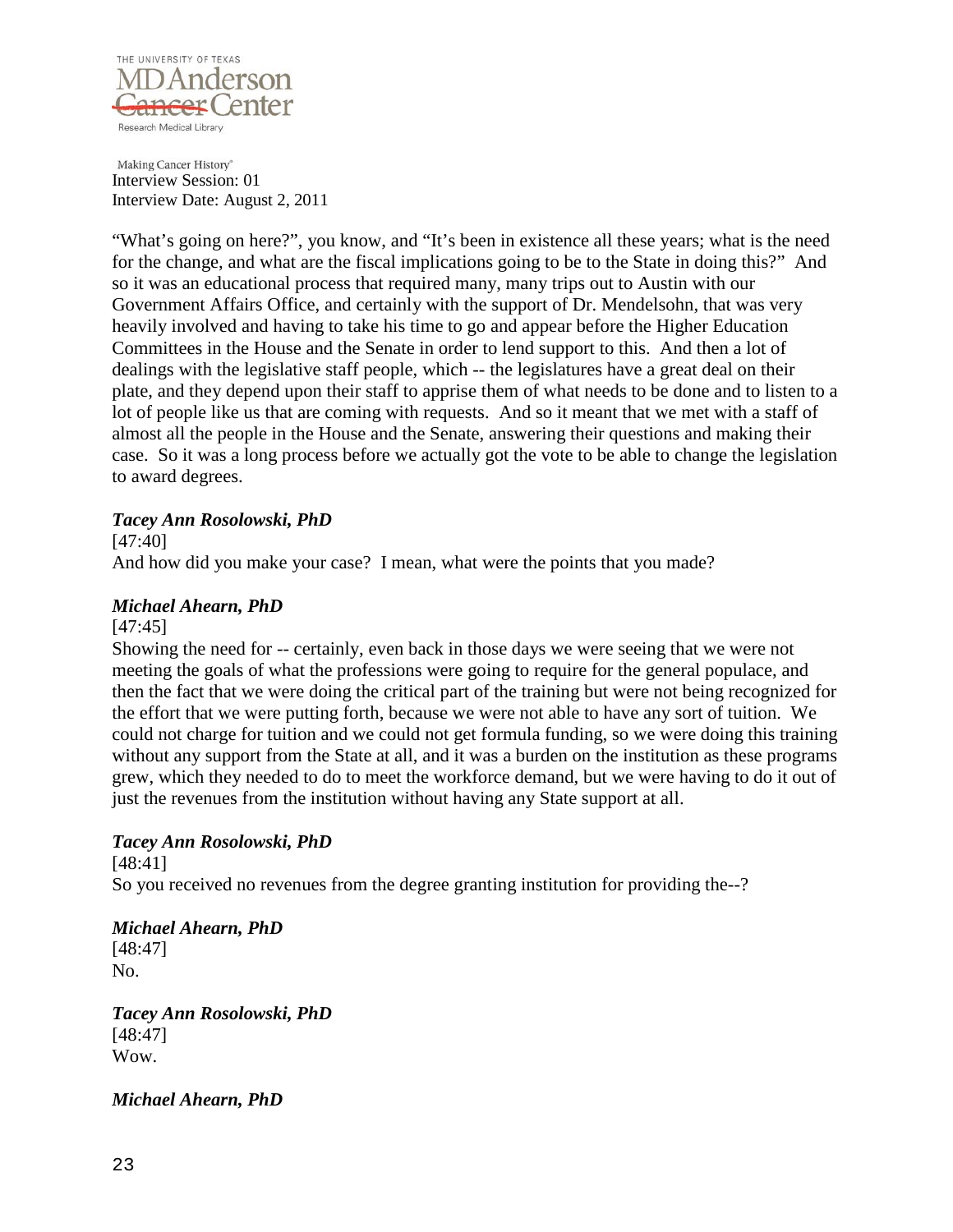"What's going on here?", you know, and "It's been in existence all these years; what is the need for the change, and what are the fiscal implications going to be to the State in doing this?" And so it was an educational process that required many, many trips out to Austin with our Government Affairs Office, and certainly with the support of Dr. Mendelsohn, that was very heavily involved and having to take his time to go and appear before the Higher Education Committees in the House and the Senate in order to lend support to this. And then a lot of dealings with the legislative staff people, which -- the legislatures have a great deal on their plate, and they depend upon their staff to apprise them of what needs to be done and to listen to a lot of people like us that are coming with requests. And so it meant that we met with a staff of almost all the people in the House and the Senate, answering their questions and making their case. So it was a long process before we actually got the vote to be able to change the legislation to award degrees.

***Tacey Ann Rosolowski, PhD***

[47:40]

And how did you make your case? I mean, what were the points that you made?

***Michael Ahearn, PhD***

[47:45]

Showing the need for -- certainly, even back in those days we were seeing that we were not meeting the goals of what the professions were going to require for the general populace, and then the fact that we were doing the critical part of the training but were not being recognized for the effort that we were putting forth, because we were not able to have any sort of tuition. We could not charge for tuition and we could not get formula funding, so we were doing this training without any support from the State at all, and it was a burden on the institution as these programs grew, which they needed to do to meet the workforce demand, but we were having to do it out of just the revenues from the institution without having any State support at all.

***Tacey Ann Rosolowski, PhD***

[48:41]

So you received no revenues from the degree granting institution for providing the--?

***Michael Ahearn, PhD***

[48:47]

No.

***Tacey Ann Rosolowski, PhD***

[48:47]

Wow.

***Michael Ahearn, PhD***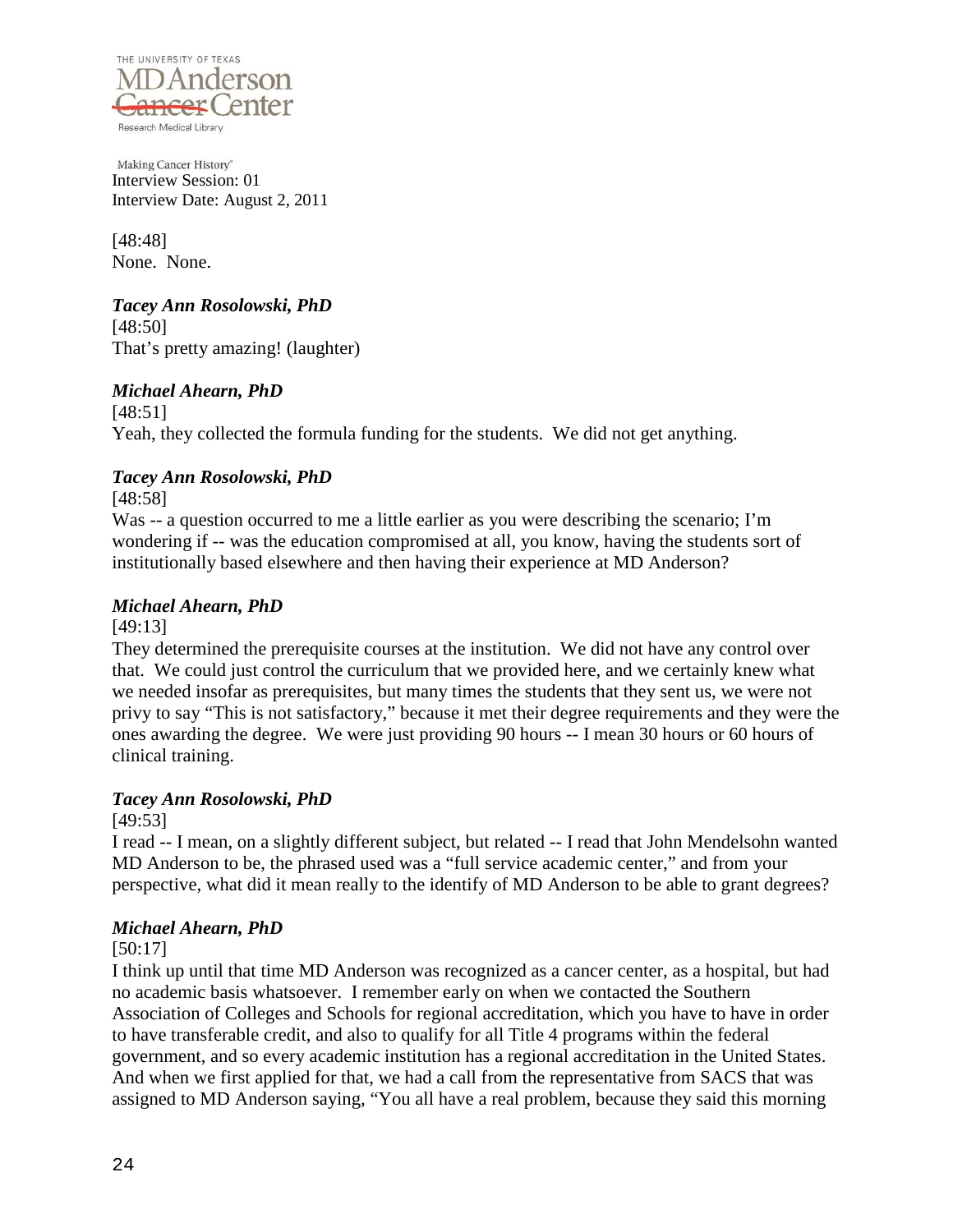[48:48]
None. None.

***Tacey Ann Rosolowski, PhD***

[48:50]
That's pretty amazing! (laughter)

***Michael Ahearn, PhD***

[48:51]
Yeah, they collected the formula funding for the students. We did not get anything.

***Tacey Ann Rosolowski, PhD***

[48:58]
Was -- a question occurred to me a little earlier as you were describing the scenario; I'm wondering if -- was the education compromised at all, you know, having the students sort of institutionally based elsewhere and then having their experience at MD Anderson?

***Michael Ahearn, PhD***

[49:13]
They determined the prerequisite courses at the institution. We did not have any control over that. We could just control the curriculum that we provided here, and we certainly knew what we needed insofar as prerequisites, but many times the students that they sent us, we were not privy to say "This is not satisfactory," because it met their degree requirements and they were the ones awarding the degree. We were just providing 90 hours -- I mean 30 hours or 60 hours of clinical training.

***Tacey Ann Rosolowski, PhD***

[49:53]
I read -- I mean, on a slightly different subject, but related -- I read that John Mendelsohn wanted MD Anderson to be, the phrased used was a "full service academic center," and from your perspective, what did it mean really to the identify of MD Anderson to be able to grant degrees?

***Michael Ahearn, PhD***

[50:17]
I think up until that time MD Anderson was recognized as a cancer center, as a hospital, but had no academic basis whatsoever. I remember early on when we contacted the Southern Association of Colleges and Schools for regional accreditation, which you have to have in order to have transferable credit, and also to qualify for all Title 4 programs within the federal government, and so every academic institution has a regional accreditation in the United States. And when we first applied for that, we had a call from the representative from SACS that was assigned to MD Anderson saying, "You all have a real problem, because they said this morning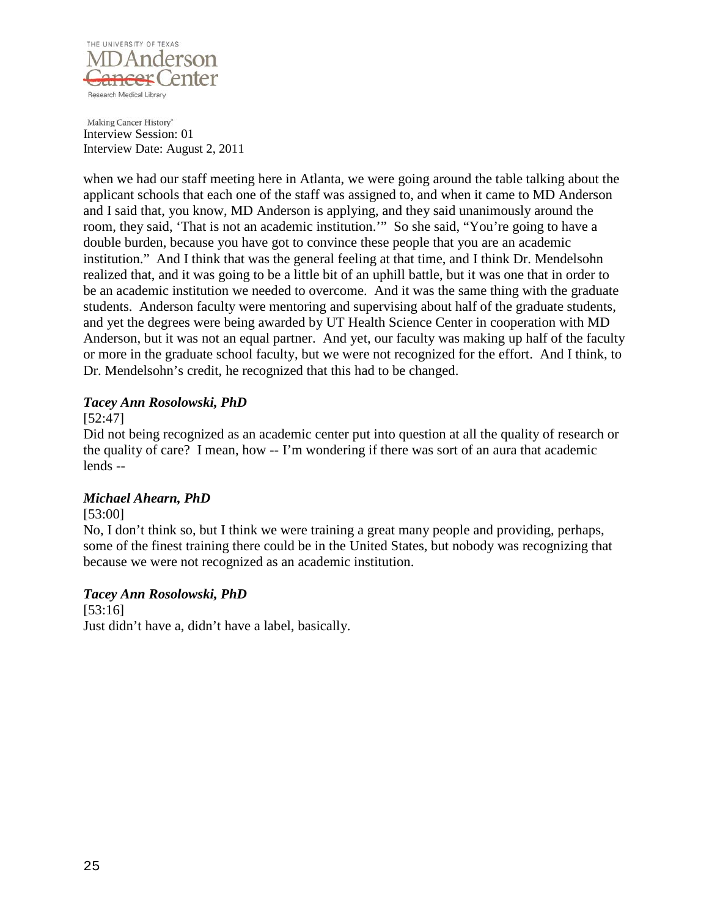when we had our staff meeting here in Atlanta, we were going around the table talking about the applicant schools that each one of the staff was assigned to, and when it came to MD Anderson and I said that, you know, MD Anderson is applying, and they said unanimously around the room, they said, 'That is not an academic institution.'" So she said, "You're going to have a double burden, because you have got to convince these people that you are an academic institution." And I think that was the general feeling at that time, and I think Dr. Mendelsohn realized that, and it was going to be a little bit of an uphill battle, but it was one that in order to be an academic institution we needed to overcome. And it was the same thing with the graduate students. Anderson faculty were mentoring and supervising about half of the graduate students, and yet the degrees were being awarded by UT Health Science Center in cooperation with MD Anderson, but it was not an equal partner. And yet, our faculty was making up half of the faculty or more in the graduate school faculty, but we were not recognized for the effort. And I think, to Dr. Mendelsohn's credit, he recognized that this had to be changed.

***Tacey Ann Rosolowski, PhD***

[52:47]

Did not being recognized as an academic center put into question at all the quality of research or the quality of care? I mean, how -- I'm wondering if there was sort of an aura that academic lends --

***Michael Ahearn, PhD***

[53:00]

No, I don't think so, but I think we were training a great many people and providing, perhaps, some of the finest training there could be in the United States, but nobody was recognizing that because we were not recognized as an academic institution.

***Tacey Ann Rosolowski, PhD***

[53:16]

Just didn't have a, didn't have a label, basically.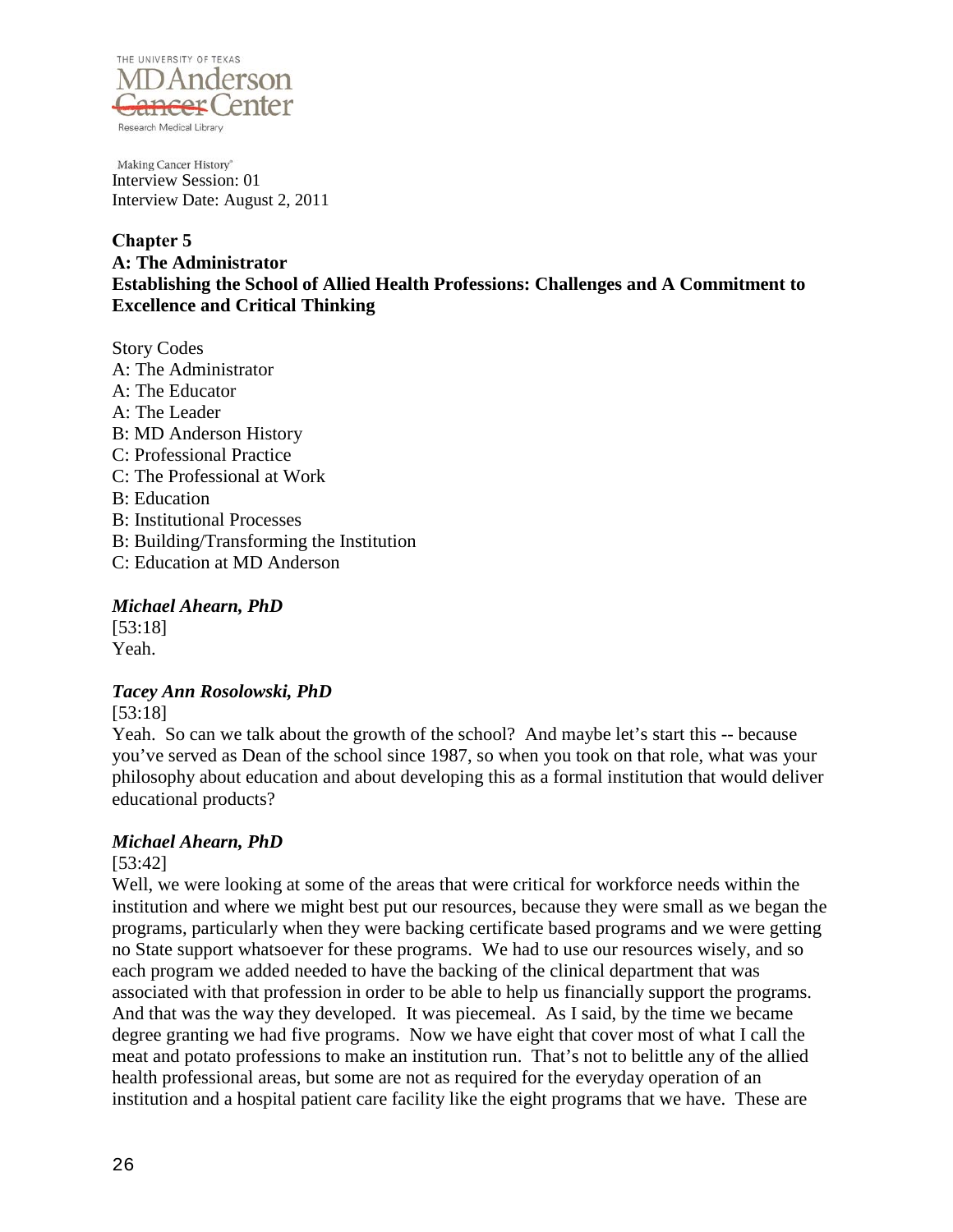Interview Session: 01
Interview Date: August 2, 2011

## Chapter 5
## A: The Administrator
## Establishing the School of Allied Health Professions: Challenges and A Commitment to Excellence and Critical Thinking

Story Codes
A: The Administrator
A: The Educator
A: The Leader
B: MD Anderson History
C: Professional Practice
C: The Professional at Work
B: Education
B: Institutional Processes
B: Building/Transforming the Institution
C: Education at MD Anderson

***Michael Ahearn, PhD***
[53:18]
Yeah.

***Tacey Ann Rosolowski, PhD***
[53:18]
Yeah. So can we talk about the growth of the school? And maybe let's start this -- because you've served as Dean of the school since 1987, so when you took on that role, what was your philosophy about education and about developing this as a formal institution that would deliver educational products?

***Michael Ahearn, PhD***
[53:42]
Well, we were looking at some of the areas that were critical for workforce needs within the institution and where we might best put our resources, because they were small as we began the programs, particularly when they were backing certificate based programs and we were getting no State support whatsoever for these programs. We had to use our resources wisely, and so each program we added needed to have the backing of the clinical department that was associated with that profession in order to be able to help us financially support the programs. And that was the way they developed. It was piecemeal. As I said, by the time we became degree granting we had five programs. Now we have eight that cover most of what I call the meat and potato professions to make an institution run. That's not to belittle any of the allied health professional areas, but some are not as required for the everyday operation of an institution and a hospital patient care facility like the eight programs that we have. These are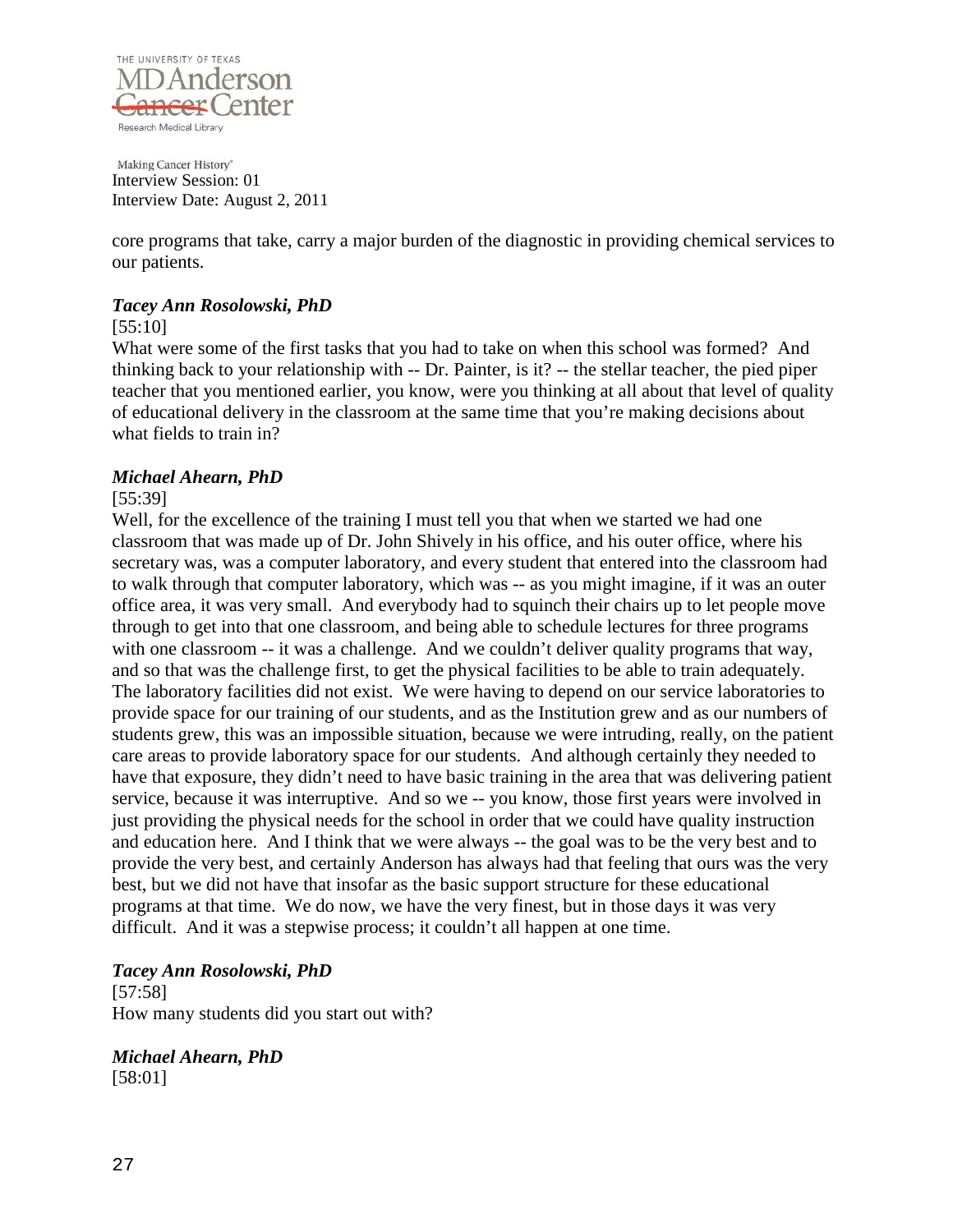core programs that take, carry a major burden of the diagnostic in providing chemical services to our patients.

***Tacey Ann Rosolowski, PhD***

[55:10]

What were some of the first tasks that you had to take on when this school was formed? And thinking back to your relationship with -- Dr. Painter, is it? -- the stellar teacher, the pied piper teacher that you mentioned earlier, you know, were you thinking at all about that level of quality of educational delivery in the classroom at the same time that you're making decisions about what fields to train in?

***Michael Ahearn, PhD***

[55:39]

Well, for the excellence of the training I must tell you that when we started we had one classroom that was made up of Dr. John Shively in his office, and his outer office, where his secretary was, was a computer laboratory, and every student that entered into the classroom had to walk through that computer laboratory, which was -- as you might imagine, if it was an outer office area, it was very small. And everybody had to squinch their chairs up to let people move through to get into that one classroom, and being able to schedule lectures for three programs with one classroom -- it was a challenge. And we couldn't deliver quality programs that way, and so that was the challenge first, to get the physical facilities to be able to train adequately. The laboratory facilities did not exist. We were having to depend on our service laboratories to provide space for our training of our students, and as the Institution grew and as our numbers of students grew, this was an impossible situation, because we were intruding, really, on the patient care areas to provide laboratory space for our students. And although certainly they needed to have that exposure, they didn't need to have basic training in the area that was delivering patient service, because it was interruptive. And so we -- you know, those first years were involved in just providing the physical needs for the school in order that we could have quality instruction and education here. And I think that we were always -- the goal was to be the very best and to provide the very best, and certainly Anderson has always had that feeling that ours was the very best, but we did not have that insofar as the basic support structure for these educational programs at that time. We do now, we have the very finest, but in those days it was very difficult. And it was a stepwise process; it couldn't all happen at one time.

***Tacey Ann Rosolowski, PhD***

[57:58]

How many students did you start out with?

***Michael Ahearn, PhD***

[58:01]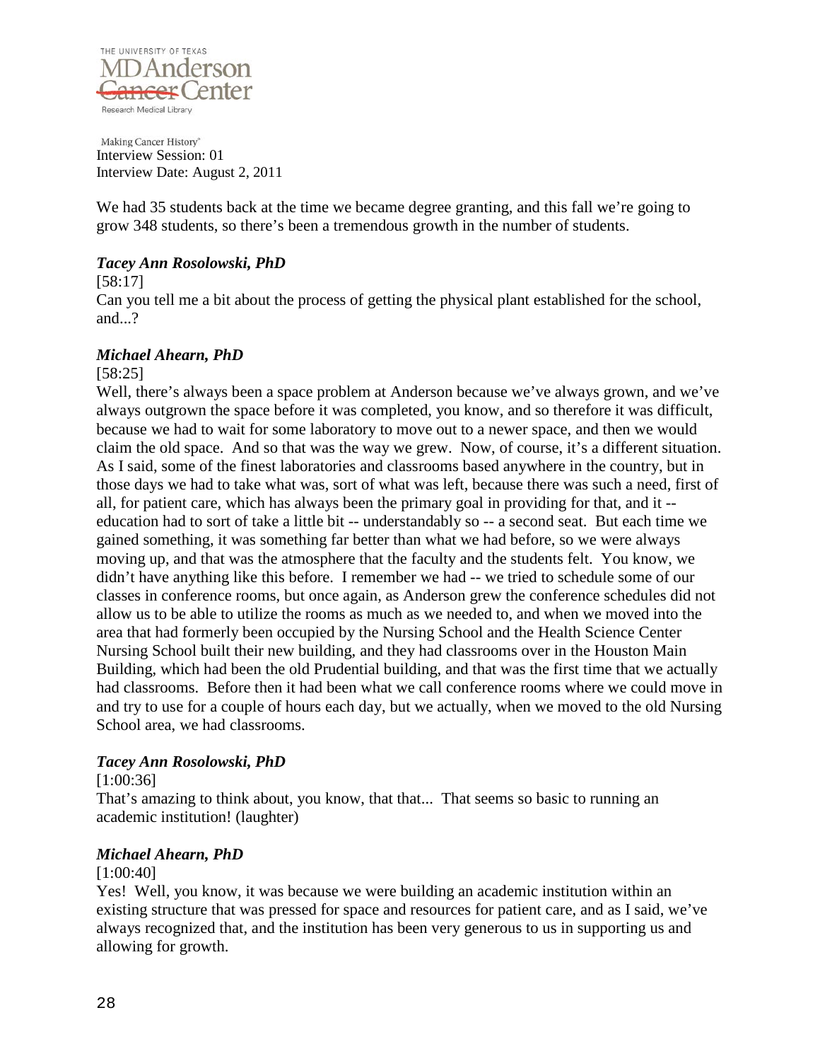We had 35 students back at the time we became degree granting, and this fall we're going to grow 348 students, so there's been a tremendous growth in the number of students.

***Tacey Ann Rosolowski, PhD***

[58:17]

Can you tell me a bit about the process of getting the physical plant established for the school, and...?

***Michael Ahearn, PhD***

[58:25]

Well, there's always been a space problem at Anderson because we've always grown, and we've always outgrown the space before it was completed, you know, and so therefore it was difficult, because we had to wait for some laboratory to move out to a newer space, and then we would claim the old space. And so that was the way we grew. Now, of course, it's a different situation. As I said, some of the finest laboratories and classrooms based anywhere in the country, but in those days we had to take what was, sort of what was left, because there was such a need, first of all, for patient care, which has always been the primary goal in providing for that, and it -- education had to sort of take a little bit -- understandably so -- a second seat. But each time we gained something, it was something far better than what we had before, so we were always moving up, and that was the atmosphere that the faculty and the students felt. You know, we didn't have anything like this before. I remember we had -- we tried to schedule some of our classes in conference rooms, but once again, as Anderson grew the conference schedules did not allow us to be able to utilize the rooms as much as we needed to, and when we moved into the area that had formerly been occupied by the Nursing School and the Health Science Center Nursing School built their new building, and they had classrooms over in the Houston Main Building, which had been the old Prudential building, and that was the first time that we actually had classrooms. Before then it had been what we call conference rooms where we could move in and try to use for a couple of hours each day, but we actually, when we moved to the old Nursing School area, we had classrooms.

***Tacey Ann Rosolowski, PhD***

[1:00:36]

That's amazing to think about, you know, that that... That seems so basic to running an academic institution! (laughter)

***Michael Ahearn, PhD***

[1:00:40]

Yes! Well, you know, it was because we were building an academic institution within an existing structure that was pressed for space and resources for patient care, and as I said, we've always recognized that, and the institution has been very generous to us in supporting us and allowing for growth.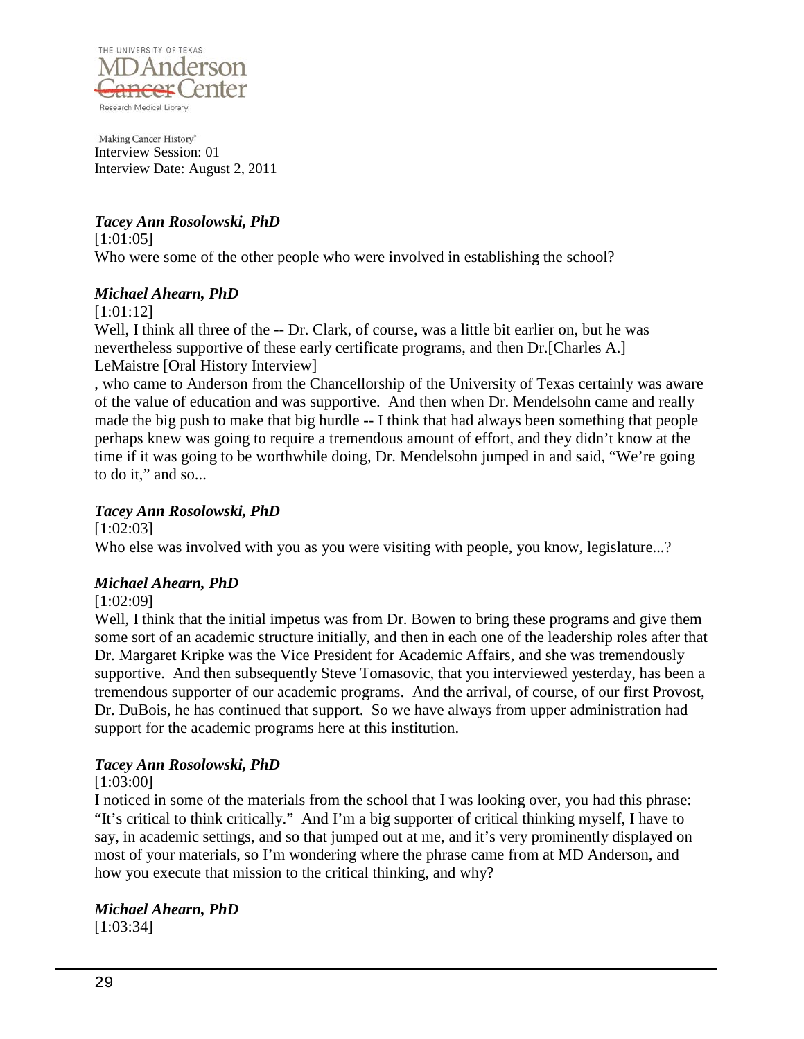*Tacey Ann Rosolowski, PhD*

[1:01:05]

Who were some of the other people who were involved in establishing the school?

*Michael Ahearn, PhD*

[1:01:12]

Well, I think all three of the -- Dr. Clark, of course, was a little bit earlier on, but he was nevertheless supportive of these early certificate programs, and then Dr.[Charles A.] LeMaistre [Oral History Interview]

, who came to Anderson from the Chancellorship of the University of Texas certainly was aware of the value of education and was supportive. And then when Dr. Mendelsohn came and really made the big push to make that big hurdle -- I think that had always been something that people perhaps knew was going to require a tremendous amount of effort, and they didn't know at the time if it was going to be worthwhile doing, Dr. Mendelsohn jumped in and said, "We're going to do it," and so...

*Tacey Ann Rosolowski, PhD*

[1:02:03]

Who else was involved with you as you were visiting with people, you know, legislature...?

*Michael Ahearn, PhD*

[1:02:09]

Well, I think that the initial impetus was from Dr. Bowen to bring these programs and give them some sort of an academic structure initially, and then in each one of the leadership roles after that Dr. Margaret Kripke was the Vice President for Academic Affairs, and she was tremendously supportive. And then subsequently Steve Tomasovic, that you interviewed yesterday, has been a tremendous supporter of our academic programs. And the arrival, of course, of our first Provost, Dr. DuBois, he has continued that support. So we have always from upper administration had support for the academic programs here at this institution.

*Tacey Ann Rosolowski, PhD*

[1:03:00]

I noticed in some of the materials from the school that I was looking over, you had this phrase: "It's critical to think critically." And I'm a big supporter of critical thinking myself, I have to say, in academic settings, and so that jumped out at me, and it's very prominently displayed on most of your materials, so I'm wondering where the phrase came from at MD Anderson, and how you execute that mission to the critical thinking, and why?

*Michael Ahearn, PhD*

[1:03:34]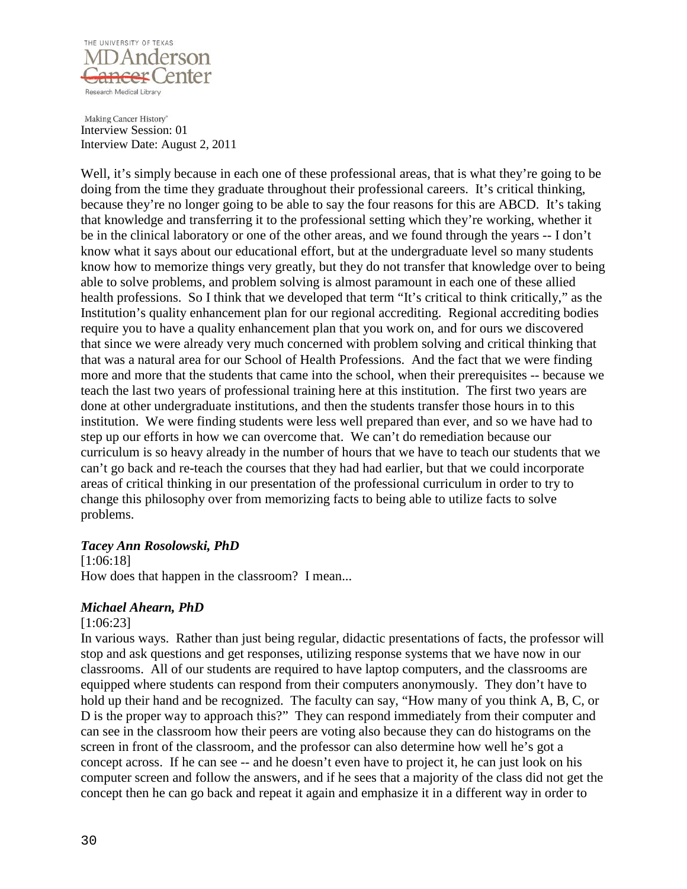Well, it's simply because in each one of these professional areas, that is what they're going to be doing from the time they graduate throughout their professional careers. It's critical thinking, because they're no longer going to be able to say the four reasons for this are ABCD. It's taking that knowledge and transferring it to the professional setting which they're working, whether it be in the clinical laboratory or one of the other areas, and we found through the years -- I don't know what it says about our educational effort, but at the undergraduate level so many students know how to memorize things very greatly, but they do not transfer that knowledge over to being able to solve problems, and problem solving is almost paramount in each one of these allied health professions. So I think that we developed that term "It's critical to think critically," as the Institution's quality enhancement plan for our regional accrediting. Regional accrediting bodies require you to have a quality enhancement plan that you work on, and for ours we discovered that since we were already very much concerned with problem solving and critical thinking that that was a natural area for our School of Health Professions. And the fact that we were finding more and more that the students that came into the school, when their prerequisites -- because we teach the last two years of professional training here at this institution. The first two years are done at other undergraduate institutions, and then the students transfer those hours in to this institution. We were finding students were less well prepared than ever, and so we have had to step up our efforts in how we can overcome that. We can't do remediation because our curriculum is so heavy already in the number of hours that we have to teach our students that we can't go back and re-teach the courses that they had had earlier, but that we could incorporate areas of critical thinking in our presentation of the professional curriculum in order to try to change this philosophy over from memorizing facts to being able to utilize facts to solve problems.

***Tacey Ann Rosolowski, PhD***

[1:06:18]

How does that happen in the classroom? I mean...

***Michael Ahearn, PhD***

[1:06:23]

In various ways. Rather than just being regular, didactic presentations of facts, the professor will stop and ask questions and get responses, utilizing response systems that we have now in our classrooms. All of our students are required to have laptop computers, and the classrooms are equipped where students can respond from their computers anonymously. They don't have to hold up their hand and be recognized. The faculty can say, "How many of you think A, B, C, or D is the proper way to approach this?" They can respond immediately from their computer and can see in the classroom how their peers are voting also because they can do histograms on the screen in front of the classroom, and the professor can also determine how well he's got a concept across. If he can see -- and he doesn't even have to project it, he can just look on his computer screen and follow the answers, and if he sees that a majority of the class did not get the concept then he can go back and repeat it again and emphasize it in a different way in order to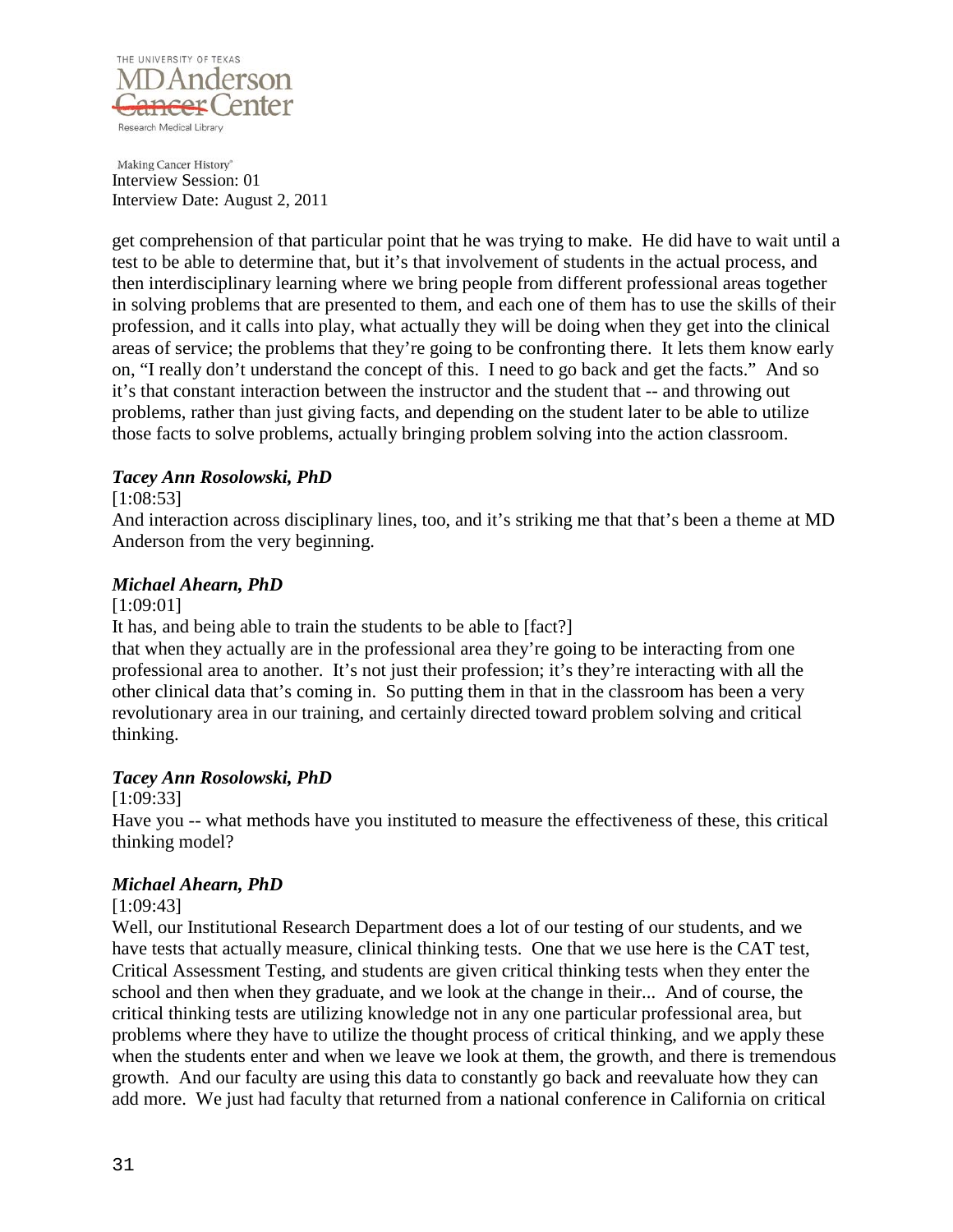get comprehension of that particular point that he was trying to make. He did have to wait until a test to be able to determine that, but it's that involvement of students in the actual process, and then interdisciplinary learning where we bring people from different professional areas together in solving problems that are presented to them, and each one of them has to use the skills of their profession, and it calls into play, what actually they will be doing when they get into the clinical areas of service; the problems that they're going to be confronting there. It lets them know early on, "I really don't understand the concept of this. I need to go back and get the facts." And so it's that constant interaction between the instructor and the student that -- and throwing out problems, rather than just giving facts, and depending on the student later to be able to utilize those facts to solve problems, actually bringing problem solving into the action classroom.

***Tacey Ann Rosolowski, PhD***

[1:08:53]

And interaction across disciplinary lines, too, and it's striking me that that's been a theme at MD Anderson from the very beginning.

***Michael Ahearn, PhD***

[1:09:01]

It has, and being able to train the students to be able to [fact?] that when they actually are in the professional area they're going to be interacting from one professional area to another. It's not just their profession; it's they're interacting with all the other clinical data that's coming in. So putting them in that in the classroom has been a very revolutionary area in our training, and certainly directed toward problem solving and critical thinking.

***Tacey Ann Rosolowski, PhD***

[1:09:33]

Have you -- what methods have you instituted to measure the effectiveness of these, this critical thinking model?

***Michael Ahearn, PhD***

[1:09:43]

Well, our Institutional Research Department does a lot of our testing of our students, and we have tests that actually measure, clinical thinking tests. One that we use here is the CAT test, Critical Assessment Testing, and students are given critical thinking tests when they enter the school and then when they graduate, and we look at the change in their... And of course, the critical thinking tests are utilizing knowledge not in any one particular professional area, but problems where they have to utilize the thought process of critical thinking, and we apply these when the students enter and when we leave we look at them, the growth, and there is tremendous growth. And our faculty are using this data to constantly go back and reevaluate how they can add more. We just had faculty that returned from a national conference in California on critical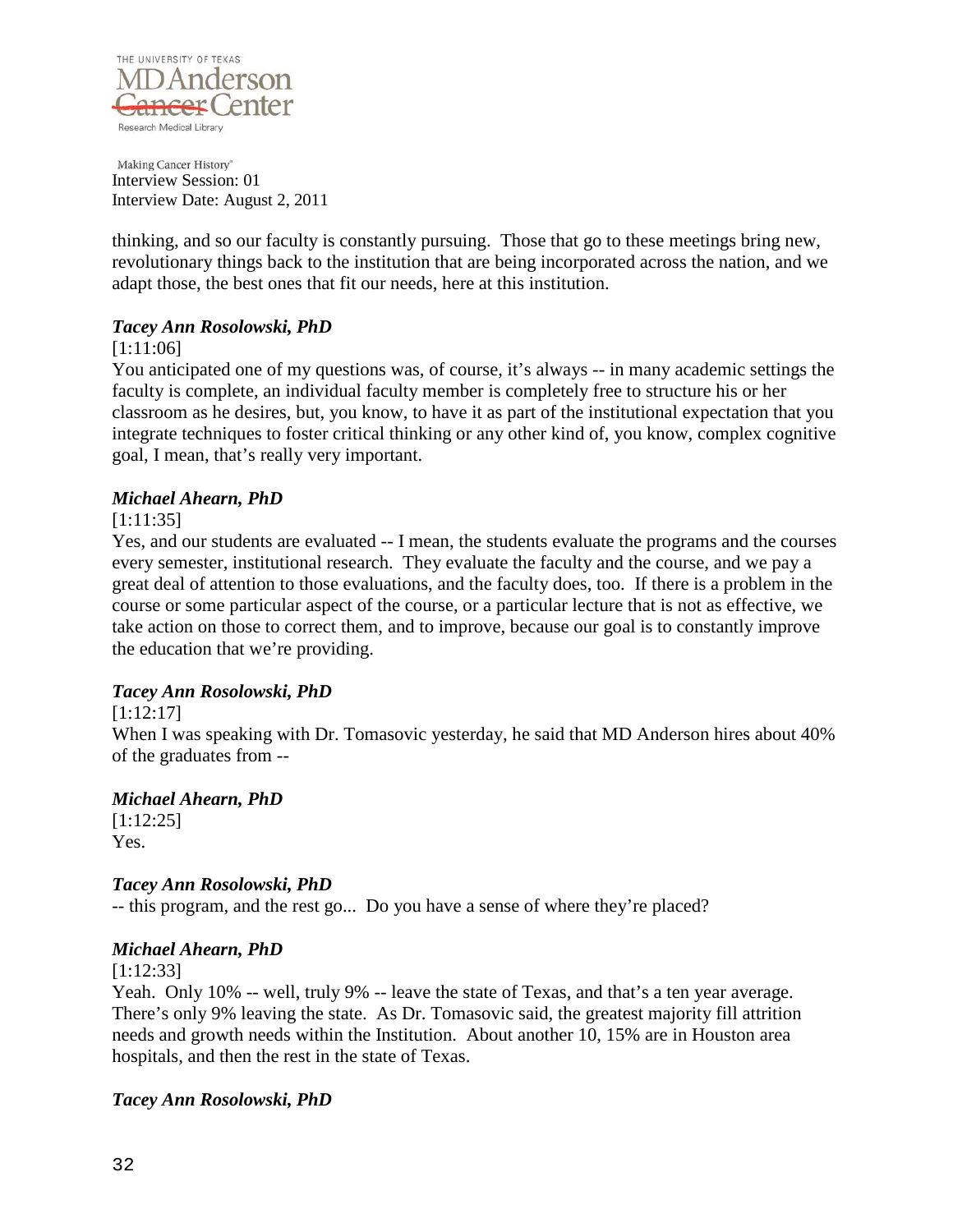thinking, and so our faculty is constantly pursuing. Those that go to these meetings bring new, revolutionary things back to the institution that are being incorporated across the nation, and we adapt those, the best ones that fit our needs, here at this institution.

***Tacey Ann Rosolowski, PhD***

[1:11:06]

You anticipated one of my questions was, of course, it's always -- in many academic settings the faculty is complete, an individual faculty member is completely free to structure his or her classroom as he desires, but, you know, to have it as part of the institutional expectation that you integrate techniques to foster critical thinking or any other kind of, you know, complex cognitive goal, I mean, that's really very important.

***Michael Ahearn, PhD***

[1:11:35]

Yes, and our students are evaluated -- I mean, the students evaluate the programs and the courses every semester, institutional research. They evaluate the faculty and the course, and we pay a great deal of attention to those evaluations, and the faculty does, too. If there is a problem in the course or some particular aspect of the course, or a particular lecture that is not as effective, we take action on those to correct them, and to improve, because our goal is to constantly improve the education that we're providing.

***Tacey Ann Rosolowski, PhD***

[1:12:17]

When I was speaking with Dr. Tomasovic yesterday, he said that MD Anderson hires about 40% of the graduates from --

***Michael Ahearn, PhD***

[1:12:25]

Yes.

***Tacey Ann Rosolowski, PhD***

-- this program, and the rest go... Do you have a sense of where they're placed?

***Michael Ahearn, PhD***

[1:12:33]

Yeah. Only 10% -- well, truly 9% -- leave the state of Texas, and that's a ten year average. There's only 9% leaving the state. As Dr. Tomasovic said, the greatest majority fill attrition needs and growth needs within the Institution. About another 10, 15% are in Houston area hospitals, and then the rest in the state of Texas.

***Tacey Ann Rosolowski, PhD***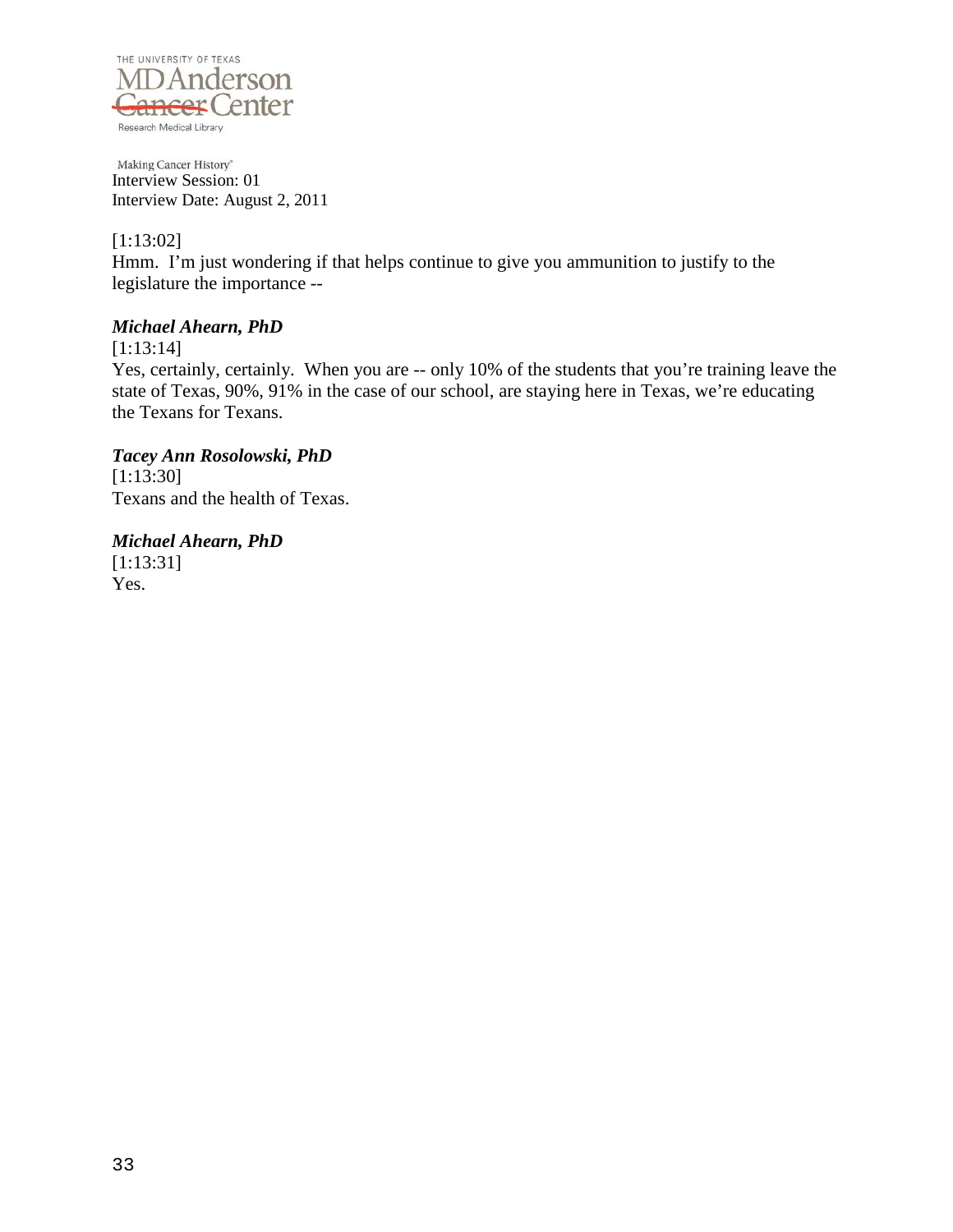[1:13:02]
Hmm. I'm just wondering if that helps continue to give you ammunition to justify to the legislature the importance --

***Michael Ahearn, PhD***
[1:13:14]
Yes, certainly, certainly. When you are -- only 10% of the students that you're training leave the state of Texas, 90%, 91% in the case of our school, are staying here in Texas, we're educating the Texans for Texans.

***Tacey Ann Rosolowski, PhD***
[1:13:30]
Texans and the health of Texas.

***Michael Ahearn, PhD***
[1:13:31]
Yes.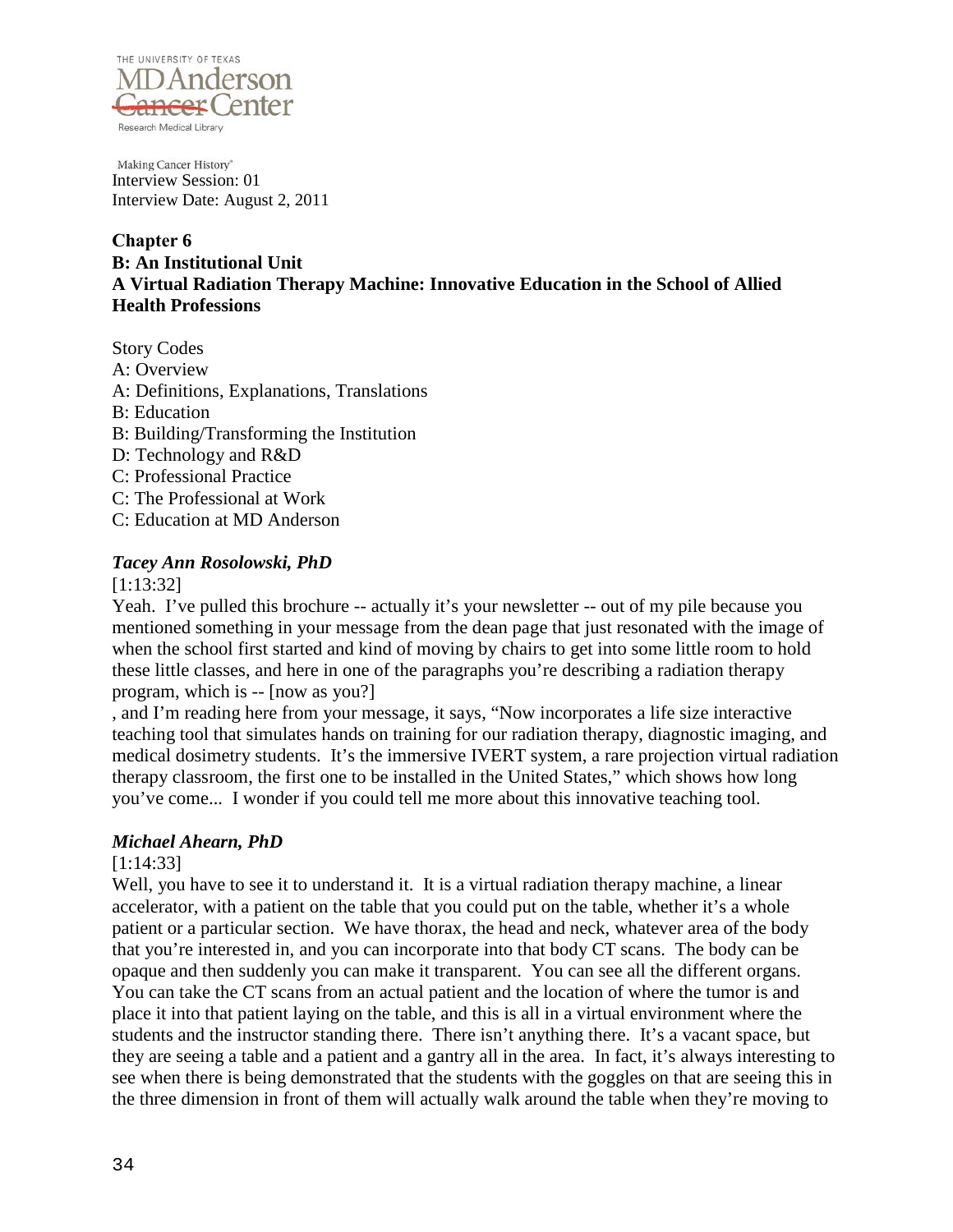Interview Session: 01
Interview Date: August 2, 2011

## Chapter 6
## B: An Institutional Unit
## A Virtual Radiation Therapy Machine: Innovative Education in the School of Allied Health Professions

Story Codes
A: Overview
A: Definitions, Explanations, Translations
B: Education
B: Building/Transforming the Institution
D: Technology and R&D
C: Professional Practice
C: The Professional at Work
C: Education at MD Anderson

### *Tacey Ann Rosolowski, PhD*

[1:13:32]
Yeah. I've pulled this brochure -- actually it's your newsletter -- out of my pile because you mentioned something in your message from the dean page that just resonated with the image of when the school first started and kind of moving by chairs to get into some little room to hold these little classes, and here in one of the paragraphs you're describing a radiation therapy program, which is -- [now as you?]
, and I'm reading here from your message, it says, "Now incorporates a life size interactive teaching tool that simulates hands on training for our radiation therapy, diagnostic imaging, and medical dosimetry students. It's the immersive IVERT system, a rare projection virtual radiation therapy classroom, the first one to be installed in the United States," which shows how long you've come... I wonder if you could tell me more about this innovative teaching tool.

### *Michael Ahearn, PhD*

[1:14:33]
Well, you have to see it to understand it. It is a virtual radiation therapy machine, a linear accelerator, with a patient on the table that you could put on the table, whether it's a whole patient or a particular section. We have thorax, the head and neck, whatever area of the body that you're interested in, and you can incorporate into that body CT scans. The body can be opaque and then suddenly you can make it transparent. You can see all the different organs. You can take the CT scans from an actual patient and the location of where the tumor is and place it into that patient laying on the table, and this is all in a virtual environment where the students and the instructor standing there. There isn't anything there. It's a vacant space, but they are seeing a table and a patient and a gantry all in the area. In fact, it's always interesting to see when there is being demonstrated that the students with the goggles on that are seeing this in the three dimension in front of them will actually walk around the table when they're moving to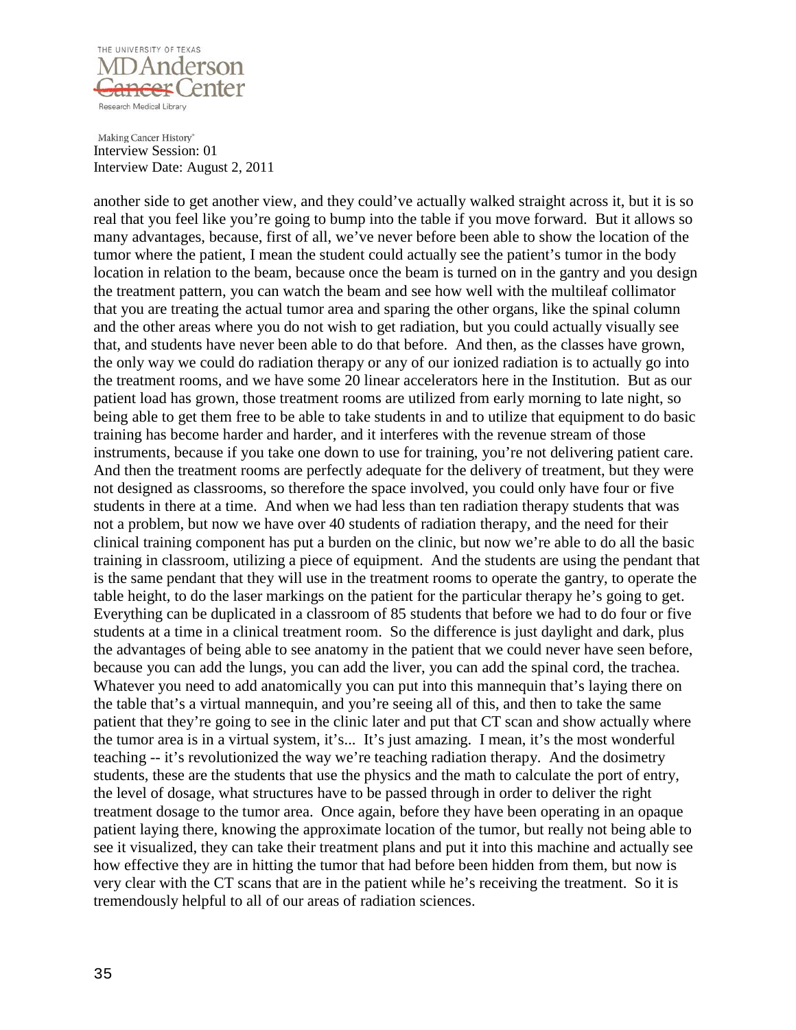another side to get another view, and they could've actually walked straight across it, but it is so real that you feel like you're going to bump into the table if you move forward. But it allows so many advantages, because, first of all, we've never before been able to show the location of the tumor where the patient, I mean the student could actually see the patient's tumor in the body location in relation to the beam, because once the beam is turned on in the gantry and you design the treatment pattern, you can watch the beam and see how well with the multileaf collimator that you are treating the actual tumor area and sparing the other organs, like the spinal column and the other areas where you do not wish to get radiation, but you could actually visually see that, and students have never been able to do that before. And then, as the classes have grown, the only way we could do radiation therapy or any of our ionized radiation is to actually go into the treatment rooms, and we have some 20 linear accelerators here in the Institution. But as our patient load has grown, those treatment rooms are utilized from early morning to late night, so being able to get them free to be able to take students in and to utilize that equipment to do basic training has become harder and harder, and it interferes with the revenue stream of those instruments, because if you take one down to use for training, you're not delivering patient care. And then the treatment rooms are perfectly adequate for the delivery of treatment, but they were not designed as classrooms, so therefore the space involved, you could only have four or five students in there at a time. And when we had less than ten radiation therapy students that was not a problem, but now we have over 40 students of radiation therapy, and the need for their clinical training component has put a burden on the clinic, but now we're able to do all the basic training in classroom, utilizing a piece of equipment. And the students are using the pendant that is the same pendant that they will use in the treatment rooms to operate the gantry, to operate the table height, to do the laser markings on the patient for the particular therapy he's going to get. Everything can be duplicated in a classroom of 85 students that before we had to do four or five students at a time in a clinical treatment room. So the difference is just daylight and dark, plus the advantages of being able to see anatomy in the patient that we could never have seen before, because you can add the lungs, you can add the liver, you can add the spinal cord, the trachea. Whatever you need to add anatomically you can put into this mannequin that's laying there on the table that's a virtual mannequin, and you're seeing all of this, and then to take the same patient that they're going to see in the clinic later and put that CT scan and show actually where the tumor area is in a virtual system, it's... It's just amazing. I mean, it's the most wonderful teaching -- it's revolutionized the way we're teaching radiation therapy. And the dosimetry students, these are the students that use the physics and the math to calculate the port of entry, the level of dosage, what structures have to be passed through in order to deliver the right treatment dosage to the tumor area. Once again, before they have been operating in an opaque patient laying there, knowing the approximate location of the tumor, but really not being able to see it visualized, they can take their treatment plans and put it into this machine and actually see how effective they are in hitting the tumor that had before been hidden from them, but now is very clear with the CT scans that are in the patient while he's receiving the treatment. So it is tremendously helpful to all of our areas of radiation sciences.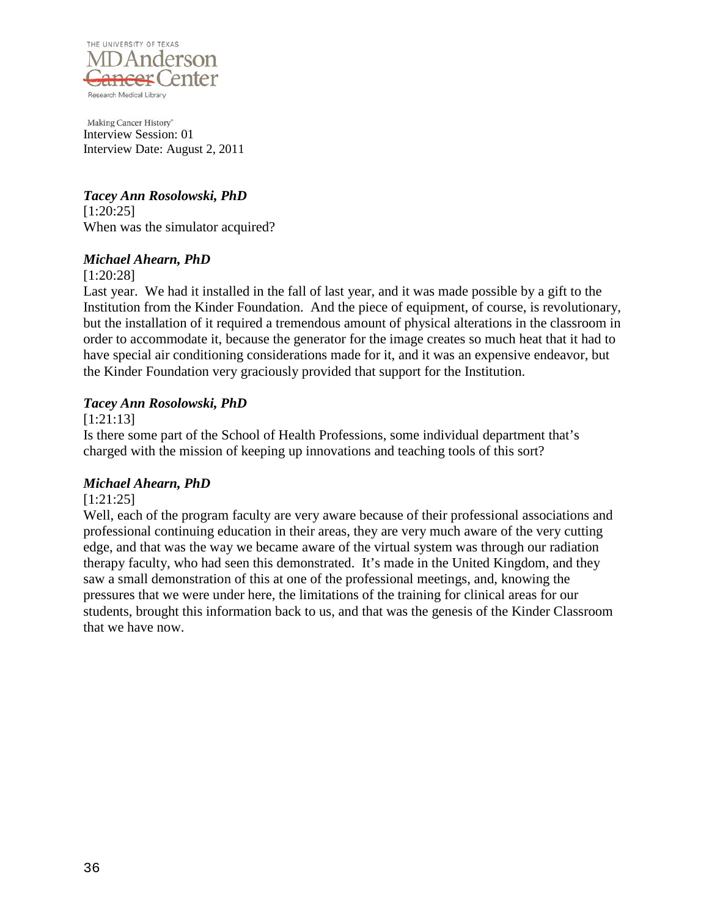Interview Session: 01
Interview Date: August 2, 2011

***Tacey Ann Rosolowski, PhD***
[1:20:25]
When was the simulator acquired?

***Michael Ahearn, PhD***
[1:20:28]
Last year. We had it installed in the fall of last year, and it was made possible by a gift to the Institution from the Kinder Foundation. And the piece of equipment, of course, is revolutionary, but the installation of it required a tremendous amount of physical alterations in the classroom in order to accommodate it, because the generator for the image creates so much heat that it had to have special air conditioning considerations made for it, and it was an expensive endeavor, but the Kinder Foundation very graciously provided that support for the Institution.

***Tacey Ann Rosolowski, PhD***
[1:21:13]
Is there some part of the School of Health Professions, some individual department that's charged with the mission of keeping up innovations and teaching tools of this sort?

***Michael Ahearn, PhD***
[1:21:25]
Well, each of the program faculty are very aware because of their professional associations and professional continuing education in their areas, they are very much aware of the very cutting edge, and that was the way we became aware of the virtual system was through our radiation therapy faculty, who had seen this demonstrated. It's made in the United Kingdom, and they saw a small demonstration of this at one of the professional meetings, and, knowing the pressures that we were under here, the limitations of the training for clinical areas for our students, brought this information back to us, and that was the genesis of the Kinder Classroom that we have now.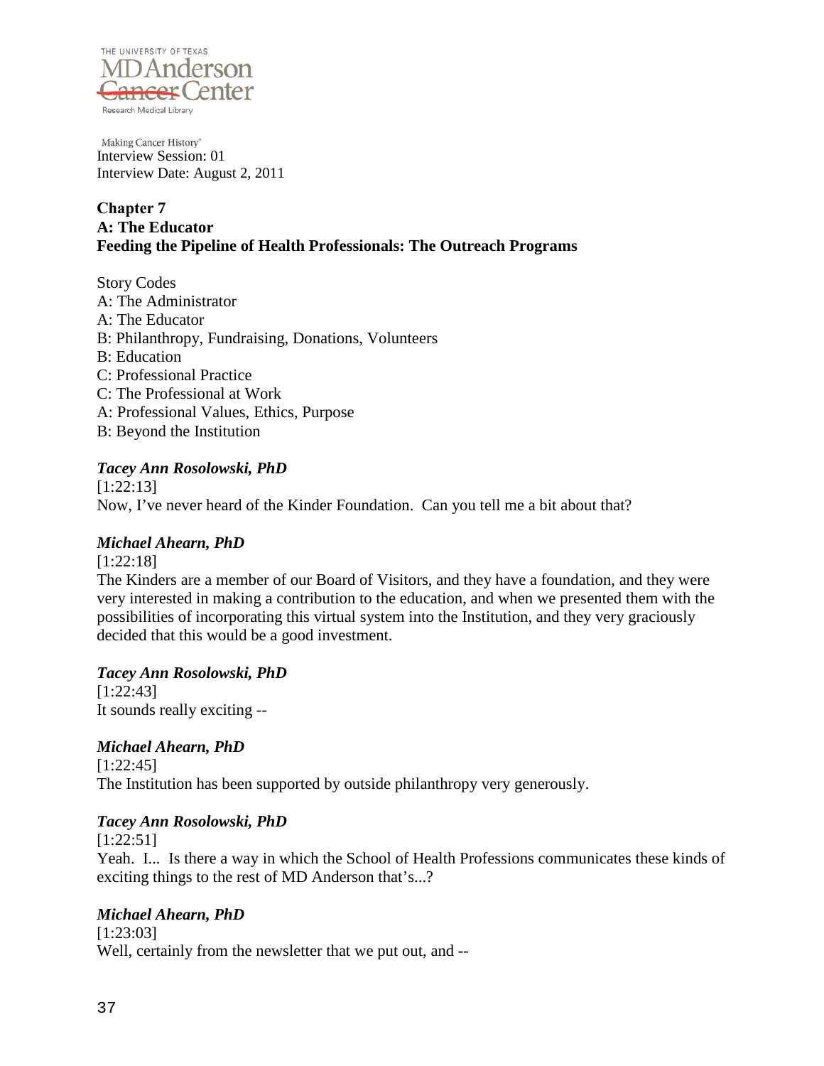Interview Session: 01
Interview Date: August 2, 2011

**Chapter 7**
**A: The Educator**
**Feeding the Pipeline of Health Professionals: The Outreach Programs**

Story Codes
A: The Administrator
A: The Educator
B: Philanthropy, Fundraising, Donations, Volunteers
B: Education
C: Professional Practice
C: The Professional at Work
A: Professional Values, Ethics, Purpose
B: Beyond the Institution

***Tacey Ann Rosolowski, PhD***
[1:22:13]
Now, I've never heard of the Kinder Foundation. Can you tell me a bit about that?

***Michael Ahearn, PhD***
[1:22:18]
The Kinders are a member of our Board of Visitors, and they have a foundation, and they were very interested in making a contribution to the education, and when we presented them with the possibilities of incorporating this virtual system into the Institution, and they very graciously decided that this would be a good investment.

***Tacey Ann Rosolowski, PhD***
[1:22:43]
It sounds really exciting --

***Michael Ahearn, PhD***
[1:22:45]
The Institution has been supported by outside philanthropy very generously.

***Tacey Ann Rosolowski, PhD***
[1:22:51]
Yeah. I... Is there a way in which the School of Health Professions communicates these kinds of exciting things to the rest of MD Anderson that's...?

***Michael Ahearn, PhD***
[1:23:03]
Well, certainly from the newsletter that we put out, and --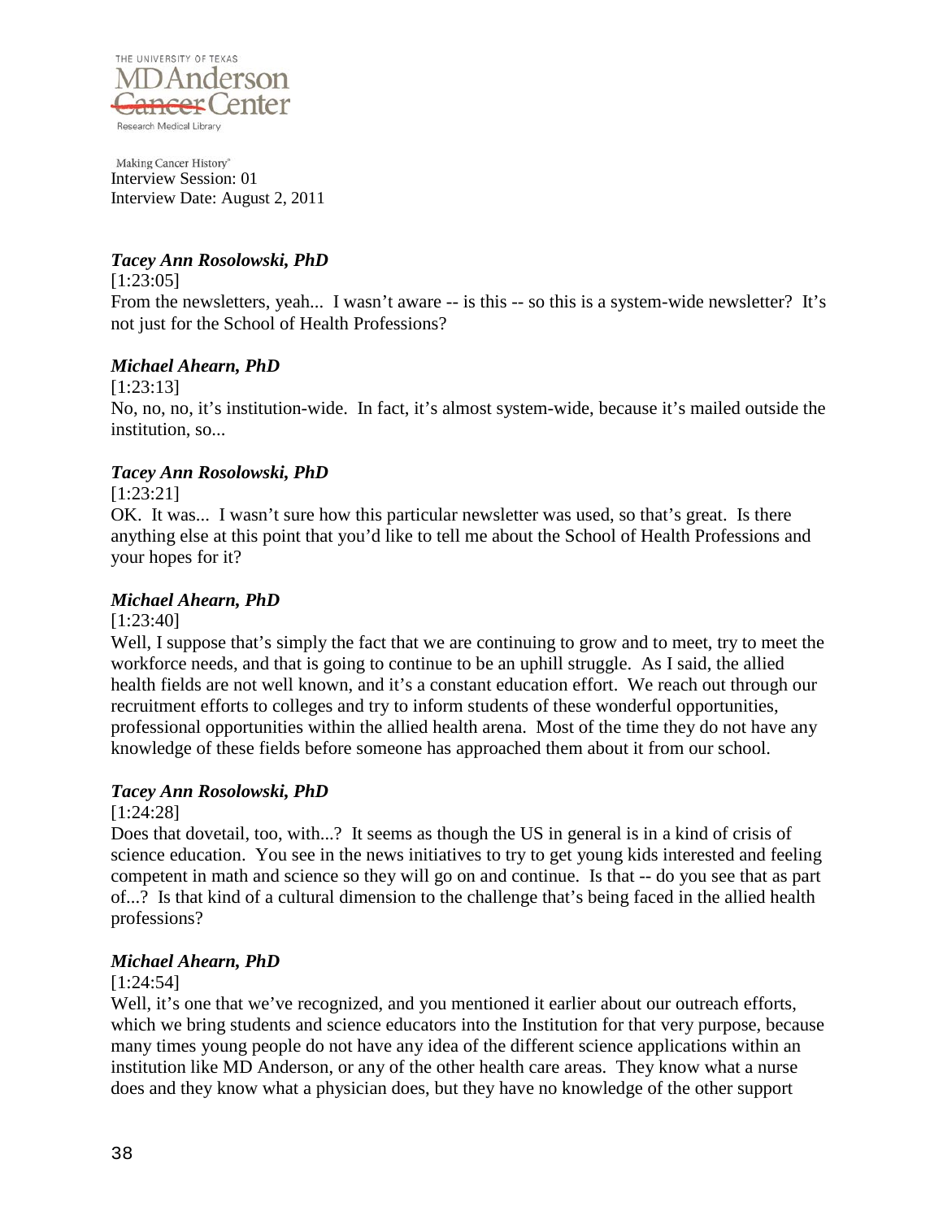***Tacey Ann Rosolowski, PhD***

[1:23:05]

From the newsletters, yeah... I wasn't aware -- is this -- so this is a system-wide newsletter? It's not just for the School of Health Professions?

***Michael Ahearn, PhD***

[1:23:13]

No, no, no, it's institution-wide. In fact, it's almost system-wide, because it's mailed outside the institution, so...

***Tacey Ann Rosolowski, PhD***

[1:23:21]

OK. It was... I wasn't sure how this particular newsletter was used, so that's great. Is there anything else at this point that you'd like to tell me about the School of Health Professions and your hopes for it?

***Michael Ahearn, PhD***

[1:23:40]

Well, I suppose that's simply the fact that we are continuing to grow and to meet, try to meet the workforce needs, and that is going to continue to be an uphill struggle. As I said, the allied health fields are not well known, and it's a constant education effort. We reach out through our recruitment efforts to colleges and try to inform students of these wonderful opportunities, professional opportunities within the allied health arena. Most of the time they do not have any knowledge of these fields before someone has approached them about it from our school.

***Tacey Ann Rosolowski, PhD***

[1:24:28]

Does that dovetail, too, with...? It seems as though the US in general is in a kind of crisis of science education. You see in the news initiatives to try to get young kids interested and feeling competent in math and science so they will go on and continue. Is that -- do you see that as part of...? Is that kind of a cultural dimension to the challenge that's being faced in the allied health professions?

***Michael Ahearn, PhD***

[1:24:54]

Well, it's one that we've recognized, and you mentioned it earlier about our outreach efforts, which we bring students and science educators into the Institution for that very purpose, because many times young people do not have any idea of the different science applications within an institution like MD Anderson, or any of the other health care areas. They know what a nurse does and they know what a physician does, but they have no knowledge of the other support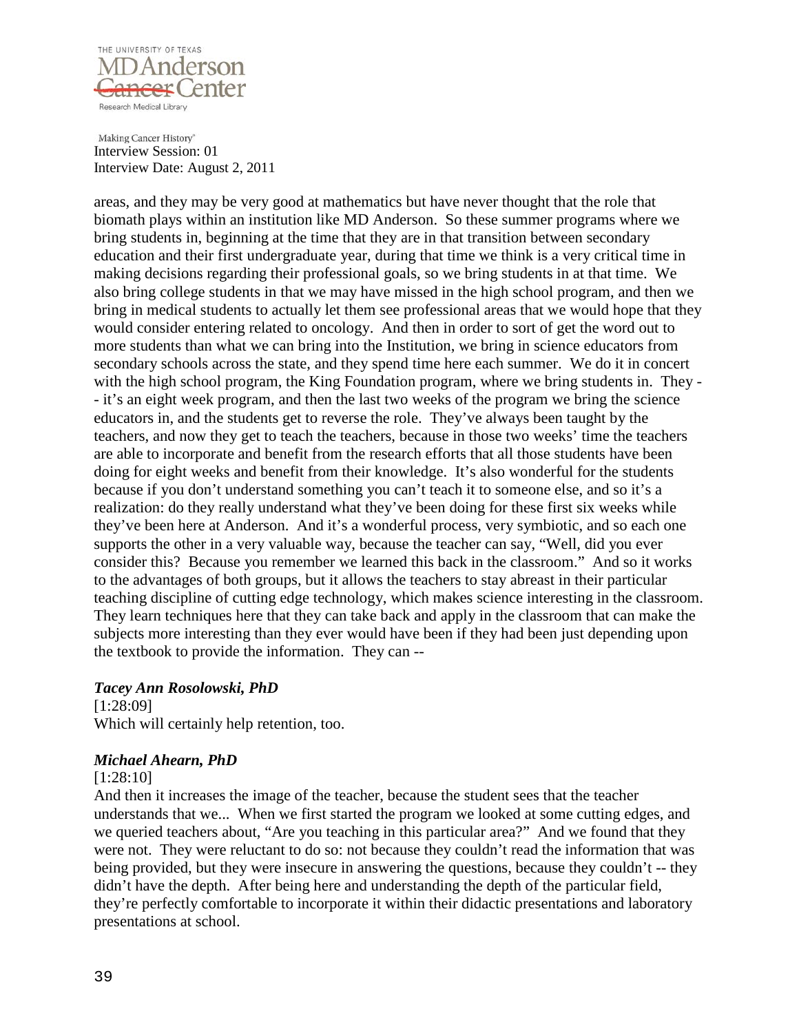areas, and they may be very good at mathematics but have never thought that the role that biomath plays within an institution like MD Anderson. So these summer programs where we bring students in, beginning at the time that they are in that transition between secondary education and their first undergraduate year, during that time we think is a very critical time in making decisions regarding their professional goals, so we bring students in at that time. We also bring college students in that we may have missed in the high school program, and then we bring in medical students to actually let them see professional areas that we would hope that they would consider entering related to oncology. And then in order to sort of get the word out to more students than what we can bring into the Institution, we bring in science educators from secondary schools across the state, and they spend time here each summer. We do it in concert with the high school program, the King Foundation program, where we bring students in. They -- it's an eight week program, and then the last two weeks of the program we bring the science educators in, and the students get to reverse the role. They've always been taught by the teachers, and now they get to teach the teachers, because in those two weeks' time the teachers are able to incorporate and benefit from the research efforts that all those students have been doing for eight weeks and benefit from their knowledge. It's also wonderful for the students because if you don't understand something you can't teach it to someone else, and so it's a realization: do they really understand what they've been doing for these first six weeks while they've been here at Anderson. And it's a wonderful process, very symbiotic, and so each one supports the other in a very valuable way, because the teacher can say, "Well, did you ever consider this? Because you remember we learned this back in the classroom." And so it works to the advantages of both groups, but it allows the teachers to stay abreast in their particular teaching discipline of cutting edge technology, which makes science interesting in the classroom. They learn techniques here that they can take back and apply in the classroom that can make the subjects more interesting than they ever would have been if they had been just depending upon the textbook to provide the information. They can --

***Tacey Ann Rosolowski, PhD***

[1:28:09]

Which will certainly help retention, too.

***Michael Ahearn, PhD***

[1:28:10]

And then it increases the image of the teacher, because the student sees that the teacher understands that we... When we first started the program we looked at some cutting edges, and we queried teachers about, "Are you teaching in this particular area?" And we found that they were not. They were reluctant to do so: not because they couldn't read the information that was being provided, but they were insecure in answering the questions, because they couldn't -- they didn't have the depth. After being here and understanding the depth of the particular field, they're perfectly comfortable to incorporate it within their didactic presentations and laboratory presentations at school.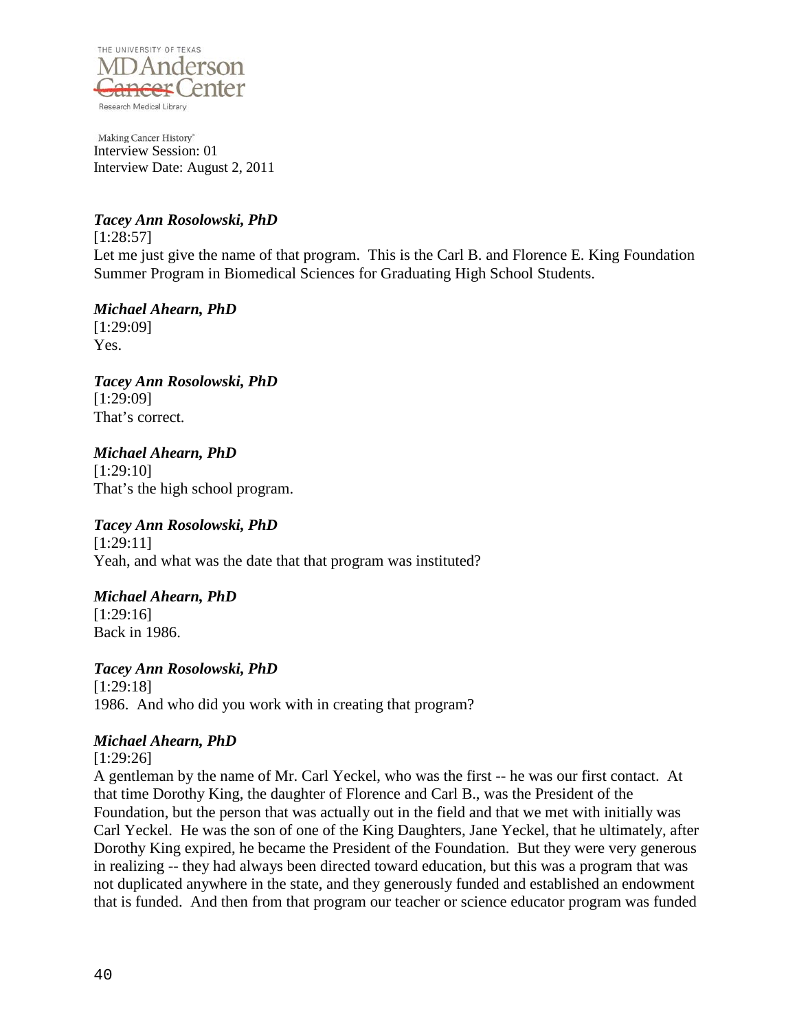***Tacey Ann Rosolowski, PhD***

[1:28:57]

Let me just give the name of that program. This is the Carl B. and Florence E. King Foundation Summer Program in Biomedical Sciences for Graduating High School Students.

***Michael Ahearn, PhD***

[1:29:09]

Yes.

***Tacey Ann Rosolowski, PhD***

[1:29:09]

That's correct.

***Michael Ahearn, PhD***

[1:29:10]

That's the high school program.

***Tacey Ann Rosolowski, PhD***

[1:29:11]

Yeah, and what was the date that that program was instituted?

***Michael Ahearn, PhD***

[1:29:16]

Back in 1986.

***Tacey Ann Rosolowski, PhD***

[1:29:18]

1986. And who did you work with in creating that program?

***Michael Ahearn, PhD***

[1:29:26]

A gentleman by the name of Mr. Carl Yeckel, who was the first -- he was our first contact. At that time Dorothy King, the daughter of Florence and Carl B., was the President of the Foundation, but the person that was actually out in the field and that we met with initially was Carl Yeckel. He was the son of one of the King Daughters, Jane Yeckel, that he ultimately, after Dorothy King expired, he became the President of the Foundation. But they were very generous in realizing -- they had always been directed toward education, but this was a program that was not duplicated anywhere in the state, and they generously funded and established an endowment that is funded. And then from that program our teacher or science educator program was funded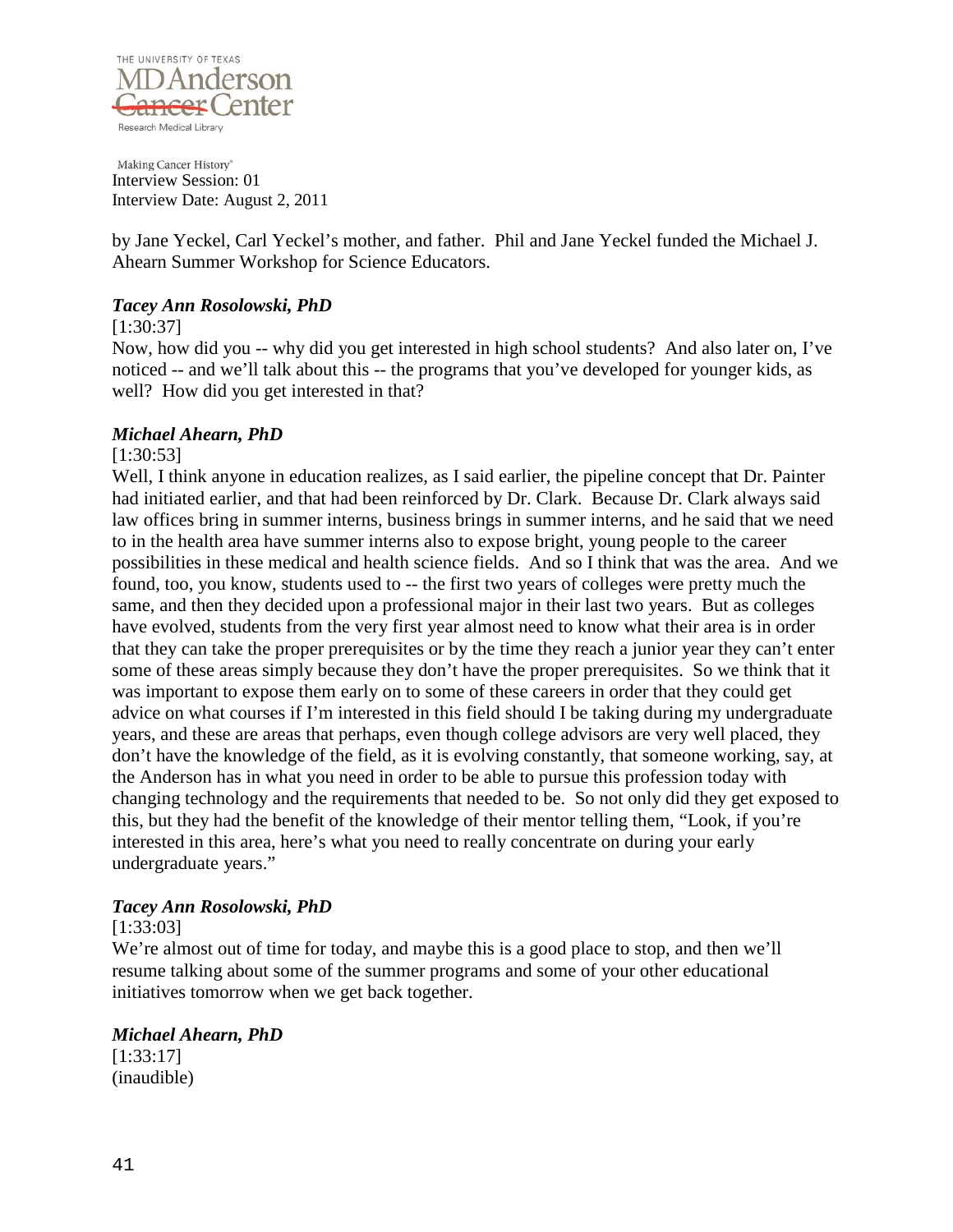by Jane Yeckel, Carl Yeckel's mother, and father. Phil and Jane Yeckel funded the Michael J. Ahearn Summer Workshop for Science Educators.

***Tacey Ann Rosolowski, PhD***

[1:30:37]

Now, how did you -- why did you get interested in high school students? And also later on, I've noticed -- and we'll talk about this -- the programs that you've developed for younger kids, as well? How did you get interested in that?

***Michael Ahearn, PhD***

[1:30:53]

Well, I think anyone in education realizes, as I said earlier, the pipeline concept that Dr. Painter had initiated earlier, and that had been reinforced by Dr. Clark. Because Dr. Clark always said law offices bring in summer interns, business brings in summer interns, and he said that we need to in the health area have summer interns also to expose bright, young people to the career possibilities in these medical and health science fields. And so I think that was the area. And we found, too, you know, students used to -- the first two years of colleges were pretty much the same, and then they decided upon a professional major in their last two years. But as colleges have evolved, students from the very first year almost need to know what their area is in order that they can take the proper prerequisites or by the time they reach a junior year they can't enter some of these areas simply because they don't have the proper prerequisites. So we think that it was important to expose them early on to some of these careers in order that they could get advice on what courses if I'm interested in this field should I be taking during my undergraduate years, and these are areas that perhaps, even though college advisors are very well placed, they don't have the knowledge of the field, as it is evolving constantly, that someone working, say, at the Anderson has in what you need in order to be able to pursue this profession today with changing technology and the requirements that needed to be. So not only did they get exposed to this, but they had the benefit of the knowledge of their mentor telling them, "Look, if you're interested in this area, here's what you need to really concentrate on during your early undergraduate years."

***Tacey Ann Rosolowski, PhD***

[1:33:03]

We're almost out of time for today, and maybe this is a good place to stop, and then we'll resume talking about some of the summer programs and some of your other educational initiatives tomorrow when we get back together.

***Michael Ahearn, PhD***

[1:33:17]

(inaudible)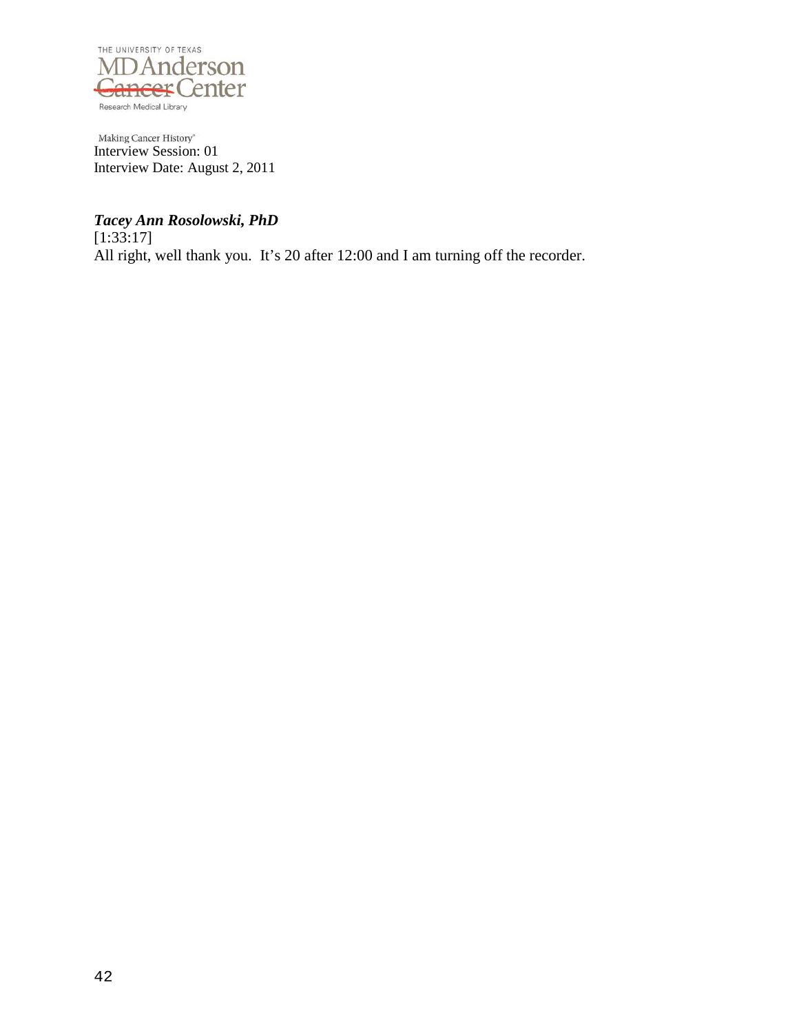***Tacey Ann Rosolowski, PhD***
[1:33:17]
All right, well thank you.  It's 20 after 12:00 and I am turning off the recorder.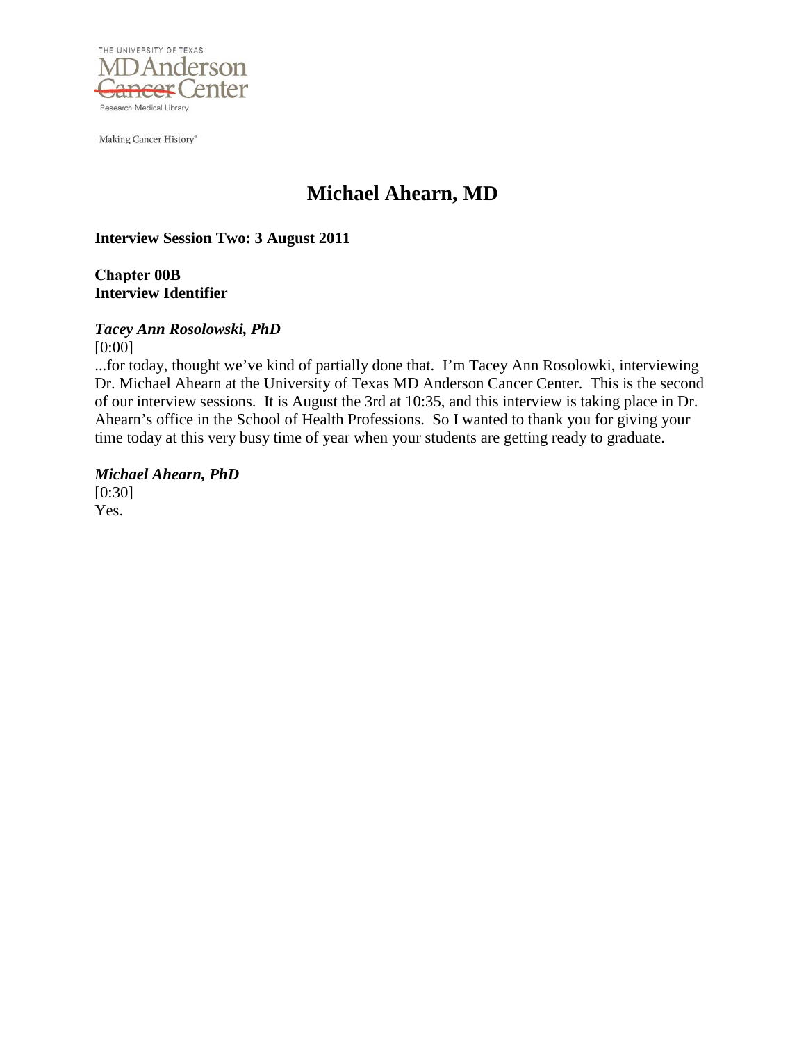THE UNIVERSITY OF TEXAS
MD Anderson Cancer Center
Research Medical Library

Making Cancer History®

# Michael Ahearn, MD

**Interview Session Two: 3 August 2011**

**Chapter 00B**
**Interview Identifier**

***Tacey Ann Rosolowski, PhD***
[0:00]
...for today, thought we've kind of partially done that. I'm Tacey Ann Rosolowki, interviewing Dr. Michael Ahearn at the University of Texas MD Anderson Cancer Center. This is the second of our interview sessions. It is August the 3rd at 10:35, and this interview is taking place in Dr. Ahearn's office in the School of Health Professions. So I wanted to thank you for giving your time today at this very busy time of year when your students are getting ready to graduate.

***Michael Ahearn, PhD***
[0:30]
Yes.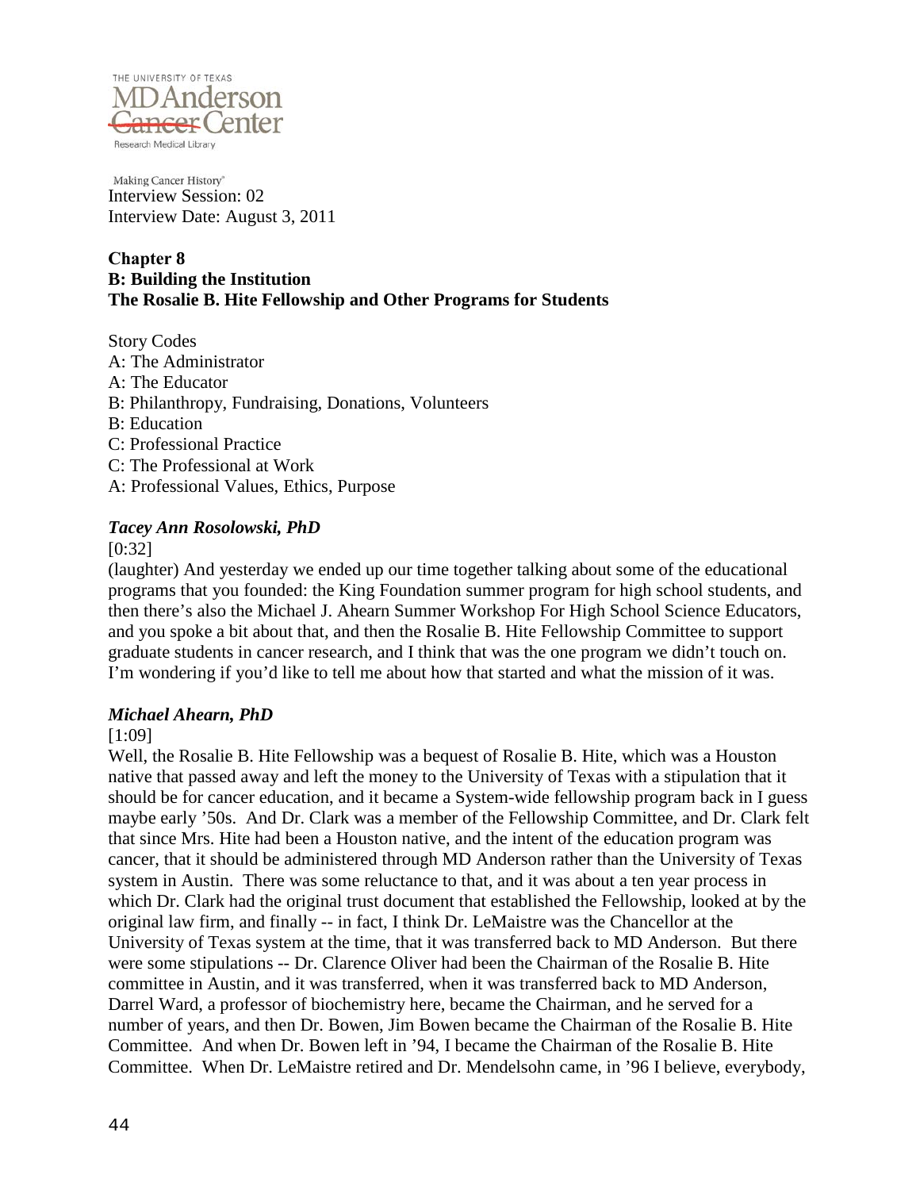Interview Session: 02
Interview Date: August 3, 2011

**Chapter 8**
**B: Building the Institution**
**The Rosalie B. Hite Fellowship and Other Programs for Students**

Story Codes
A: The Administrator
A: The Educator
B: Philanthropy, Fundraising, Donations, Volunteers
B: Education
C: Professional Practice
C: The Professional at Work
A: Professional Values, Ethics, Purpose

***Tacey Ann Rosolowski, PhD***

[0:32]

(laughter) And yesterday we ended up our time together talking about some of the educational programs that you founded: the King Foundation summer program for high school students, and then there's also the Michael J. Ahearn Summer Workshop For High School Science Educators, and you spoke a bit about that, and then the Rosalie B. Hite Fellowship Committee to support graduate students in cancer research, and I think that was the one program we didn't touch on. I'm wondering if you'd like to tell me about how that started and what the mission of it was.

***Michael Ahearn, PhD***

[1:09]

Well, the Rosalie B. Hite Fellowship was a bequest of Rosalie B. Hite, which was a Houston native that passed away and left the money to the University of Texas with a stipulation that it should be for cancer education, and it became a System-wide fellowship program back in I guess maybe early '50s. And Dr. Clark was a member of the Fellowship Committee, and Dr. Clark felt that since Mrs. Hite had been a Houston native, and the intent of the education program was cancer, that it should be administered through MD Anderson rather than the University of Texas system in Austin. There was some reluctance to that, and it was about a ten year process in which Dr. Clark had the original trust document that established the Fellowship, looked at by the original law firm, and finally -- in fact, I think Dr. LeMaistre was the Chancellor at the University of Texas system at the time, that it was transferred back to MD Anderson. But there were some stipulations -- Dr. Clarence Oliver had been the Chairman of the Rosalie B. Hite committee in Austin, and it was transferred, when it was transferred back to MD Anderson, Darrel Ward, a professor of biochemistry here, became the Chairman, and he served for a number of years, and then Dr. Bowen, Jim Bowen became the Chairman of the Rosalie B. Hite Committee. And when Dr. Bowen left in '94, I became the Chairman of the Rosalie B. Hite Committee. When Dr. LeMaistre retired and Dr. Mendelsohn came, in '96 I believe, everybody,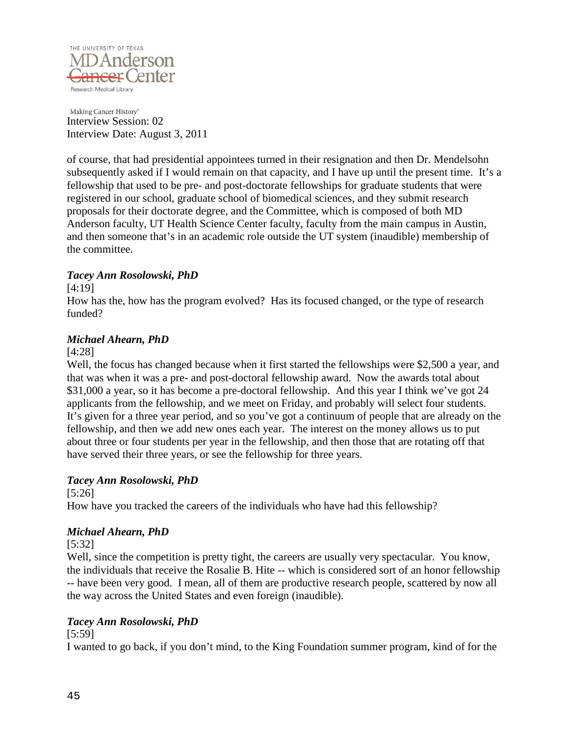of course, that had presidential appointees turned in their resignation and then Dr. Mendelsohn subsequently asked if I would remain on that capacity, and I have up until the present time. It's a fellowship that used to be pre- and post-doctorate fellowships for graduate students that were registered in our school, graduate school of biomedical sciences, and they submit research proposals for their doctorate degree, and the Committee, which is composed of both MD Anderson faculty, UT Health Science Center faculty, faculty from the main campus in Austin, and then someone that's in an academic role outside the UT system (inaudible) membership of the committee.

***Tacey Ann Rosolowski, PhD***

[4:19]

How has the, how has the program evolved? Has its focused changed, or the type of research funded?

***Michael Ahearn, PhD***

[4:28]

Well, the focus has changed because when it first started the fellowships were $2,500 a year, and that was when it was a pre- and post-doctoral fellowship award. Now the awards total about $31,000 a year, so it has become a pre-doctoral fellowship. And this year I think we've got 24 applicants from the fellowship, and we meet on Friday, and probably will select four students. It's given for a three year period, and so you've got a continuum of people that are already on the fellowship, and then we add new ones each year. The interest on the money allows us to put about three or four students per year in the fellowship, and then those that are rotating off that have served their three years, or see the fellowship for three years.

***Tacey Ann Rosolowski, PhD***

[5:26]

How have you tracked the careers of the individuals who have had this fellowship?

***Michael Ahearn, PhD***

[5:32]

Well, since the competition is pretty tight, the careers are usually very spectacular. You know, the individuals that receive the Rosalie B. Hite -- which is considered sort of an honor fellowship -- have been very good. I mean, all of them are productive research people, scattered by now all the way across the United States and even foreign (inaudible).

***Tacey Ann Rosolowski, PhD***

[5:59]

I wanted to go back, if you don't mind, to the King Foundation summer program, kind of for the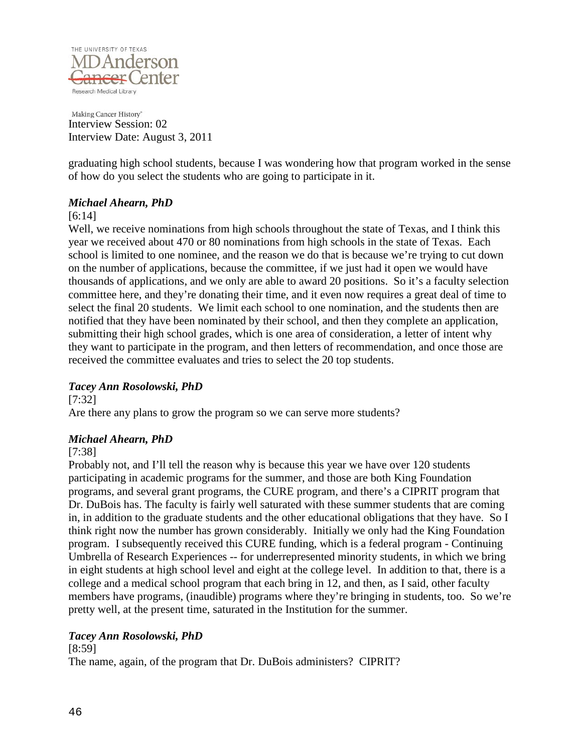graduating high school students, because I was wondering how that program worked in the sense of how do you select the students who are going to participate in it.

***Michael Ahearn, PhD***

[6:14]

Well, we receive nominations from high schools throughout the state of Texas, and I think this year we received about 470 or 80 nominations from high schools in the state of Texas. Each school is limited to one nominee, and the reason we do that is because we're trying to cut down on the number of applications, because the committee, if we just had it open we would have thousands of applications, and we only are able to award 20 positions. So it's a faculty selection committee here, and they're donating their time, and it even now requires a great deal of time to select the final 20 students. We limit each school to one nomination, and the students then are notified that they have been nominated by their school, and then they complete an application, submitting their high school grades, which is one area of consideration, a letter of intent why they want to participate in the program, and then letters of recommendation, and once those are received the committee evaluates and tries to select the 20 top students.

***Tacey Ann Rosolowski, PhD***

[7:32]

Are there any plans to grow the program so we can serve more students?

***Michael Ahearn, PhD***

[7:38]

Probably not, and I'll tell the reason why is because this year we have over 120 students participating in academic programs for the summer, and those are both King Foundation programs, and several grant programs, the CURE program, and there's a CIPRIT program that Dr. DuBois has. The faculty is fairly well saturated with these summer students that are coming in, in addition to the graduate students and the other educational obligations that they have. So I think right now the number has grown considerably. Initially we only had the King Foundation program. I subsequently received this CURE funding, which is a federal program - Continuing Umbrella of Research Experiences -- for underrepresented minority students, in which we bring in eight students at high school level and eight at the college level. In addition to that, there is a college and a medical school program that each bring in 12, and then, as I said, other faculty members have programs, (inaudible) programs where they're bringing in students, too. So we're pretty well, at the present time, saturated in the Institution for the summer.

***Tacey Ann Rosolowski, PhD***

[8:59]

The name, again, of the program that Dr. DuBois administers? CIPRIT?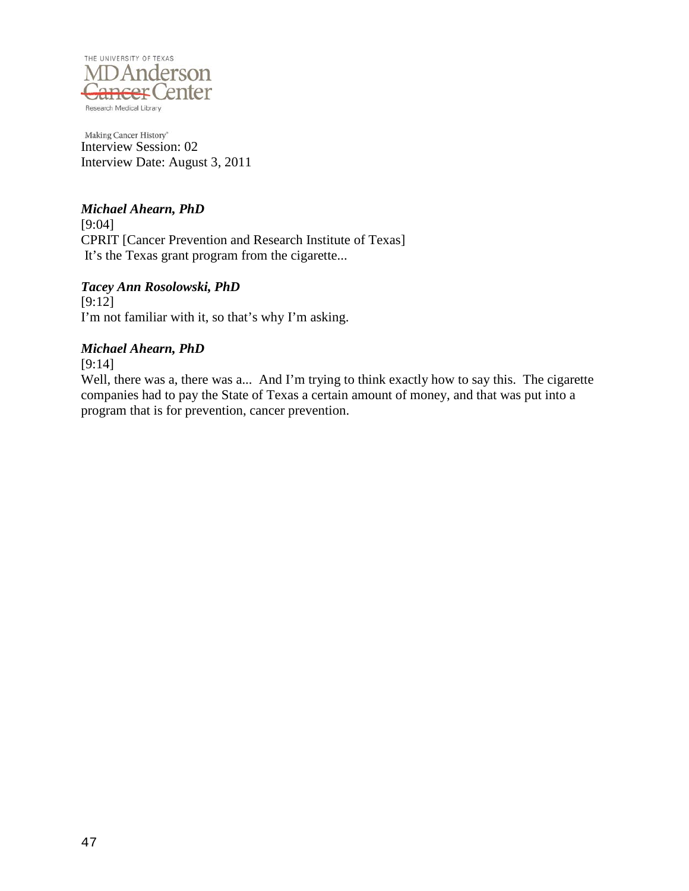Interview Session: 02
Interview Date: August 3, 2011

***Michael Ahearn, PhD***
[9:04]
CPRIT [Cancer Prevention and Research Institute of Texas]
It's the Texas grant program from the cigarette...

***Tacey Ann Rosolowski, PhD***
[9:12]
I'm not familiar with it, so that's why I'm asking.

***Michael Ahearn, PhD***
[9:14]
Well, there was a, there was a... And I'm trying to think exactly how to say this. The cigarette companies had to pay the State of Texas a certain amount of money, and that was put into a program that is for prevention, cancer prevention.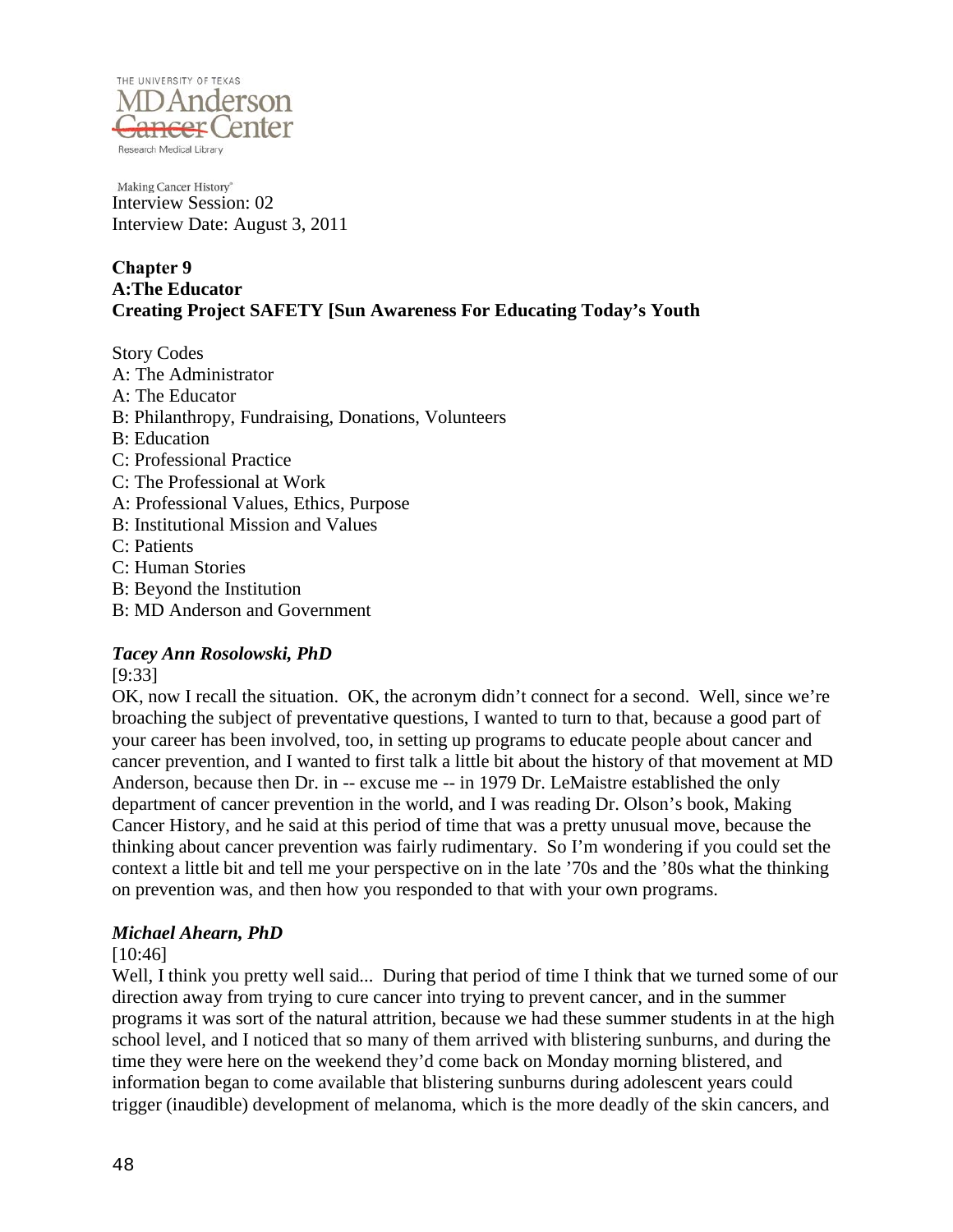Making Cancer History®

Interview Session: 02

Interview Date: August 3, 2011

**Chapter 9**
**A:The Educator**
**Creating Project SAFETY [Sun Awareness For Educating Today's Youth**

Story Codes

A: The Administrator
A: The Educator
B: Philanthropy, Fundraising, Donations, Volunteers
B: Education
C: Professional Practice
C: The Professional at Work
A: Professional Values, Ethics, Purpose
B: Institutional Mission and Values
C: Patients
C: Human Stories
B: Beyond the Institution
B: MD Anderson and Government

***Tacey Ann Rosolowski, PhD***

[9:33]

OK, now I recall the situation. OK, the acronym didn't connect for a second. Well, since we're broaching the subject of preventative questions, I wanted to turn to that, because a good part of your career has been involved, too, in setting up programs to educate people about cancer and cancer prevention, and I wanted to first talk a little bit about the history of that movement at MD Anderson, because then Dr. in -- excuse me -- in 1979 Dr. LeMaistre established the only department of cancer prevention in the world, and I was reading Dr. Olson's book, Making Cancer History, and he said at this period of time that was a pretty unusual move, because the thinking about cancer prevention was fairly rudimentary. So I'm wondering if you could set the context a little bit and tell me your perspective on in the late '70s and the '80s what the thinking on prevention was, and then how you responded to that with your own programs.

***Michael Ahearn, PhD***

[10:46]

Well, I think you pretty well said... During that period of time I think that we turned some of our direction away from trying to cure cancer into trying to prevent cancer, and in the summer programs it was sort of the natural attrition, because we had these summer students in at the high school level, and I noticed that so many of them arrived with blistering sunburns, and during the time they were here on the weekend they'd come back on Monday morning blistered, and information began to come available that blistering sunburns during adolescent years could trigger (inaudible) development of melanoma, which is the more deadly of the skin cancers, and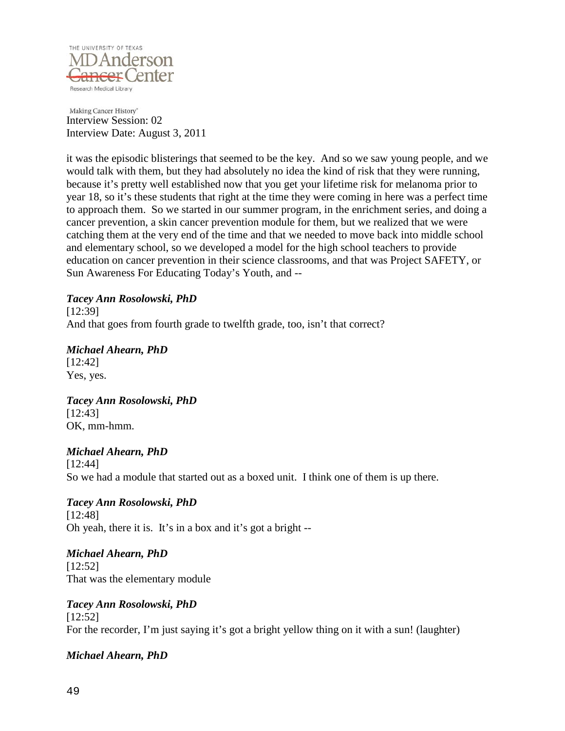it was the episodic blisterings that seemed to be the key. And so we saw young people, and we would talk with them, but they had absolutely no idea the kind of risk that they were running, because it's pretty well established now that you get your lifetime risk for melanoma prior to year 18, so it's these students that right at the time they were coming in here was a perfect time to approach them. So we started in our summer program, in the enrichment series, and doing a cancer prevention, a skin cancer prevention module for them, but we realized that we were catching them at the very end of the time and that we needed to move back into middle school and elementary school, so we developed a model for the high school teachers to provide education on cancer prevention in their science classrooms, and that was Project SAFETY, or Sun Awareness For Educating Today's Youth, and --

***Tacey Ann Rosolowski, PhD***
[12:39]
And that goes from fourth grade to twelfth grade, too, isn't that correct?

***Michael Ahearn, PhD***
[12:42]
Yes, yes.

***Tacey Ann Rosolowski, PhD***
[12:43]
OK, mm-hmm.

***Michael Ahearn, PhD***
[12:44]
So we had a module that started out as a boxed unit. I think one of them is up there.

***Tacey Ann Rosolowski, PhD***
[12:48]
Oh yeah, there it is. It's in a box and it's got a bright --

***Michael Ahearn, PhD***
[12:52]
That was the elementary module

***Tacey Ann Rosolowski, PhD***
[12:52]
For the recorder, I'm just saying it's got a bright yellow thing on it with a sun! (laughter)

***Michael Ahearn, PhD***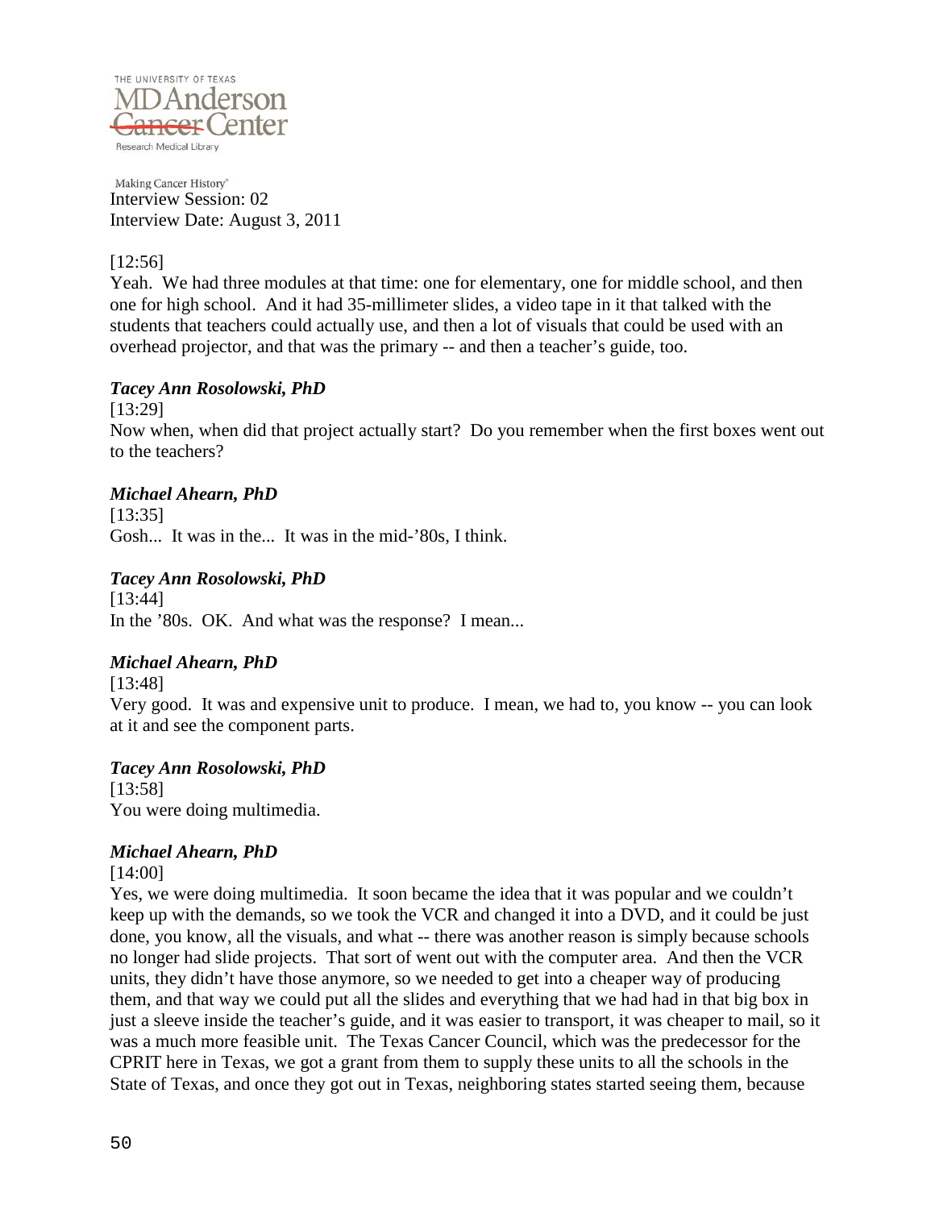[12:56]
Yeah. We had three modules at that time: one for elementary, one for middle school, and then one for high school. And it had 35-millimeter slides, a video tape in it that talked with the students that teachers could actually use, and then a lot of visuals that could be used with an overhead projector, and that was the primary -- and then a teacher's guide, too.

***Tacey Ann Rosolowski, PhD***

[13:29]
Now when, when did that project actually start? Do you remember when the first boxes went out to the teachers?

***Michael Ahearn, PhD***

[13:35]
Gosh... It was in the... It was in the mid-'80s, I think.

***Tacey Ann Rosolowski, PhD***

[13:44]
In the '80s. OK. And what was the response? I mean...

***Michael Ahearn, PhD***

[13:48]
Very good. It was and expensive unit to produce. I mean, we had to, you know -- you can look at it and see the component parts.

***Tacey Ann Rosolowski, PhD***

[13:58]
You were doing multimedia.

***Michael Ahearn, PhD***

[14:00]
Yes, we were doing multimedia. It soon became the idea that it was popular and we couldn't keep up with the demands, so we took the VCR and changed it into a DVD, and it could be just done, you know, all the visuals, and what -- there was another reason is simply because schools no longer had slide projects. That sort of went out with the computer area. And then the VCR units, they didn't have those anymore, so we needed to get into a cheaper way of producing them, and that way we could put all the slides and everything that we had had in that big box in just a sleeve inside the teacher's guide, and it was easier to transport, it was cheaper to mail, so it was a much more feasible unit. The Texas Cancer Council, which was the predecessor for the CPRIT here in Texas, we got a grant from them to supply these units to all the schools in the State of Texas, and once they got out in Texas, neighboring states started seeing them, because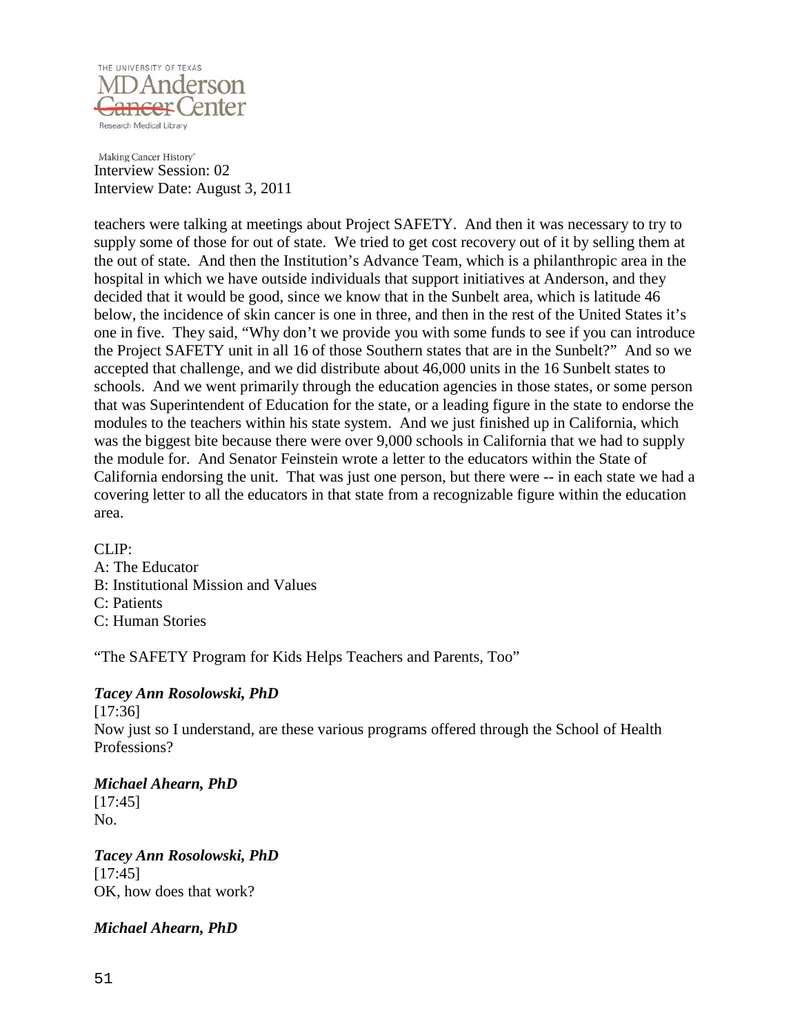teachers were talking at meetings about Project SAFETY. And then it was necessary to try to supply some of those for out of state. We tried to get cost recovery out of it by selling them at the out of state. And then the Institution's Advance Team, which is a philanthropic area in the hospital in which we have outside individuals that support initiatives at Anderson, and they decided that it would be good, since we know that in the Sunbelt area, which is latitude 46 below, the incidence of skin cancer is one in three, and then in the rest of the United States it's one in five. They said, "Why don't we provide you with some funds to see if you can introduce the Project SAFETY unit in all 16 of those Southern states that are in the Sunbelt?" And so we accepted that challenge, and we did distribute about 46,000 units in the 16 Sunbelt states to schools. And we went primarily through the education agencies in those states, or some person that was Superintendent of Education for the state, or a leading figure in the state to endorse the modules to the teachers within his state system. And we just finished up in California, which was the biggest bite because there were over 9,000 schools in California that we had to supply the module for. And Senator Feinstein wrote a letter to the educators within the State of California endorsing the unit. That was just one person, but there were -- in each state we had a covering letter to all the educators in that state from a recognizable figure within the education area.

CLIP:
A: The Educator
B: Institutional Mission and Values
C: Patients
C: Human Stories

"The SAFETY Program for Kids Helps Teachers and Parents, Too"

***Tacey Ann Rosolowski, PhD***
[17:36]
Now just so I understand, are these various programs offered through the School of Health Professions?

***Michael Ahearn, PhD***
[17:45]
No.

***Tacey Ann Rosolowski, PhD***
[17:45]
OK, how does that work?

***Michael Ahearn, PhD***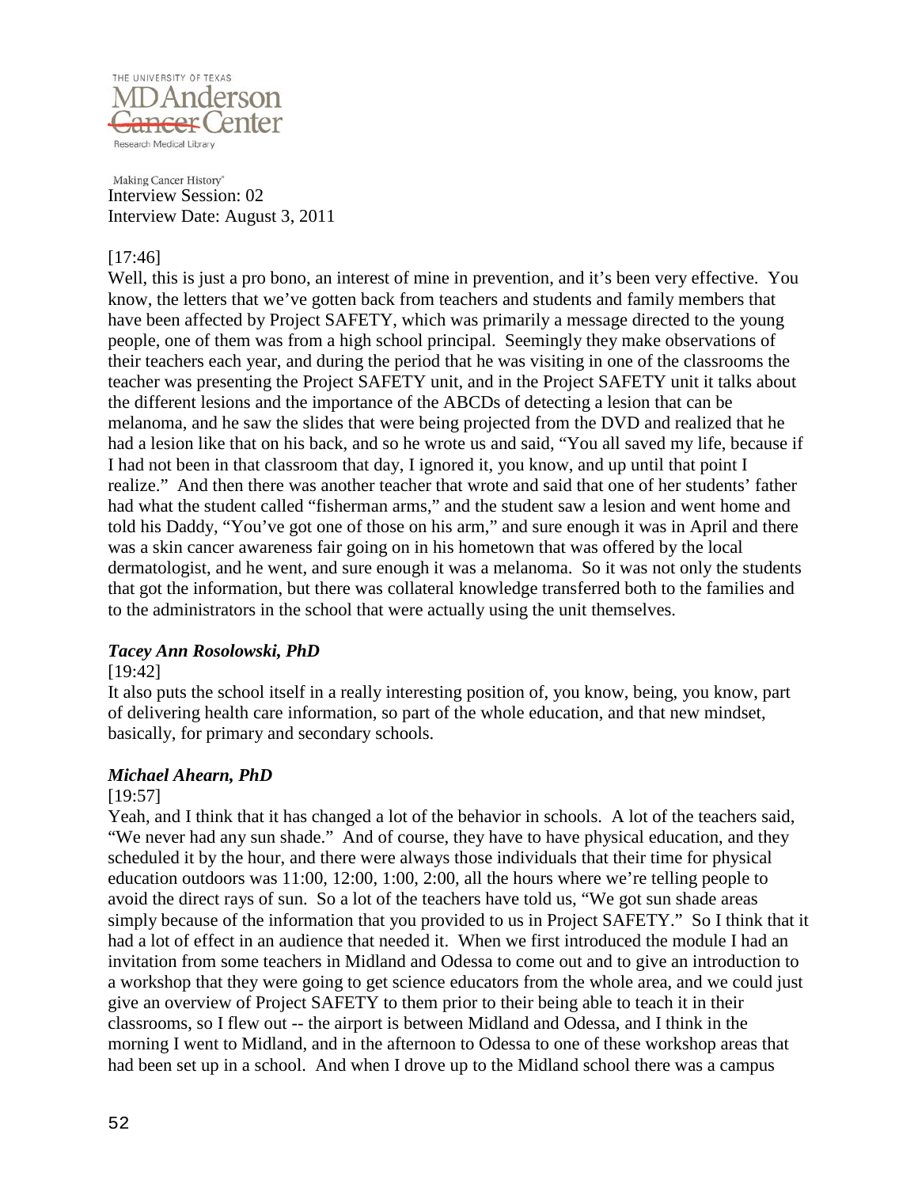[17:46]

Well, this is just a pro bono, an interest of mine in prevention, and it's been very effective. You know, the letters that we've gotten back from teachers and students and family members that have been affected by Project SAFETY, which was primarily a message directed to the young people, one of them was from a high school principal. Seemingly they make observations of their teachers each year, and during the period that he was visiting in one of the classrooms the teacher was presenting the Project SAFETY unit, and in the Project SAFETY unit it talks about the different lesions and the importance of the ABCDs of detecting a lesion that can be melanoma, and he saw the slides that were being projected from the DVD and realized that he had a lesion like that on his back, and so he wrote us and said, "You all saved my life, because if I had not been in that classroom that day, I ignored it, you know, and up until that point I realize." And then there was another teacher that wrote and said that one of her students' father had what the student called "fisherman arms," and the student saw a lesion and went home and told his Daddy, "You've got one of those on his arm," and sure enough it was in April and there was a skin cancer awareness fair going on in his hometown that was offered by the local dermatologist, and he went, and sure enough it was a melanoma. So it was not only the students that got the information, but there was collateral knowledge transferred both to the families and to the administrators in the school that were actually using the unit themselves.

***Tacey Ann Rosolowski, PhD***

[19:42]

It also puts the school itself in a really interesting position of, you know, being, you know, part of delivering health care information, so part of the whole education, and that new mindset, basically, for primary and secondary schools.

***Michael Ahearn, PhD***

[19:57]

Yeah, and I think that it has changed a lot of the behavior in schools. A lot of the teachers said, "We never had any sun shade." And of course, they have to have physical education, and they scheduled it by the hour, and there were always those individuals that their time for physical education outdoors was 11:00, 12:00, 1:00, 2:00, all the hours where we're telling people to avoid the direct rays of sun. So a lot of the teachers have told us, "We got sun shade areas simply because of the information that you provided to us in Project SAFETY." So I think that it had a lot of effect in an audience that needed it. When we first introduced the module I had an invitation from some teachers in Midland and Odessa to come out and to give an introduction to a workshop that they were going to get science educators from the whole area, and we could just give an overview of Project SAFETY to them prior to their being able to teach it in their classrooms, so I flew out -- the airport is between Midland and Odessa, and I think in the morning I went to Midland, and in the afternoon to Odessa to one of these workshop areas that had been set up in a school. And when I drove up to the Midland school there was a campus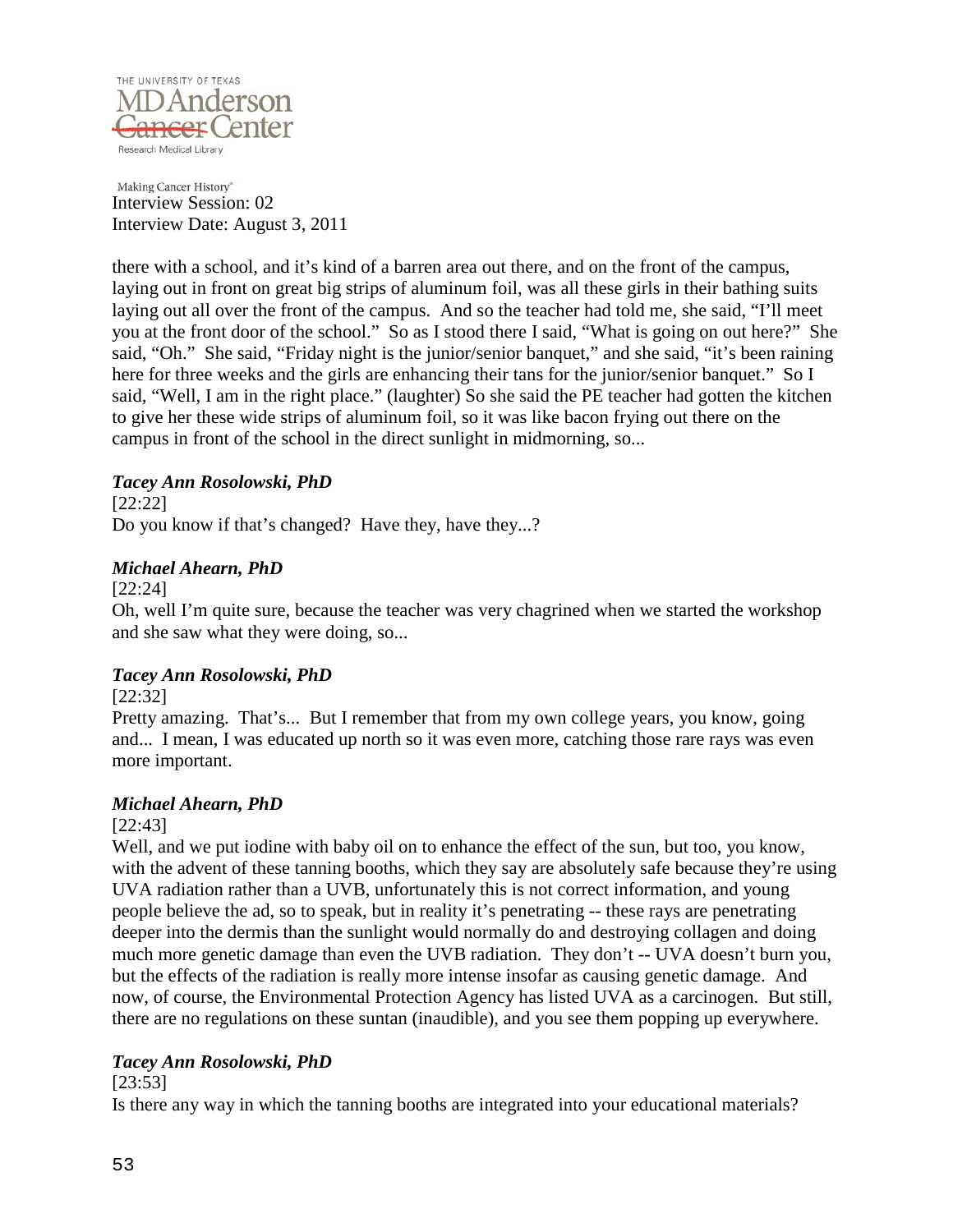there with a school, and it's kind of a barren area out there, and on the front of the campus, laying out in front on great big strips of aluminum foil, was all these girls in their bathing suits laying out all over the front of the campus. And so the teacher had told me, she said, "I'll meet you at the front door of the school." So as I stood there I said, "What is going on out here?" She said, "Oh." She said, "Friday night is the junior/senior banquet," and she said, "it's been raining here for three weeks and the girls are enhancing their tans for the junior/senior banquet." So I said, "Well, I am in the right place." (laughter) So she said the PE teacher had gotten the kitchen to give her these wide strips of aluminum foil, so it was like bacon frying out there on the campus in front of the school in the direct sunlight in midmorning, so...

***Tacey Ann Rosolowski, PhD***

[22:22]

Do you know if that's changed? Have they, have they...?

***Michael Ahearn, PhD***

[22:24]

Oh, well I'm quite sure, because the teacher was very chagrined when we started the workshop and she saw what they were doing, so...

***Tacey Ann Rosolowski, PhD***

[22:32]

Pretty amazing. That's... But I remember that from my own college years, you know, going and... I mean, I was educated up north so it was even more, catching those rare rays was even more important.

***Michael Ahearn, PhD***

[22:43]

Well, and we put iodine with baby oil on to enhance the effect of the sun, but too, you know, with the advent of these tanning booths, which they say are absolutely safe because they're using UVA radiation rather than a UVB, unfortunately this is not correct information, and young people believe the ad, so to speak, but in reality it's penetrating -- these rays are penetrating deeper into the dermis than the sunlight would normally do and destroying collagen and doing much more genetic damage than even the UVB radiation. They don't -- UVA doesn't burn you, but the effects of the radiation is really more intense insofar as causing genetic damage. And now, of course, the Environmental Protection Agency has listed UVA as a carcinogen. But still, there are no regulations on these suntan (inaudible), and you see them popping up everywhere.

***Tacey Ann Rosolowski, PhD***

[23:53]

Is there any way in which the tanning booths are integrated into your educational materials?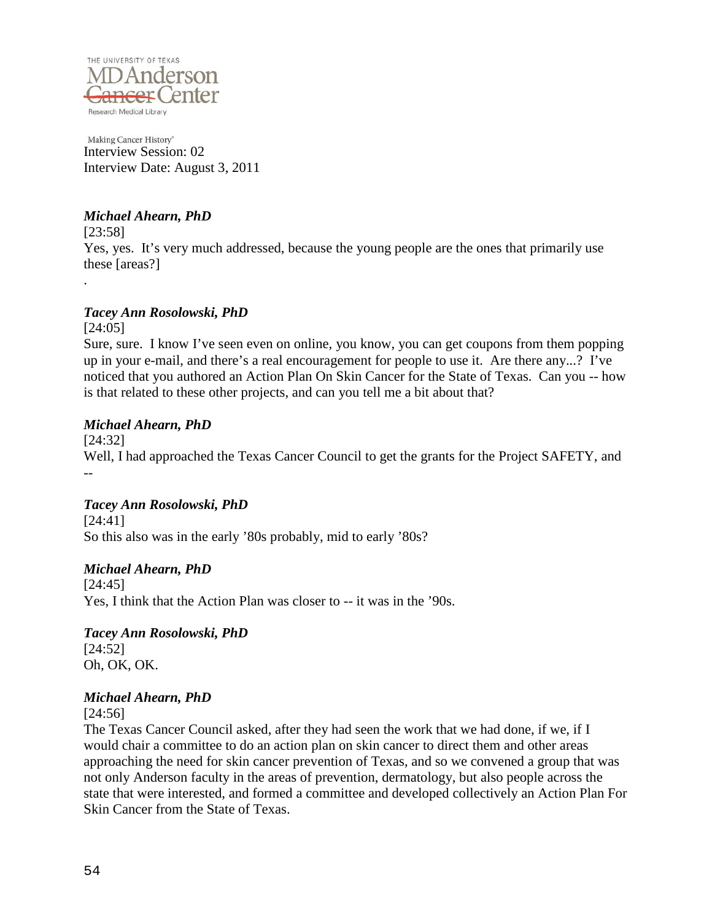Interview Session: 02
Interview Date: August 3, 2011

***Michael Ahearn, PhD***

[23:58]

Yes, yes. It's very much addressed, because the young people are the ones that primarily use these [areas?]

.

***Tacey Ann Rosolowski, PhD***

[24:05]

Sure, sure. I know I've seen even on online, you know, you can get coupons from them popping up in your e-mail, and there's a real encouragement for people to use it. Are there any...? I've noticed that you authored an Action Plan On Skin Cancer for the State of Texas. Can you -- how is that related to these other projects, and can you tell me a bit about that?

***Michael Ahearn, PhD***

[24:32]

Well, I had approached the Texas Cancer Council to get the grants for the Project SAFETY, and --

***Tacey Ann Rosolowski, PhD***

[24:41]

So this also was in the early '80s probably, mid to early '80s?

***Michael Ahearn, PhD***

[24:45]

Yes, I think that the Action Plan was closer to -- it was in the '90s.

***Tacey Ann Rosolowski, PhD***

[24:52]

Oh, OK, OK.

***Michael Ahearn, PhD***

[24:56]

The Texas Cancer Council asked, after they had seen the work that we had done, if we, if I would chair a committee to do an action plan on skin cancer to direct them and other areas approaching the need for skin cancer prevention of Texas, and so we convened a group that was not only Anderson faculty in the areas of prevention, dermatology, but also people across the state that were interested, and formed a committee and developed collectively an Action Plan For Skin Cancer from the State of Texas.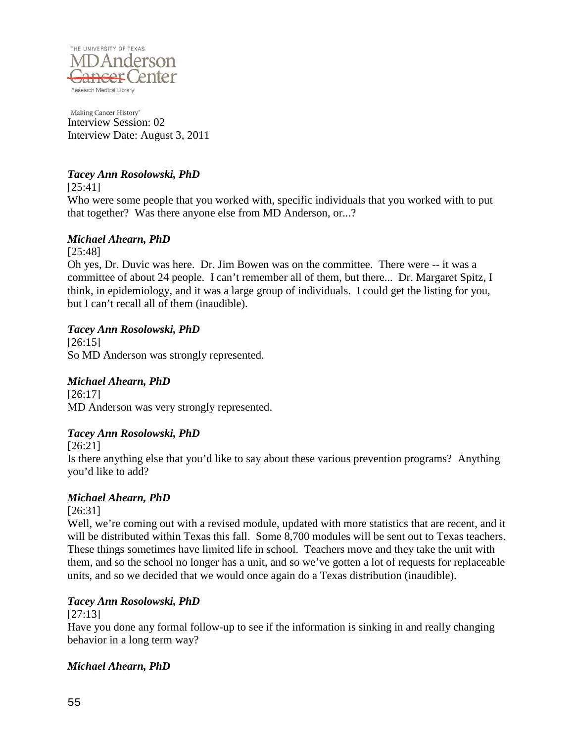Interview Session: 02
Interview Date: August 3, 2011

***Tacey Ann Rosolowski, PhD***

[25:41]

Who were some people that you worked with, specific individuals that you worked with to put that together? Was there anyone else from MD Anderson, or...?

***Michael Ahearn, PhD***

[25:48]

Oh yes, Dr. Duvic was here. Dr. Jim Bowen was on the committee. There were -- it was a committee of about 24 people. I can't remember all of them, but there... Dr. Margaret Spitz, I think, in epidemiology, and it was a large group of individuals. I could get the listing for you, but I can't recall all of them (inaudible).

***Tacey Ann Rosolowski, PhD***

[26:15]

So MD Anderson was strongly represented.

***Michael Ahearn, PhD***

[26:17]

MD Anderson was very strongly represented.

***Tacey Ann Rosolowski, PhD***

[26:21]

Is there anything else that you'd like to say about these various prevention programs? Anything you'd like to add?

***Michael Ahearn, PhD***

[26:31]

Well, we're coming out with a revised module, updated with more statistics that are recent, and it will be distributed within Texas this fall. Some 8,700 modules will be sent out to Texas teachers. These things sometimes have limited life in school. Teachers move and they take the unit with them, and so the school no longer has a unit, and so we've gotten a lot of requests for replaceable units, and so we decided that we would once again do a Texas distribution (inaudible).

***Tacey Ann Rosolowski, PhD***

[27:13]

Have you done any formal follow-up to see if the information is sinking in and really changing behavior in a long term way?

***Michael Ahearn, PhD***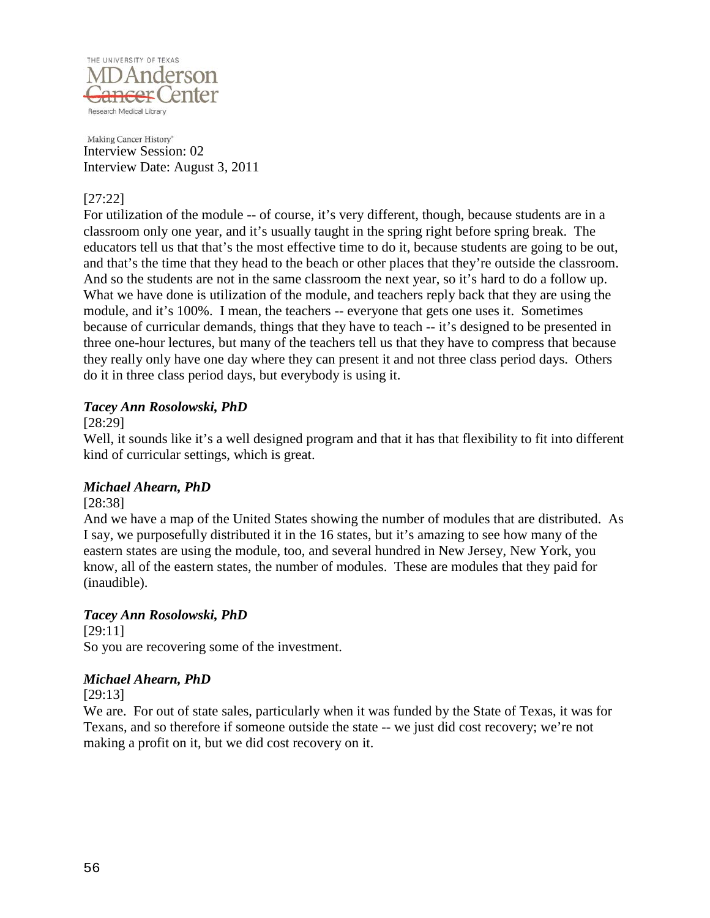[27:22]

For utilization of the module -- of course, it's very different, though, because students are in a classroom only one year, and it's usually taught in the spring right before spring break. The educators tell us that that's the most effective time to do it, because students are going to be out, and that's the time that they head to the beach or other places that they're outside the classroom. And so the students are not in the same classroom the next year, so it's hard to do a follow up. What we have done is utilization of the module, and teachers reply back that they are using the module, and it's 100%. I mean, the teachers -- everyone that gets one uses it. Sometimes because of curricular demands, things that they have to teach -- it's designed to be presented in three one-hour lectures, but many of the teachers tell us that they have to compress that because they really only have one day where they can present it and not three class period days. Others do it in three class period days, but everybody is using it.

***Tacey Ann Rosolowski, PhD***

[28:29]

Well, it sounds like it's a well designed program and that it has that flexibility to fit into different kind of curricular settings, which is great.

***Michael Ahearn, PhD***

[28:38]

And we have a map of the United States showing the number of modules that are distributed. As I say, we purposefully distributed it in the 16 states, but it's amazing to see how many of the eastern states are using the module, too, and several hundred in New Jersey, New York, you know, all of the eastern states, the number of modules. These are modules that they paid for (inaudible).

***Tacey Ann Rosolowski, PhD***

[29:11]

So you are recovering some of the investment.

***Michael Ahearn, PhD***

[29:13]

We are. For out of state sales, particularly when it was funded by the State of Texas, it was for Texans, and so therefore if someone outside the state -- we just did cost recovery; we're not making a profit on it, but we did cost recovery on it.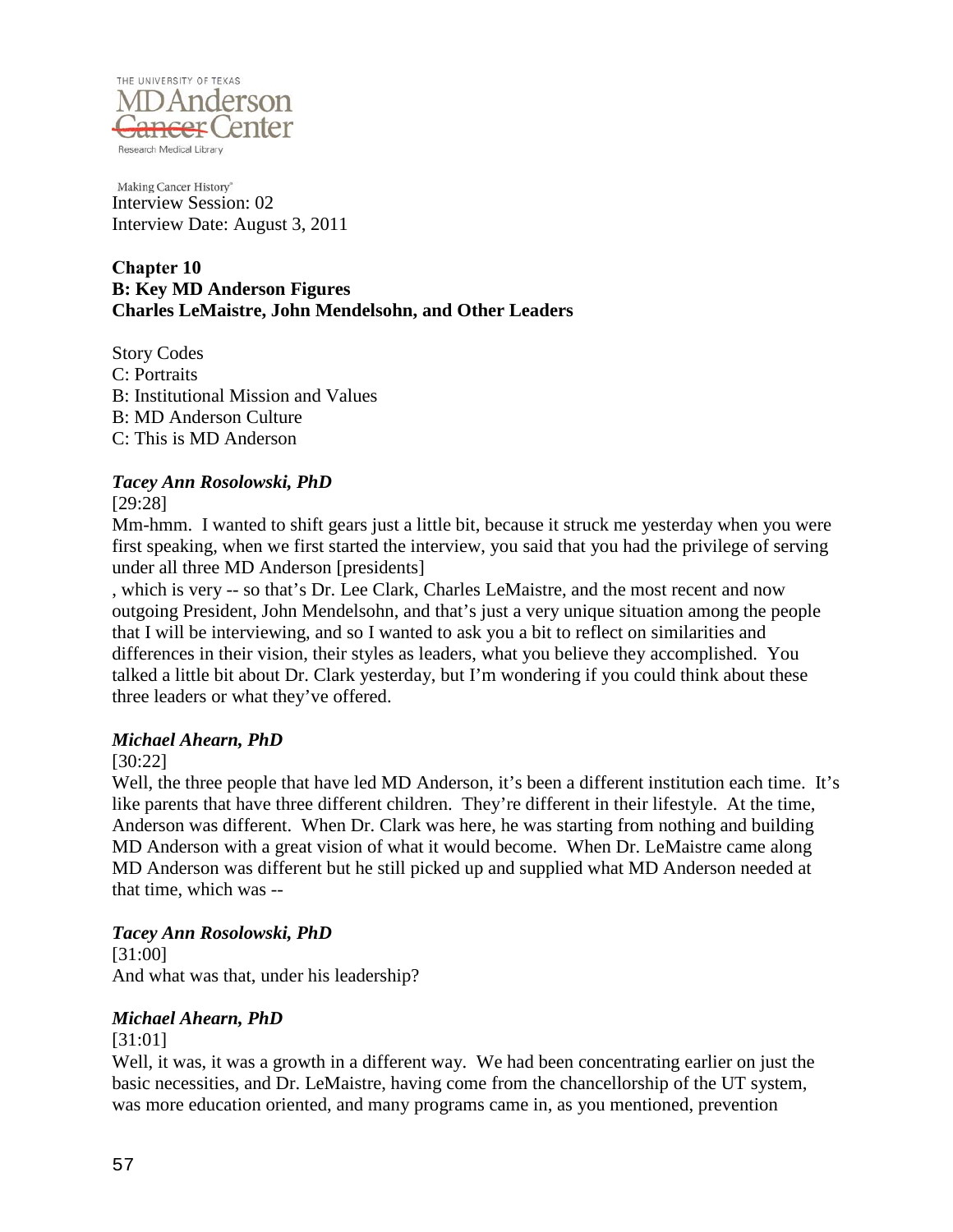Interview Session: 02
Interview Date: August 3, 2011

## Chapter 10
## B: Key MD Anderson Figures
## Charles LeMaistre, John Mendelsohn, and Other Leaders

Story Codes
C: Portraits
B: Institutional Mission and Values
B: MD Anderson Culture
C: This is MD Anderson

***Tacey Ann Rosolowski, PhD***

[29:28]

Mm-hmm. I wanted to shift gears just a little bit, because it struck me yesterday when you were first speaking, when we first started the interview, you said that you had the privilege of serving under all three MD Anderson [presidents]
, which is very -- so that's Dr. Lee Clark, Charles LeMaistre, and the most recent and now outgoing President, John Mendelsohn, and that's just a very unique situation among the people that I will be interviewing, and so I wanted to ask you a bit to reflect on similarities and differences in their vision, their styles as leaders, what you believe they accomplished. You talked a little bit about Dr. Clark yesterday, but I'm wondering if you could think about these three leaders or what they've offered.

***Michael Ahearn, PhD***

[30:22]

Well, the three people that have led MD Anderson, it's been a different institution each time. It's like parents that have three different children. They're different in their lifestyle. At the time, Anderson was different. When Dr. Clark was here, he was starting from nothing and building MD Anderson with a great vision of what it would become. When Dr. LeMaistre came along MD Anderson was different but he still picked up and supplied what MD Anderson needed at that time, which was --

***Tacey Ann Rosolowski, PhD***

[31:00]

And what was that, under his leadership?

***Michael Ahearn, PhD***

[31:01]

Well, it was, it was a growth in a different way. We had been concentrating earlier on just the basic necessities, and Dr. LeMaistre, having come from the chancellorship of the UT system, was more education oriented, and many programs came in, as you mentioned, prevention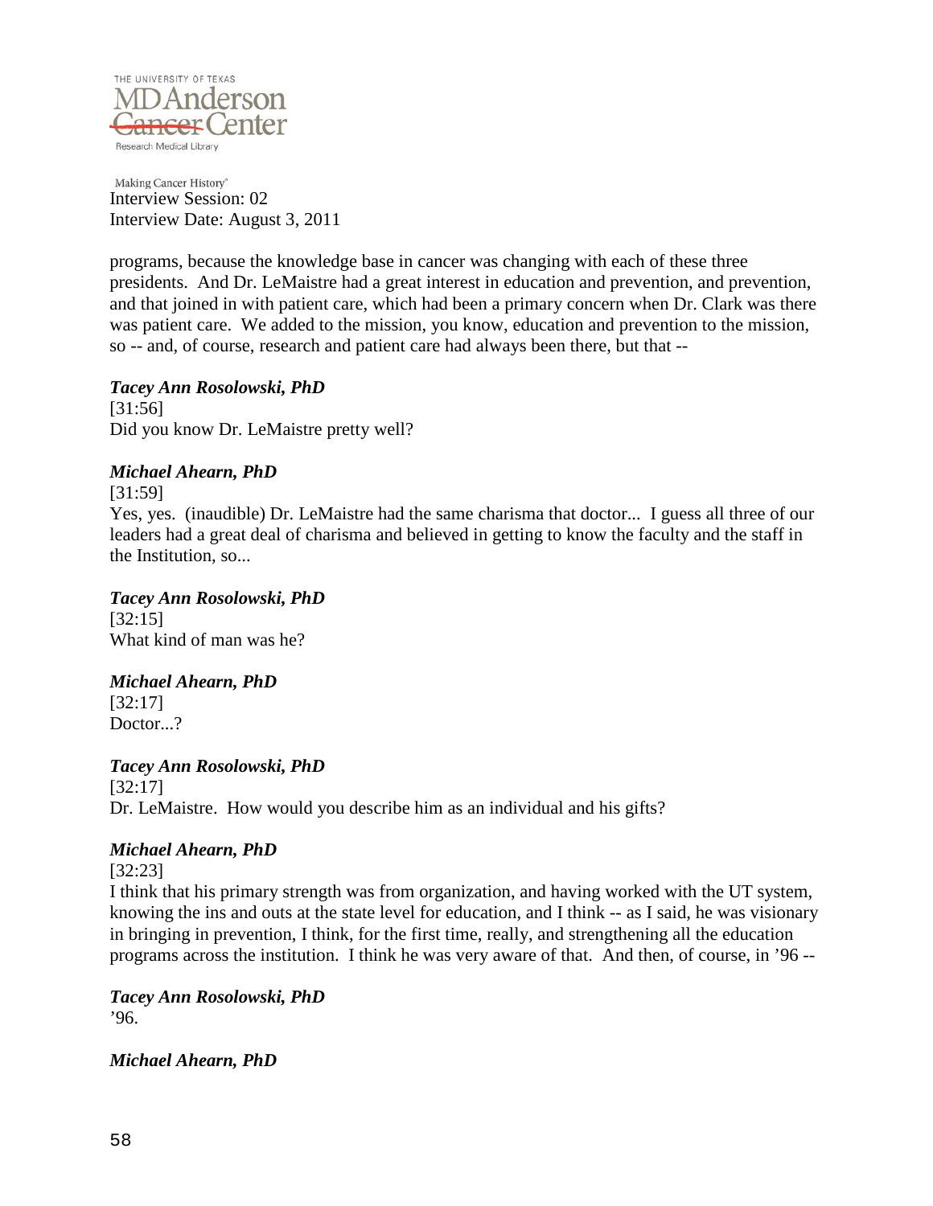programs, because the knowledge base in cancer was changing with each of these three presidents. And Dr. LeMaistre had a great interest in education and prevention, and prevention, and that joined in with patient care, which had been a primary concern when Dr. Clark was there was patient care. We added to the mission, you know, education and prevention to the mission, so -- and, of course, research and patient care had always been there, but that --

***Tacey Ann Rosolowski, PhD***
[31:56]
Did you know Dr. LeMaistre pretty well?

***Michael Ahearn, PhD***
[31:59]
Yes, yes. (inaudible) Dr. LeMaistre had the same charisma that doctor... I guess all three of our leaders had a great deal of charisma and believed in getting to know the faculty and the staff in the Institution, so...

***Tacey Ann Rosolowski, PhD***
[32:15]
What kind of man was he?

***Michael Ahearn, PhD***
[32:17]
Doctor...?

***Tacey Ann Rosolowski, PhD***
[32:17]
Dr. LeMaistre. How would you describe him as an individual and his gifts?

***Michael Ahearn, PhD***
[32:23]
I think that his primary strength was from organization, and having worked with the UT system, knowing the ins and outs at the state level for education, and I think -- as I said, he was visionary in bringing in prevention, I think, for the first time, really, and strengthening all the education programs across the institution. I think he was very aware of that. And then, of course, in '96 --

***Tacey Ann Rosolowski, PhD***
'96.

***Michael Ahearn, PhD***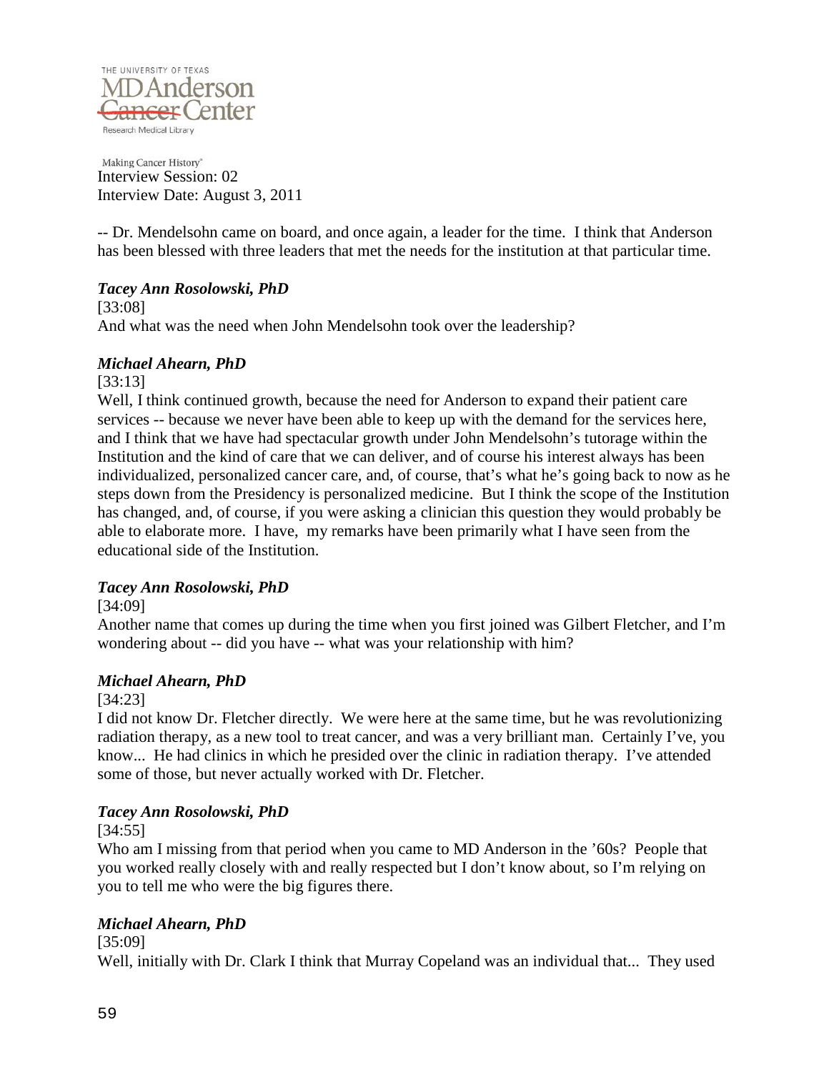Interview Session: 02
Interview Date: August 3, 2011

-- Dr. Mendelsohn came on board, and once again, a leader for the time. I think that Anderson has been blessed with three leaders that met the needs for the institution at that particular time.

***Tacey Ann Rosolowski, PhD***

[33:08]

And what was the need when John Mendelsohn took over the leadership?

***Michael Ahearn, PhD***

[33:13]

Well, I think continued growth, because the need for Anderson to expand their patient care services -- because we never have been able to keep up with the demand for the services here, and I think that we have had spectacular growth under John Mendelsohn's tutorage within the Institution and the kind of care that we can deliver, and of course his interest always has been individualized, personalized cancer care, and, of course, that's what he's going back to now as he steps down from the Presidency is personalized medicine. But I think the scope of the Institution has changed, and, of course, if you were asking a clinician this question they would probably be able to elaborate more. I have, my remarks have been primarily what I have seen from the educational side of the Institution.

***Tacey Ann Rosolowski, PhD***

[34:09]

Another name that comes up during the time when you first joined was Gilbert Fletcher, and I'm wondering about -- did you have -- what was your relationship with him?

***Michael Ahearn, PhD***

[34:23]

I did not know Dr. Fletcher directly. We were here at the same time, but he was revolutionizing radiation therapy, as a new tool to treat cancer, and was a very brilliant man. Certainly I've, you know... He had clinics in which he presided over the clinic in radiation therapy. I've attended some of those, but never actually worked with Dr. Fletcher.

***Tacey Ann Rosolowski, PhD***

[34:55]

Who am I missing from that period when you came to MD Anderson in the '60s? People that you worked really closely with and really respected but I don't know about, so I'm relying on you to tell me who were the big figures there.

***Michael Ahearn, PhD***

[35:09]

Well, initially with Dr. Clark I think that Murray Copeland was an individual that... They used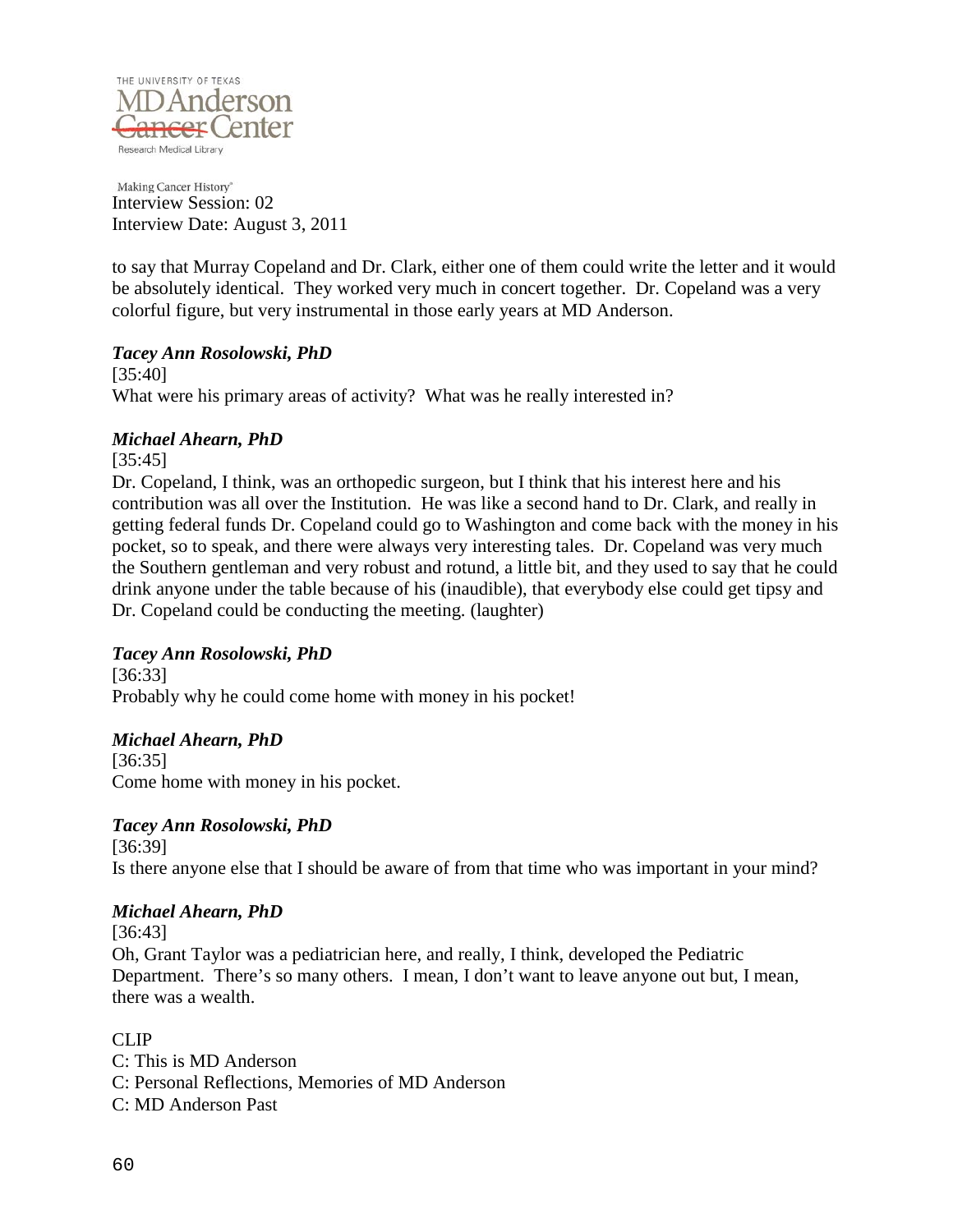to say that Murray Copeland and Dr. Clark, either one of them could write the letter and it would be absolutely identical. They worked very much in concert together. Dr. Copeland was a very colorful figure, but very instrumental in those early years at MD Anderson.

***Tacey Ann Rosolowski, PhD***

[35:40]

What were his primary areas of activity? What was he really interested in?

***Michael Ahearn, PhD***

[35:45]

Dr. Copeland, I think, was an orthopedic surgeon, but I think that his interest here and his contribution was all over the Institution. He was like a second hand to Dr. Clark, and really in getting federal funds Dr. Copeland could go to Washington and come back with the money in his pocket, so to speak, and there were always very interesting tales. Dr. Copeland was very much the Southern gentleman and very robust and rotund, a little bit, and they used to say that he could drink anyone under the table because of his (inaudible), that everybody else could get tipsy and Dr. Copeland could be conducting the meeting. (laughter)

***Tacey Ann Rosolowski, PhD***

[36:33]

Probably why he could come home with money in his pocket!

***Michael Ahearn, PhD***

[36:35]

Come home with money in his pocket.

***Tacey Ann Rosolowski, PhD***

[36:39]

Is there anyone else that I should be aware of from that time who was important in your mind?

***Michael Ahearn, PhD***

[36:43]

Oh, Grant Taylor was a pediatrician here, and really, I think, developed the Pediatric Department. There's so many others. I mean, I don't want to leave anyone out but, I mean, there was a wealth.

CLIP

C: This is MD Anderson

C: Personal Reflections, Memories of MD Anderson

C: MD Anderson Past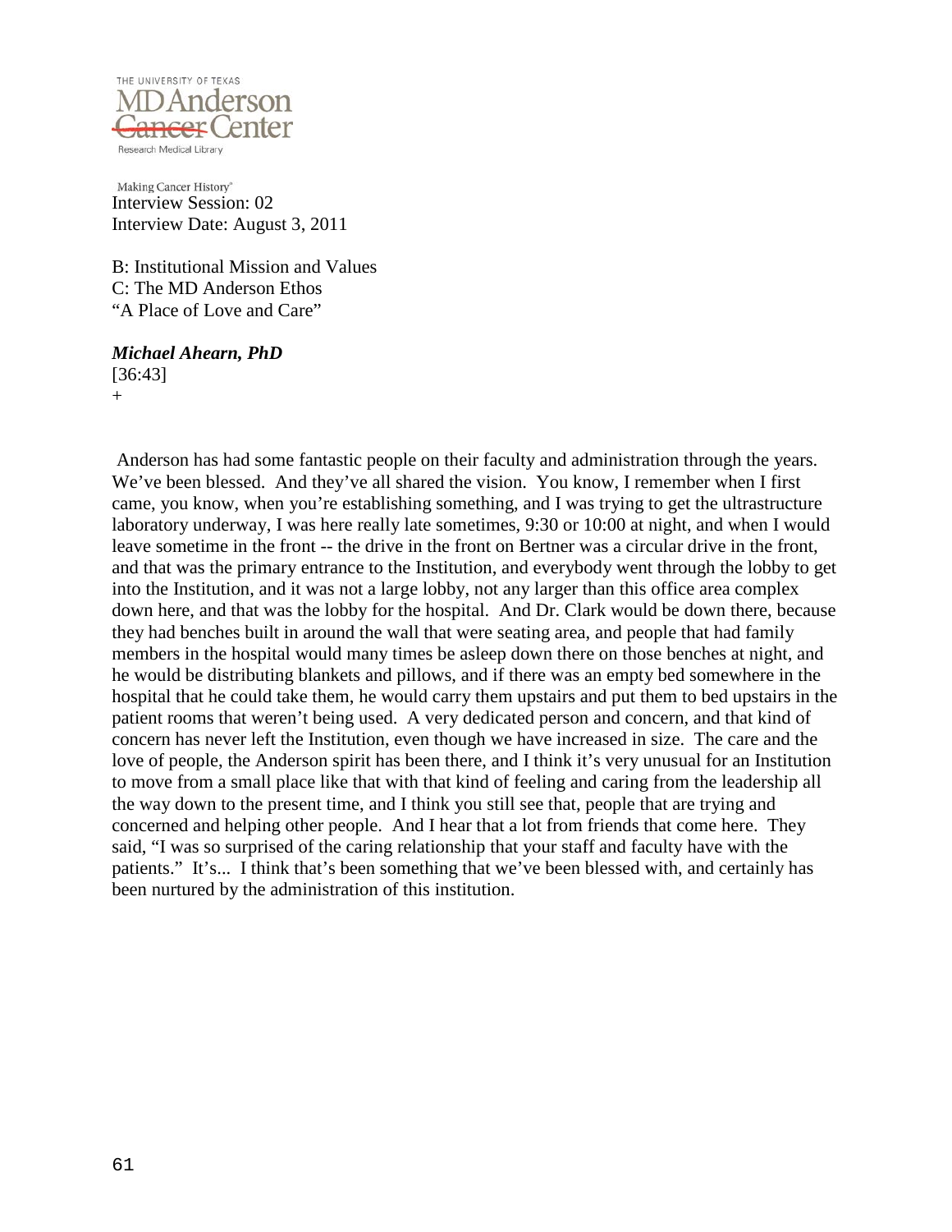Making Cancer History®

Interview Session: 02
Interview Date: August 3, 2011

B: Institutional Mission and Values
C: The MD Anderson Ethos
"A Place of Love and Care"

***Michael Ahearn, PhD***
[36:43]
+

Anderson has had some fantastic people on their faculty and administration through the years. We've been blessed. And they've all shared the vision. You know, I remember when I first came, you know, when you're establishing something, and I was trying to get the ultrastructure laboratory underway, I was here really late sometimes, 9:30 or 10:00 at night, and when I would leave sometime in the front -- the drive in the front on Bertner was a circular drive in the front, and that was the primary entrance to the Institution, and everybody went through the lobby to get into the Institution, and it was not a large lobby, not any larger than this office area complex down here, and that was the lobby for the hospital. And Dr. Clark would be down there, because they had benches built in around the wall that were seating area, and people that had family members in the hospital would many times be asleep down there on those benches at night, and he would be distributing blankets and pillows, and if there was an empty bed somewhere in the hospital that he could take them, he would carry them upstairs and put them to bed upstairs in the patient rooms that weren't being used. A very dedicated person and concern, and that kind of concern has never left the Institution, even though we have increased in size. The care and the love of people, the Anderson spirit has been there, and I think it's very unusual for an Institution to move from a small place like that with that kind of feeling and caring from the leadership all the way down to the present time, and I think you still see that, people that are trying and concerned and helping other people. And I hear that a lot from friends that come here. They said, "I was so surprised of the caring relationship that your staff and faculty have with the patients." It's... I think that's been something that we've been blessed with, and certainly has been nurtured by the administration of this institution.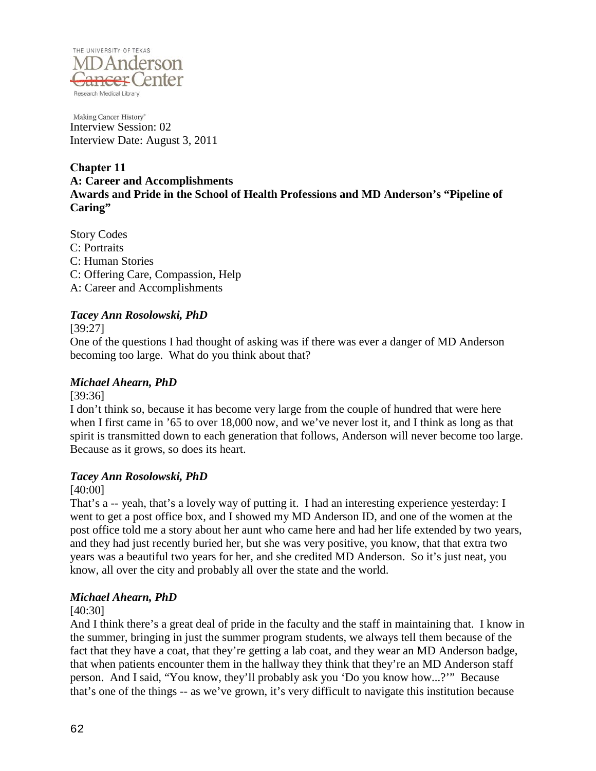Making Cancer History®

Interview Session: 02
Interview Date: August 3, 2011

**Chapter 11**
**A: Career and Accomplishments**
**Awards and Pride in the School of Health Professions and MD Anderson's "Pipeline of Caring"**

Story Codes
C: Portraits
C: Human Stories
C: Offering Care, Compassion, Help
A: Career and Accomplishments

***Tacey Ann Rosolowski, PhD***

[39:27]
One of the questions I had thought of asking was if there was ever a danger of MD Anderson becoming too large. What do you think about that?

***Michael Ahearn, PhD***

[39:36]
I don't think so, because it has become very large from the couple of hundred that were here when I first came in '65 to over 18,000 now, and we've never lost it, and I think as long as that spirit is transmitted down to each generation that follows, Anderson will never become too large. Because as it grows, so does its heart.

***Tacey Ann Rosolowski, PhD***

[40:00]
That's a -- yeah, that's a lovely way of putting it. I had an interesting experience yesterday: I went to get a post office box, and I showed my MD Anderson ID, and one of the women at the post office told me a story about her aunt who came here and had her life extended by two years, and they had just recently buried her, but she was very positive, you know, that that extra two years was a beautiful two years for her, and she credited MD Anderson. So it's just neat, you know, all over the city and probably all over the state and the world.

***Michael Ahearn, PhD***

[40:30]
And I think there's a great deal of pride in the faculty and the staff in maintaining that. I know in the summer, bringing in just the summer program students, we always tell them because of the fact that they have a coat, that they're getting a lab coat, and they wear an MD Anderson badge, that when patients encounter them in the hallway they think that they're an MD Anderson staff person. And I said, "You know, they'll probably ask you 'Do you know how...?'" Because that's one of the things -- as we've grown, it's very difficult to navigate this institution because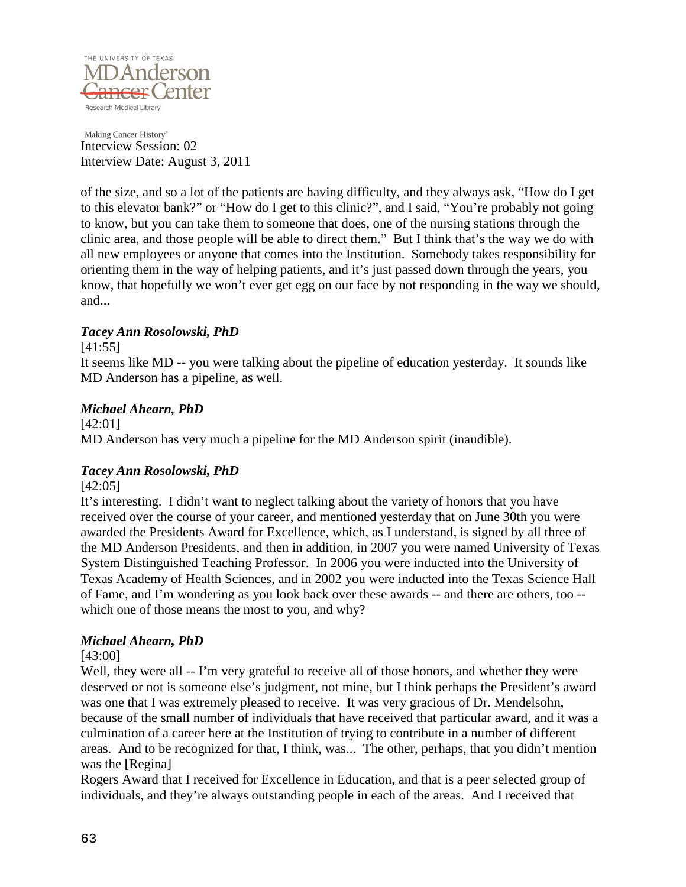of the size, and so a lot of the patients are having difficulty, and they always ask, "How do I get to this elevator bank?" or "How do I get to this clinic?", and I said, "You're probably not going to know, but you can take them to someone that does, one of the nursing stations through the clinic area, and those people will be able to direct them." But I think that's the way we do with all new employees or anyone that comes into the Institution. Somebody takes responsibility for orienting them in the way of helping patients, and it's just passed down through the years, you know, that hopefully we won't ever get egg on our face by not responding in the way we should, and...

***Tacey Ann Rosolowski, PhD***

[41:55]
It seems like MD -- you were talking about the pipeline of education yesterday. It sounds like MD Anderson has a pipeline, as well.

***Michael Ahearn, PhD***

[42:01]
MD Anderson has very much a pipeline for the MD Anderson spirit (inaudible).

***Tacey Ann Rosolowski, PhD***

[42:05]
It's interesting. I didn't want to neglect talking about the variety of honors that you have received over the course of your career, and mentioned yesterday that on June 30th you were awarded the Presidents Award for Excellence, which, as I understand, is signed by all three of the MD Anderson Presidents, and then in addition, in 2007 you were named University of Texas System Distinguished Teaching Professor. In 2006 you were inducted into the University of Texas Academy of Health Sciences, and in 2002 you were inducted into the Texas Science Hall of Fame, and I'm wondering as you look back over these awards -- and there are others, too -- which one of those means the most to you, and why?

***Michael Ahearn, PhD***

[43:00]
Well, they were all -- I'm very grateful to receive all of those honors, and whether they were deserved or not is someone else's judgment, not mine, but I think perhaps the President's award was one that I was extremely pleased to receive. It was very gracious of Dr. Mendelsohn, because of the small number of individuals that have received that particular award, and it was a culmination of a career here at the Institution of trying to contribute in a number of different areas. And to be recognized for that, I think, was... The other, perhaps, that you didn't mention was the [Regina]
Rogers Award that I received for Excellence in Education, and that is a peer selected group of individuals, and they're always outstanding people in each of the areas. And I received that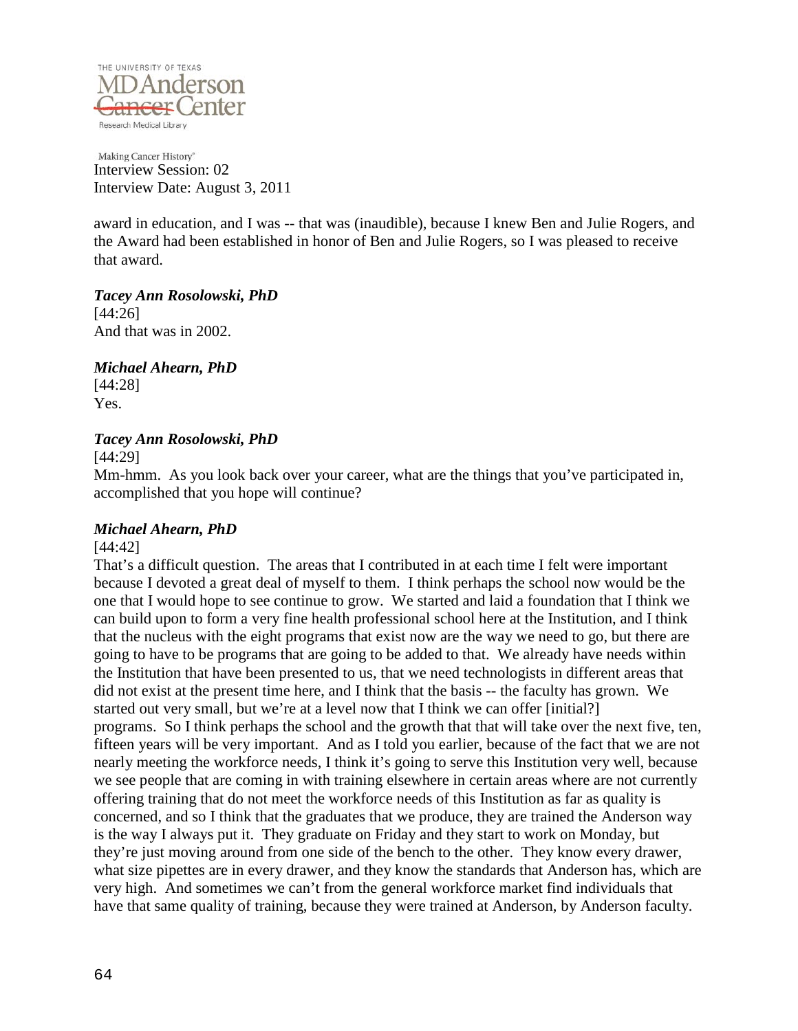award in education, and I was -- that was (inaudible), because I knew Ben and Julie Rogers, and the Award had been established in honor of Ben and Julie Rogers, so I was pleased to receive that award.

***Tacey Ann Rosolowski, PhD***
[44:26]
And that was in 2002.

***Michael Ahearn, PhD***
[44:28]
Yes.

***Tacey Ann Rosolowski, PhD***
[44:29]
Mm-hmm. As you look back over your career, what are the things that you've participated in, accomplished that you hope will continue?

***Michael Ahearn, PhD***
[44:42]
That's a difficult question. The areas that I contributed in at each time I felt were important because I devoted a great deal of myself to them. I think perhaps the school now would be the one that I would hope to see continue to grow. We started and laid a foundation that I think we can build upon to form a very fine health professional school here at the Institution, and I think that the nucleus with the eight programs that exist now are the way we need to go, but there are going to have to be programs that are going to be added to that. We already have needs within the Institution that have been presented to us, that we need technologists in different areas that did not exist at the present time here, and I think that the basis -- the faculty has grown. We started out very small, but we're at a level now that I think we can offer [initial?] programs. So I think perhaps the school and the growth that that will take over the next five, ten, fifteen years will be very important. And as I told you earlier, because of the fact that we are not nearly meeting the workforce needs, I think it's going to serve this Institution very well, because we see people that are coming in with training elsewhere in certain areas where are not currently offering training that do not meet the workforce needs of this Institution as far as quality is concerned, and so I think that the graduates that we produce, they are trained the Anderson way is the way I always put it. They graduate on Friday and they start to work on Monday, but they're just moving around from one side of the bench to the other. They know every drawer, what size pipettes are in every drawer, and they know the standards that Anderson has, which are very high. And sometimes we can't from the general workforce market find individuals that have that same quality of training, because they were trained at Anderson, by Anderson faculty.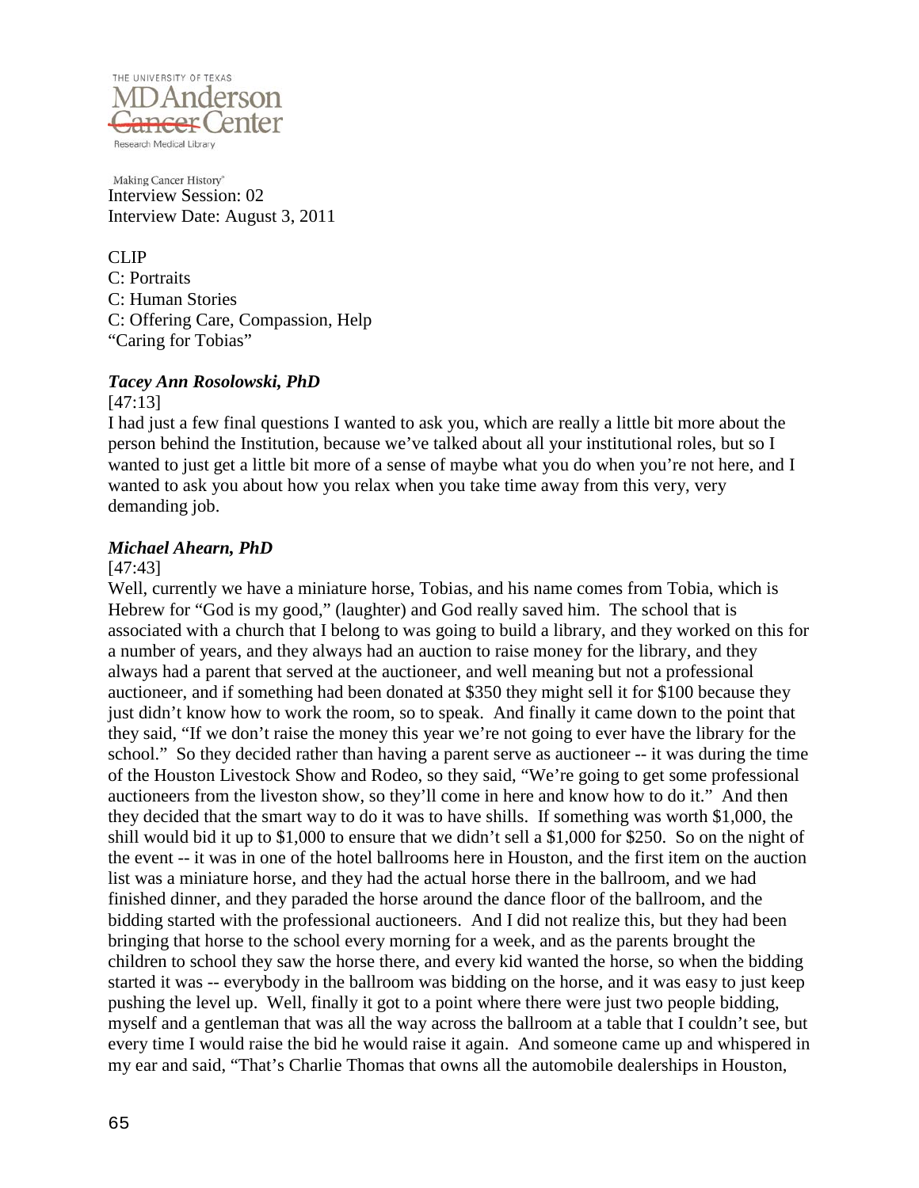Interview Session: 02
Interview Date: August 3, 2011

CLIP
C: Portraits
C: Human Stories
C: Offering Care, Compassion, Help
"Caring for Tobias"

***Tacey Ann Rosolowski, PhD***

[47:13]

I had just a few final questions I wanted to ask you, which are really a little bit more about the person behind the Institution, because we've talked about all your institutional roles, but so I wanted to just get a little bit more of a sense of maybe what you do when you're not here, and I wanted to ask you about how you relax when you take time away from this very, very demanding job.

***Michael Ahearn, PhD***

[47:43]

Well, currently we have a miniature horse, Tobias, and his name comes from Tobia, which is Hebrew for "God is my good," (laughter) and God really saved him. The school that is associated with a church that I belong to was going to build a library, and they worked on this for a number of years, and they always had an auction to raise money for the library, and they always had a parent that served at the auctioneer, and well meaning but not a professional auctioneer, and if something had been donated at $350 they might sell it for $100 because they just didn't know how to work the room, so to speak. And finally it came down to the point that they said, "If we don't raise the money this year we're not going to ever have the library for the school." So they decided rather than having a parent serve as auctioneer -- it was during the time of the Houston Livestock Show and Rodeo, so they said, "We're going to get some professional auctioneers from the liveston show, so they'll come in here and know how to do it." And then they decided that the smart way to do it was to have shills. If something was worth $1,000, the shill would bid it up to $1,000 to ensure that we didn't sell a $1,000 for $250. So on the night of the event -- it was in one of the hotel ballrooms here in Houston, and the first item on the auction list was a miniature horse, and they had the actual horse there in the ballroom, and we had finished dinner, and they paraded the horse around the dance floor of the ballroom, and the bidding started with the professional auctioneers. And I did not realize this, but they had been bringing that horse to the school every morning for a week, and as the parents brought the children to school they saw the horse there, and every kid wanted the horse, so when the bidding started it was -- everybody in the ballroom was bidding on the horse, and it was easy to just keep pushing the level up. Well, finally it got to a point where there were just two people bidding, myself and a gentleman that was all the way across the ballroom at a table that I couldn't see, but every time I would raise the bid he would raise it again. And someone came up and whispered in my ear and said, "That's Charlie Thomas that owns all the automobile dealerships in Houston,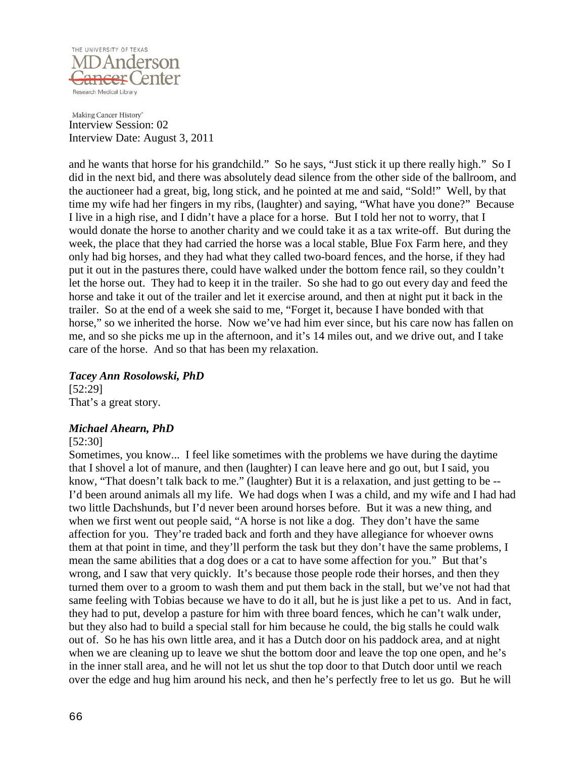and he wants that horse for his grandchild." So he says, "Just stick it up there really high." So I did in the next bid, and there was absolutely dead silence from the other side of the ballroom, and the auctioneer had a great, big, long stick, and he pointed at me and said, "Sold!" Well, by that time my wife had her fingers in my ribs, (laughter) and saying, "What have you done?" Because I live in a high rise, and I didn't have a place for a horse. But I told her not to worry, that I would donate the horse to another charity and we could take it as a tax write-off. But during the week, the place that they had carried the horse was a local stable, Blue Fox Farm here, and they only had big horses, and they had what they called two-board fences, and the horse, if they had put it out in the pastures there, could have walked under the bottom fence rail, so they couldn't let the horse out. They had to keep it in the trailer. So she had to go out every day and feed the horse and take it out of the trailer and let it exercise around, and then at night put it back in the trailer. So at the end of a week she said to me, "Forget it, because I have bonded with that horse," so we inherited the horse. Now we've had him ever since, but his care now has fallen on me, and so she picks me up in the afternoon, and it's 14 miles out, and we drive out, and I take care of the horse. And so that has been my relaxation.

***Tacey Ann Rosolowski, PhD***

[52:29]

That's a great story.

***Michael Ahearn, PhD***

[52:30]

Sometimes, you know... I feel like sometimes with the problems we have during the daytime that I shovel a lot of manure, and then (laughter) I can leave here and go out, but I said, you know, "That doesn't talk back to me." (laughter) But it is a relaxation, and just getting to be -- I'd been around animals all my life. We had dogs when I was a child, and my wife and I had had two little Dachshunds, but I'd never been around horses before. But it was a new thing, and when we first went out people said, "A horse is not like a dog. They don't have the same affection for you. They're traded back and forth and they have allegiance for whoever owns them at that point in time, and they'll perform the task but they don't have the same problems, I mean the same abilities that a dog does or a cat to have some affection for you." But that's wrong, and I saw that very quickly. It's because those people rode their horses, and then they turned them over to a groom to wash them and put them back in the stall, but we've not had that same feeling with Tobias because we have to do it all, but he is just like a pet to us. And in fact, they had to put, develop a pasture for him with three board fences, which he can't walk under, but they also had to build a special stall for him because he could, the big stalls he could walk out of. So he has his own little area, and it has a Dutch door on his paddock area, and at night when we are cleaning up to leave we shut the bottom door and leave the top one open, and he's in the inner stall area, and he will not let us shut the top door to that Dutch door until we reach over the edge and hug him around his neck, and then he's perfectly free to let us go. But he will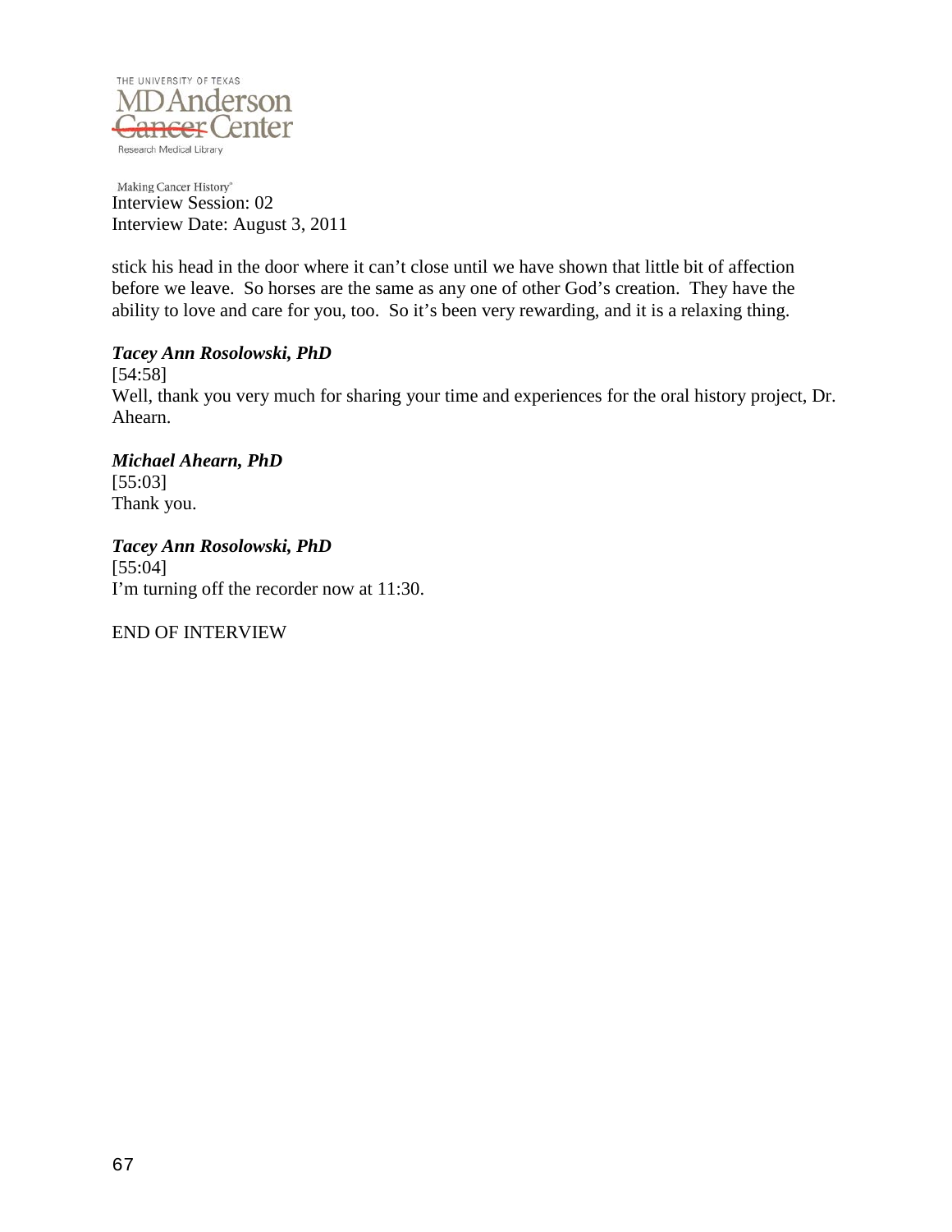stick his head in the door where it can't close until we have shown that little bit of affection before we leave. So horses are the same as any one of other God's creation. They have the ability to love and care for you, too. So it's been very rewarding, and it is a relaxing thing.

***Tacey Ann Rosolowski, PhD***

[54:58]

Well, thank you very much for sharing your time and experiences for the oral history project, Dr. Ahearn.

***Michael Ahearn, PhD***

[55:03]

Thank you.

***Tacey Ann Rosolowski, PhD***

[55:04]

I'm turning off the recorder now at 11:30.

END OF INTERVIEW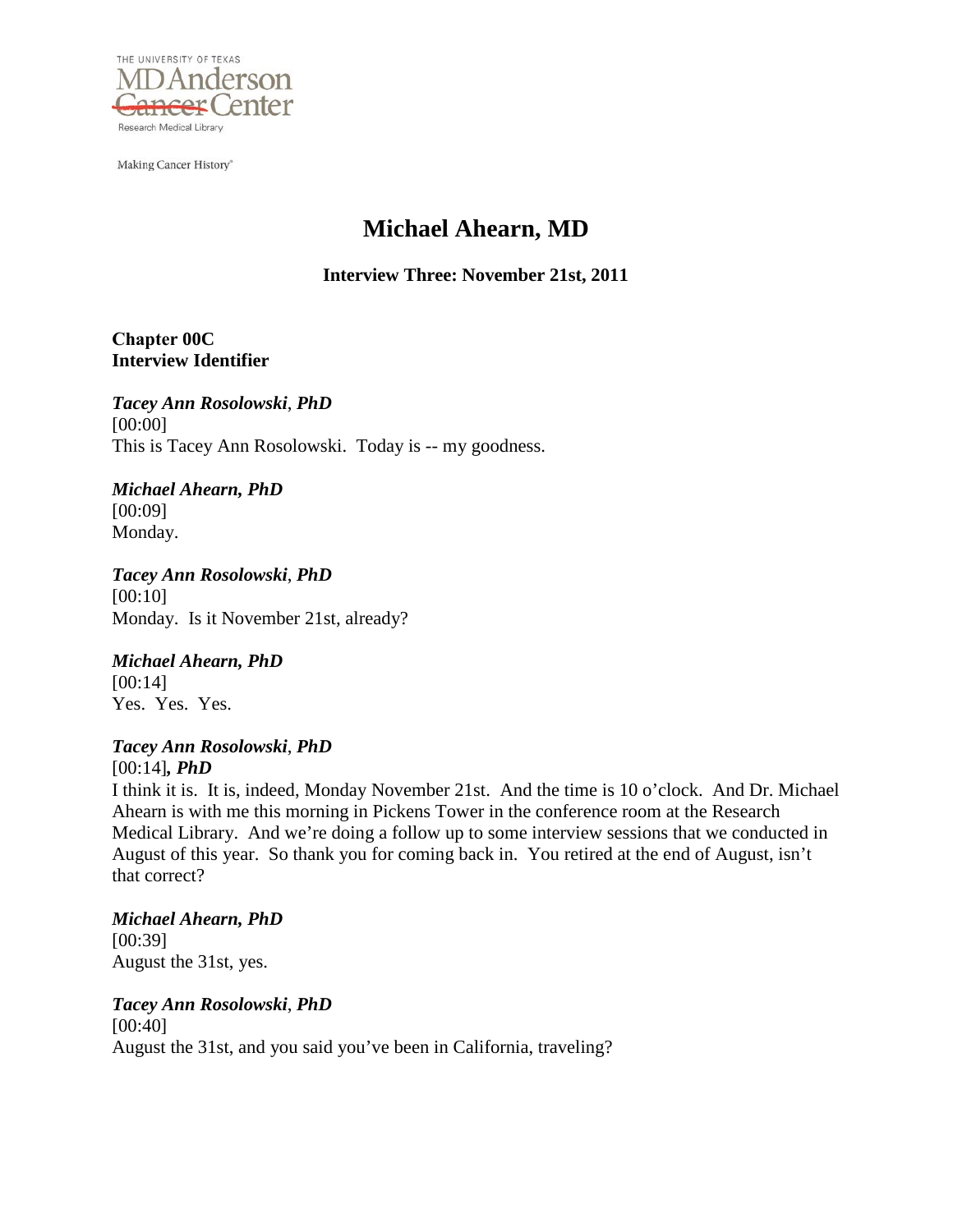# Michael Ahearn, MD

**Interview Three: November 21st, 2011**

**Chapter 00C**
**Interview Identifier**

***Tacey Ann Rosolowski, PhD***
[00:00]
This is Tacey Ann Rosolowski. Today is -- my goodness.

***Michael Ahearn, PhD***
[00:09]
Monday.

***Tacey Ann Rosolowski, PhD***
[00:10]
Monday. Is it November 21st, already?

***Michael Ahearn, PhD***
[00:14]
Yes. Yes. Yes.

***Tacey Ann Rosolowski, PhD***
[00:14]***, PhD***
I think it is. It is, indeed, Monday November 21st. And the time is 10 o'clock. And Dr. Michael Ahearn is with me this morning in Pickens Tower in the conference room at the Research Medical Library. And we're doing a follow up to some interview sessions that we conducted in August of this year. So thank you for coming back in. You retired at the end of August, isn't that correct?

***Michael Ahearn, PhD***
[00:39]
August the 31st, yes.

***Tacey Ann Rosolowski, PhD***
[00:40]
August the 31st, and you said you've been in California, traveling?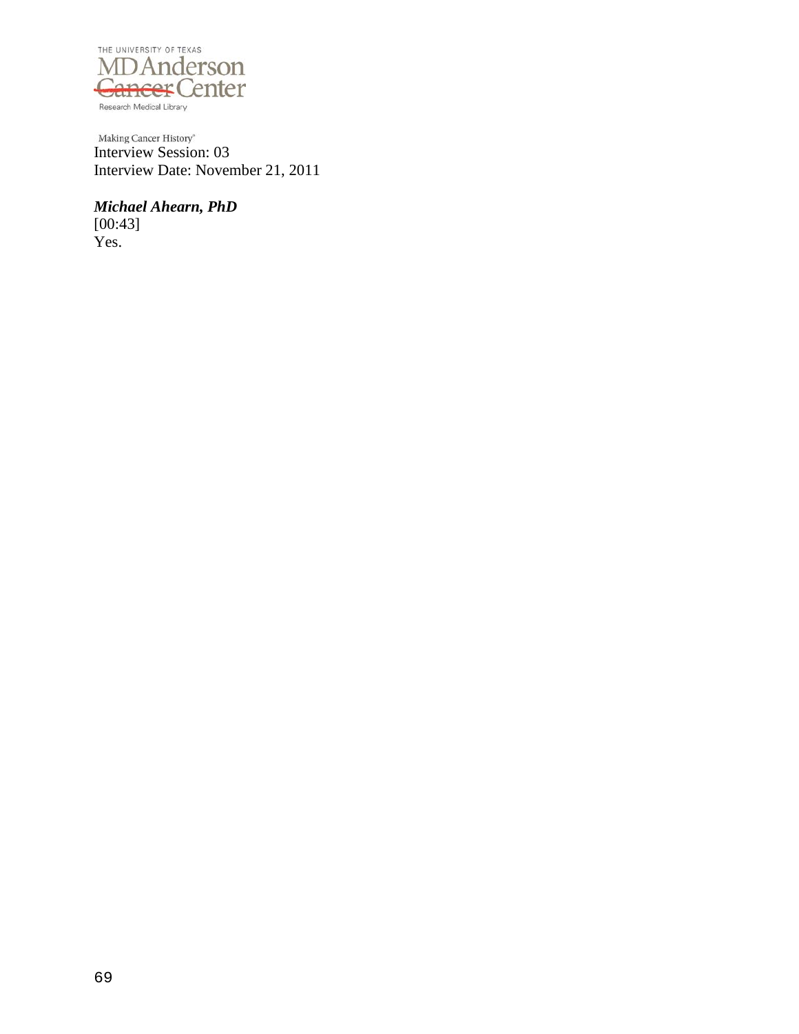Making Cancer History®

Interview Session: 03

Interview Date: November 21, 2011

***Michael Ahearn, PhD***

[00:43]

Yes.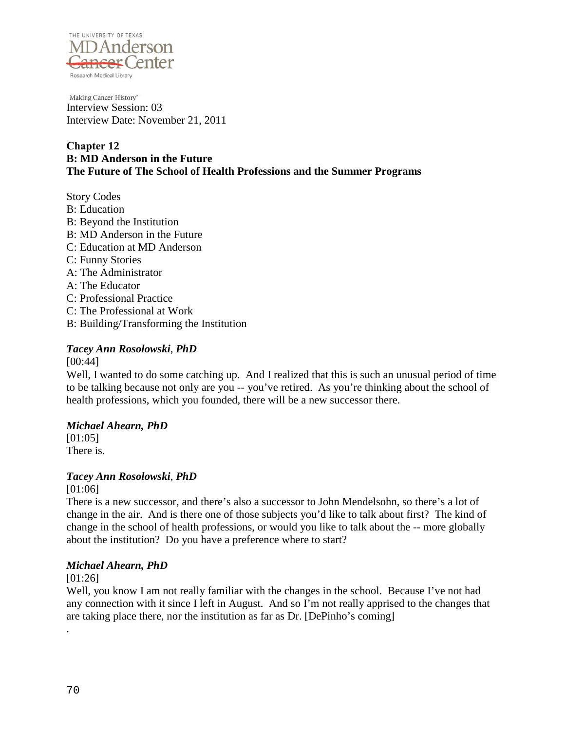Making Cancer History®
Interview Session: 03
Interview Date: November 21, 2011

## Chapter 12
## B: MD Anderson in the Future
## The Future of The School of Health Professions and the Summer Programs

Story Codes
B: Education
B: Beyond the Institution
B: MD Anderson in the Future
C: Education at MD Anderson
C: Funny Stories
A: The Administrator
A: The Educator
C: Professional Practice
C: The Professional at Work
B: Building/Transforming the Institution

***Tacey Ann Rosolowski, PhD***
[00:44]
Well, I wanted to do some catching up. And I realized that this is such an unusual period of time to be talking because not only are you -- you've retired. As you're thinking about the school of health professions, which you founded, there will be a new successor there.

***Michael Ahearn, PhD***
[01:05]
There is.

***Tacey Ann Rosolowski, PhD***
[01:06]
There is a new successor, and there's also a successor to John Mendelsohn, so there's a lot of change in the air. And is there one of those subjects you'd like to talk about first? The kind of change in the school of health professions, or would you like to talk about the -- more globally about the institution? Do you have a preference where to start?

***Michael Ahearn, PhD***
[01:26]
Well, you know I am not really familiar with the changes in the school. Because I've not had any connection with it since I left in August. And so I'm not really apprised to the changes that are taking place there, nor the institution as far as Dr. [DePinho's coming]
.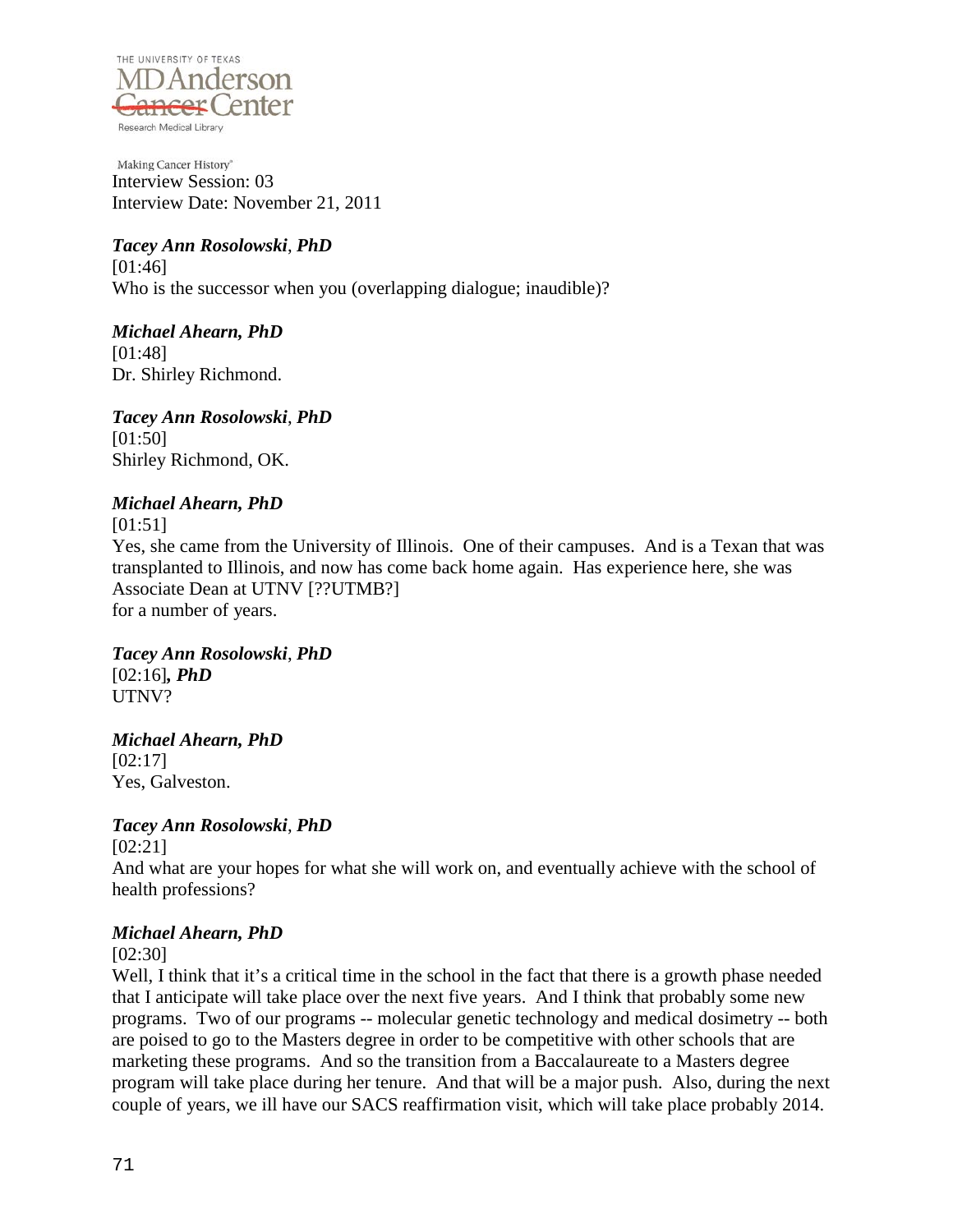Making Cancer History®

Interview Session: 03

Interview Date: November 21, 2011

***Tacey Ann Rosolowski*, *PhD***

[01:46]

Who is the successor when you (overlapping dialogue; inaudible)?

***Michael Ahearn, PhD***

[01:48]

Dr. Shirley Richmond.

***Tacey Ann Rosolowski*, *PhD***

[01:50]

Shirley Richmond, OK.

***Michael Ahearn, PhD***

[01:51]

Yes, she came from the University of Illinois. One of their campuses. And is a Texan that was transplanted to Illinois, and now has come back home again. Has experience here, she was Associate Dean at UTNV [??UTMB?]
for a number of years.

***Tacey Ann Rosolowski*, *PhD***

[02:16]***, PhD***

UTNV?

***Michael Ahearn, PhD***

[02:17]

Yes, Galveston.

***Tacey Ann Rosolowski*, *PhD***

[02:21]

And what are your hopes for what she will work on, and eventually achieve with the school of health professions?

***Michael Ahearn, PhD***

[02:30]

Well, I think that it's a critical time in the school in the fact that there is a growth phase needed that I anticipate will take place over the next five years. And I think that probably some new programs. Two of our programs -- molecular genetic technology and medical dosimetry -- both are poised to go to the Masters degree in order to be competitive with other schools that are marketing these programs. And so the transition from a Baccalaureate to a Masters degree program will take place during her tenure. And that will be a major push. Also, during the next couple of years, we ill have our SACS reaffirmation visit, which will take place probably 2014.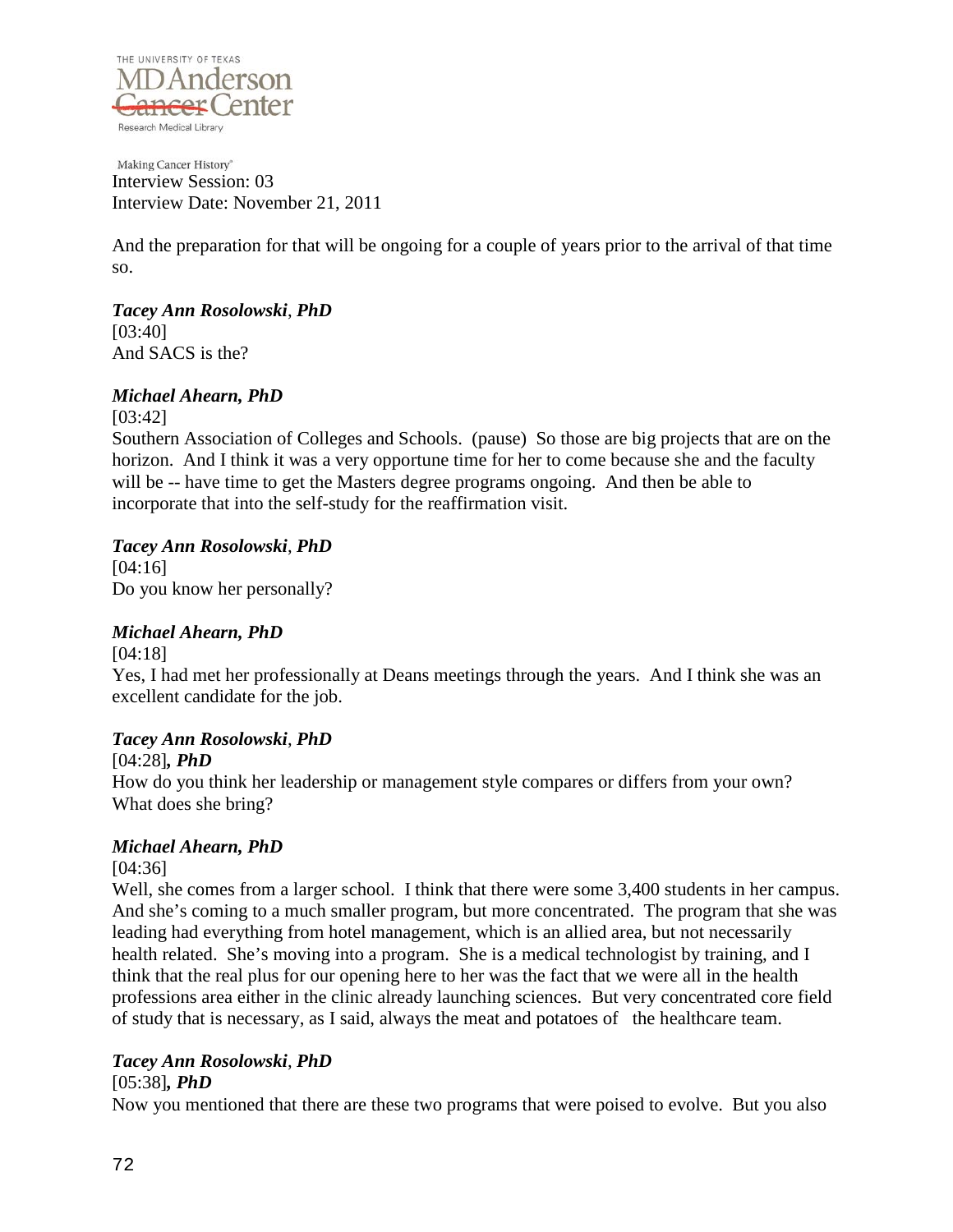Interview Session: 03
Interview Date: November 21, 2011

And the preparation for that will be ongoing for a couple of years prior to the arrival of that time so.

***Tacey Ann Rosolowski*, *PhD***
[03:40]
And SACS is the?

***Michael Ahearn, PhD***
[03:42]
Southern Association of Colleges and Schools. (pause) So those are big projects that are on the horizon. And I think it was a very opportune time for her to come because she and the faculty will be -- have time to get the Masters degree programs ongoing. And then be able to incorporate that into the self-study for the reaffirmation visit.

***Tacey Ann Rosolowski*, *PhD***
[04:16]
Do you know her personally?

***Michael Ahearn, PhD***
[04:18]
Yes, I had met her professionally at Deans meetings through the years. And I think she was an excellent candidate for the job.

***Tacey Ann Rosolowski*, *PhD***
[04:28]***, PhD***
How do you think her leadership or management style compares or differs from your own? What does she bring?

***Michael Ahearn, PhD***
[04:36]
Well, she comes from a larger school. I think that there were some 3,400 students in her campus. And she's coming to a much smaller program, but more concentrated. The program that she was leading had everything from hotel management, which is an allied area, but not necessarily health related. She's moving into a program. She is a medical technologist by training, and I think that the real plus for our opening here to her was the fact that we were all in the health professions area either in the clinic already launching sciences. But very concentrated core field of study that is necessary, as I said, always the meat and potatoes of the healthcare team.

***Tacey Ann Rosolowski*, *PhD***
[05:38]***, PhD***
Now you mentioned that there are these two programs that were poised to evolve. But you also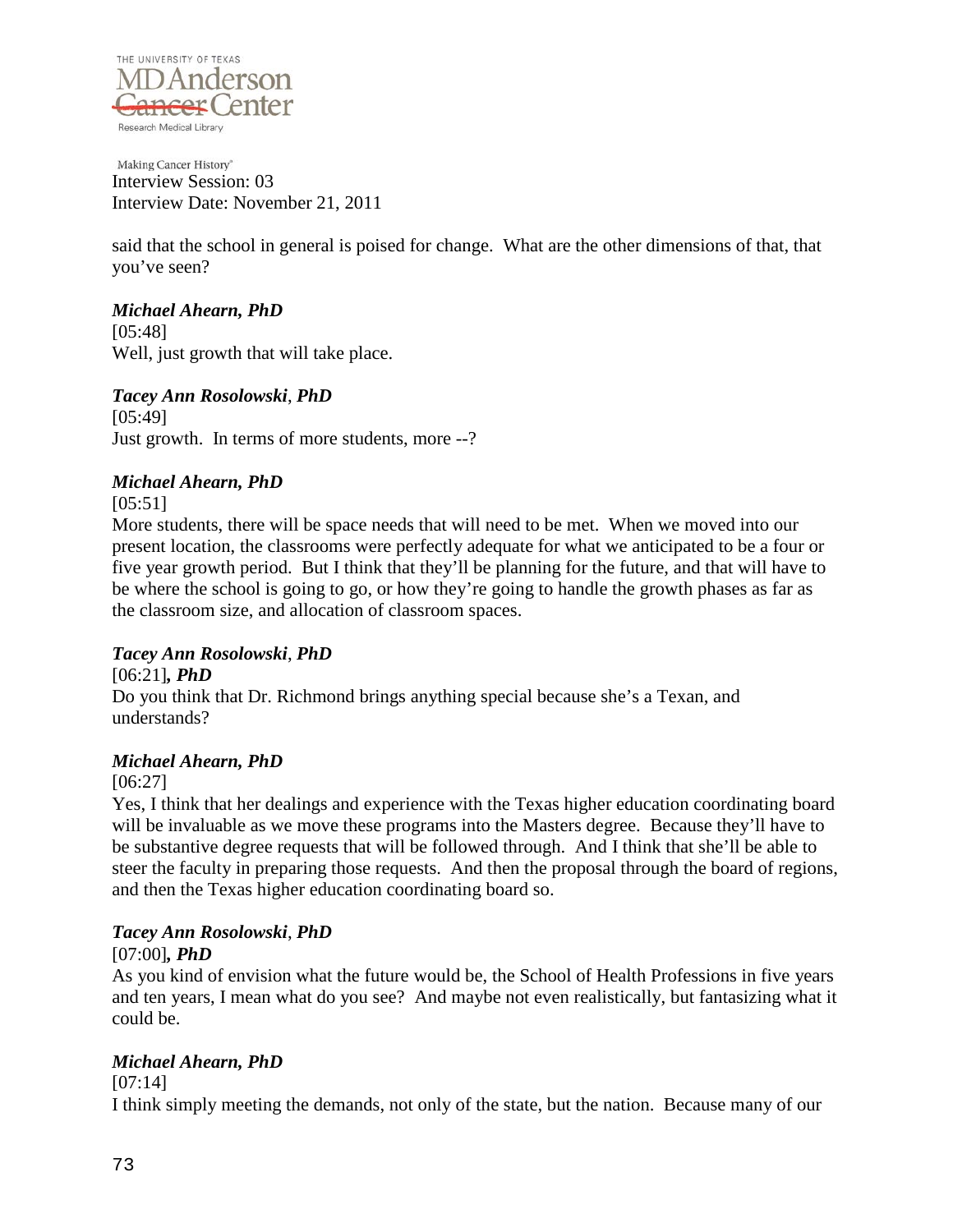said that the school in general is poised for change. What are the other dimensions of that, that you've seen?

***Michael Ahearn, PhD***

[05:48]

Well, just growth that will take place.

***Tacey Ann Rosolowski*, *PhD***

[05:49]

Just growth. In terms of more students, more --?

***Michael Ahearn, PhD***

[05:51]

More students, there will be space needs that will need to be met. When we moved into our present location, the classrooms were perfectly adequate for what we anticipated to be a four or five year growth period. But I think that they'll be planning for the future, and that will have to be where the school is going to go, or how they're going to handle the growth phases as far as the classroom size, and allocation of classroom spaces.

***Tacey Ann Rosolowski*, *PhD***

[06:21]***, PhD***

Do you think that Dr. Richmond brings anything special because she's a Texan, and understands?

***Michael Ahearn, PhD***

[06:27]

Yes, I think that her dealings and experience with the Texas higher education coordinating board will be invaluable as we move these programs into the Masters degree. Because they'll have to be substantive degree requests that will be followed through. And I think that she'll be able to steer the faculty in preparing those requests. And then the proposal through the board of regions, and then the Texas higher education coordinating board so.

***Tacey Ann Rosolowski*, *PhD***

[07:00]***, PhD***

As you kind of envision what the future would be, the School of Health Professions in five years and ten years, I mean what do you see? And maybe not even realistically, but fantasizing what it could be.

***Michael Ahearn, PhD***

[07:14]

I think simply meeting the demands, not only of the state, but the nation. Because many of our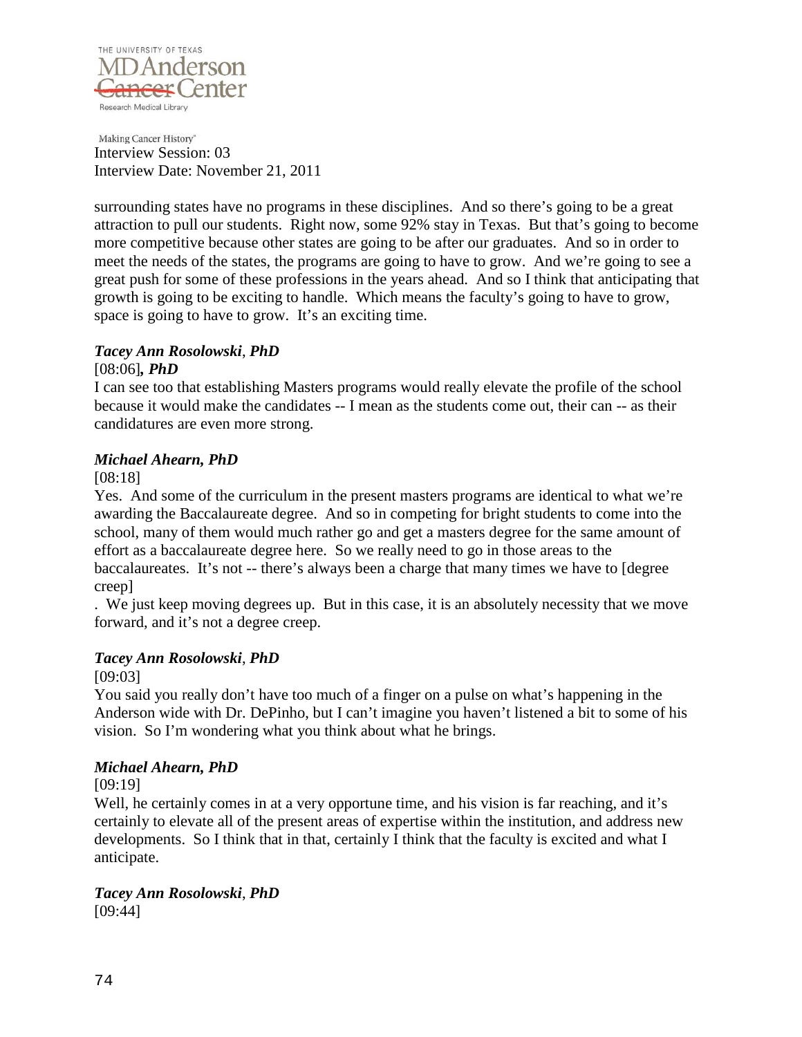surrounding states have no programs in these disciplines. And so there's going to be a great attraction to pull our students. Right now, some 92% stay in Texas. But that's going to become more competitive because other states are going to be after our graduates. And so in order to meet the needs of the states, the programs are going to have to grow. And we're going to see a great push for some of these professions in the years ahead. And so I think that anticipating that growth is going to be exciting to handle. Which means the faculty's going to have to grow, space is going to have to grow. It's an exciting time.

***Tacey Ann Rosolowski*, *PhD***

[08:06]***, PhD***

I can see too that establishing Masters programs would really elevate the profile of the school because it would make the candidates -- I mean as the students come out, their can -- as their candidatures are even more strong.

***Michael Ahearn, PhD***

[08:18]

Yes. And some of the curriculum in the present masters programs are identical to what we're awarding the Baccalaureate degree. And so in competing for bright students to come into the school, many of them would much rather go and get a masters degree for the same amount of effort as a baccalaureate degree here. So we really need to go in those areas to the baccalaureates. It's not -- there's always been a charge that many times we have to [degree creep]

. We just keep moving degrees up. But in this case, it is an absolutely necessity that we move forward, and it's not a degree creep.

***Tacey Ann Rosolowski*, *PhD***

[09:03]

You said you really don't have too much of a finger on a pulse on what's happening in the Anderson wide with Dr. DePinho, but I can't imagine you haven't listened a bit to some of his vision. So I'm wondering what you think about what he brings.

***Michael Ahearn, PhD***

[09:19]

Well, he certainly comes in at a very opportune time, and his vision is far reaching, and it's certainly to elevate all of the present areas of expertise within the institution, and address new developments. So I think that in that, certainly I think that the faculty is excited and what I anticipate.

***Tacey Ann Rosolowski*, *PhD***

[09:44]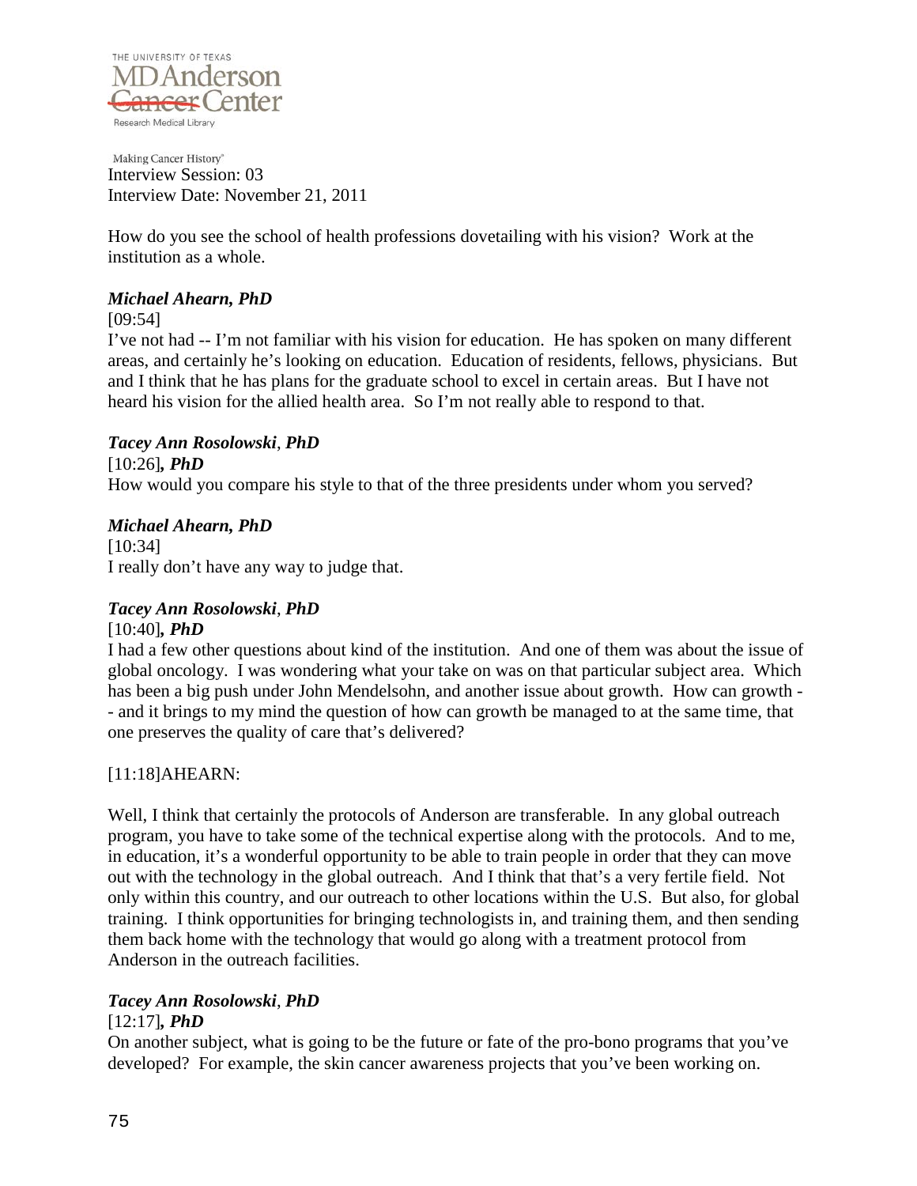Interview Session: 03
Interview Date: November 21, 2011

How do you see the school of health professions dovetailing with his vision? Work at the institution as a whole.

***Michael Ahearn, PhD***

[09:54]

I've not had -- I'm not familiar with his vision for education. He has spoken on many different areas, and certainly he's looking on education. Education of residents, fellows, physicians. But and I think that he has plans for the graduate school to excel in certain areas. But I have not heard his vision for the allied health area. So I'm not really able to respond to that.

***Tacey Ann Rosolowski**, **PhD***

[10:26]***, PhD***

How would you compare his style to that of the three presidents under whom you served?

***Michael Ahearn, PhD***

[10:34]

I really don't have any way to judge that.

***Tacey Ann Rosolowski**, **PhD***

[10:40]***, PhD***

I had a few other questions about kind of the institution. And one of them was about the issue of global oncology. I was wondering what your take on was on that particular subject area. Which has been a big push under John Mendelsohn, and another issue about growth. How can growth -- and it brings to my mind the question of how can growth be managed to at the same time, that one preserves the quality of care that's delivered?

[11:18]AHEARN:

Well, I think that certainly the protocols of Anderson are transferable. In any global outreach program, you have to take some of the technical expertise along with the protocols. And to me, in education, it's a wonderful opportunity to be able to train people in order that they can move out with the technology in the global outreach. And I think that that's a very fertile field. Not only within this country, and our outreach to other locations within the U.S. But also, for global training. I think opportunities for bringing technologists in, and training them, and then sending them back home with the technology that would go along with a treatment protocol from Anderson in the outreach facilities.

***Tacey Ann Rosolowski**, **PhD***

[12:17]***, PhD***

On another subject, what is going to be the future or fate of the pro-bono programs that you've developed? For example, the skin cancer awareness projects that you've been working on.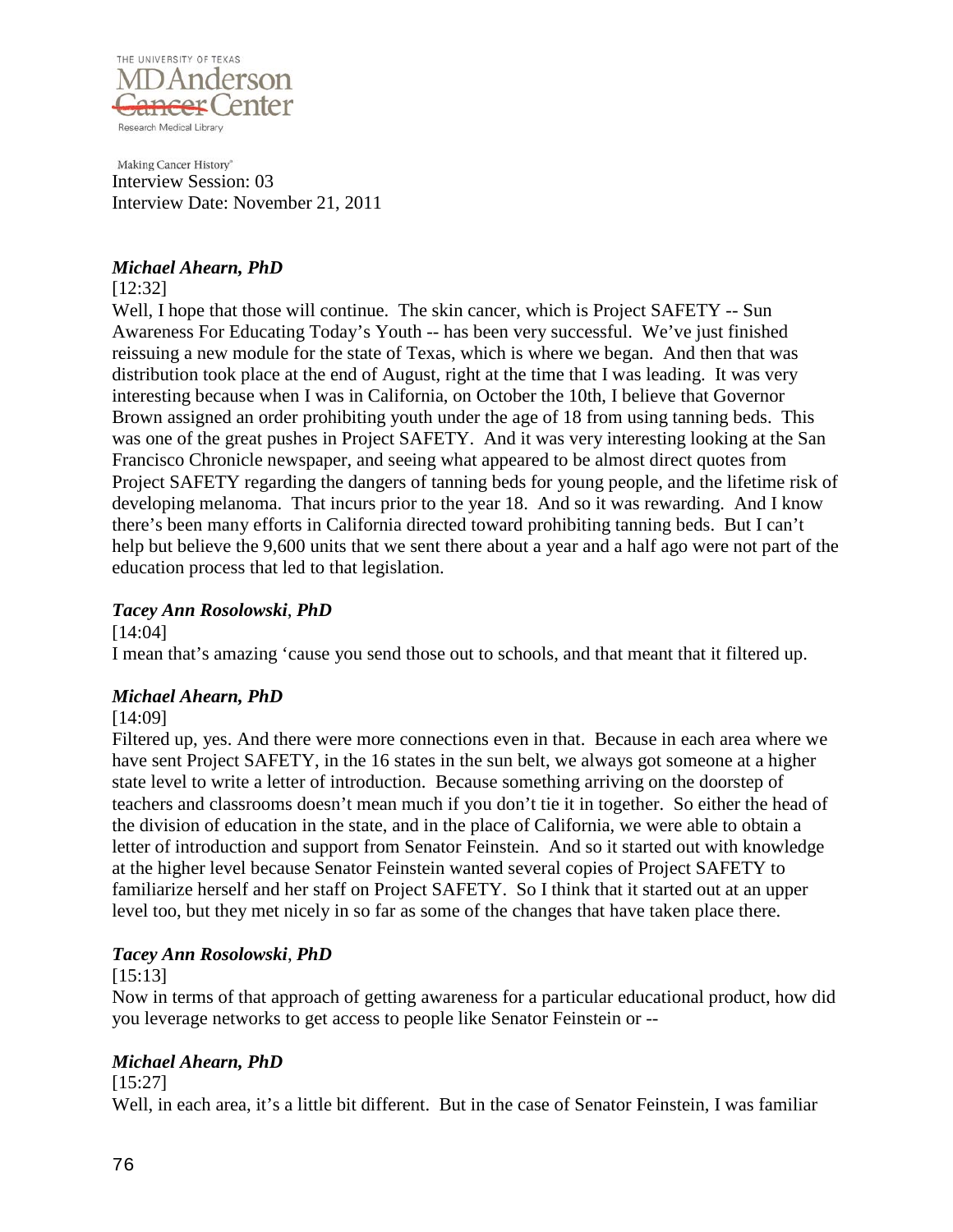Interview Session: 03
Interview Date: November 21, 2011

***Michael Ahearn, PhD***

[12:32]

Well, I hope that those will continue. The skin cancer, which is Project SAFETY -- Sun Awareness For Educating Today's Youth -- has been very successful. We've just finished reissuing a new module for the state of Texas, which is where we began. And then that was distribution took place at the end of August, right at the time that I was leading. It was very interesting because when I was in California, on October the 10th, I believe that Governor Brown assigned an order prohibiting youth under the age of 18 from using tanning beds. This was one of the great pushes in Project SAFETY. And it was very interesting looking at the San Francisco Chronicle newspaper, and seeing what appeared to be almost direct quotes from Project SAFETY regarding the dangers of tanning beds for young people, and the lifetime risk of developing melanoma. That incurs prior to the year 18. And so it was rewarding. And I know there's been many efforts in California directed toward prohibiting tanning beds. But I can't help but believe the 9,600 units that we sent there about a year and a half ago were not part of the education process that led to that legislation.

***Tacey Ann Rosolowski, PhD***

[14:04]

I mean that's amazing 'cause you send those out to schools, and that meant that it filtered up.

***Michael Ahearn, PhD***

[14:09]

Filtered up, yes. And there were more connections even in that. Because in each area where we have sent Project SAFETY, in the 16 states in the sun belt, we always got someone at a higher state level to write a letter of introduction. Because something arriving on the doorstep of teachers and classrooms doesn't mean much if you don't tie it in together. So either the head of the division of education in the state, and in the place of California, we were able to obtain a letter of introduction and support from Senator Feinstein. And so it started out with knowledge at the higher level because Senator Feinstein wanted several copies of Project SAFETY to familiarize herself and her staff on Project SAFETY. So I think that it started out at an upper level too, but they met nicely in so far as some of the changes that have taken place there.

***Tacey Ann Rosolowski, PhD***

[15:13]

Now in terms of that approach of getting awareness for a particular educational product, how did you leverage networks to get access to people like Senator Feinstein or --

***Michael Ahearn, PhD***

[15:27]

Well, in each area, it's a little bit different. But in the case of Senator Feinstein, I was familiar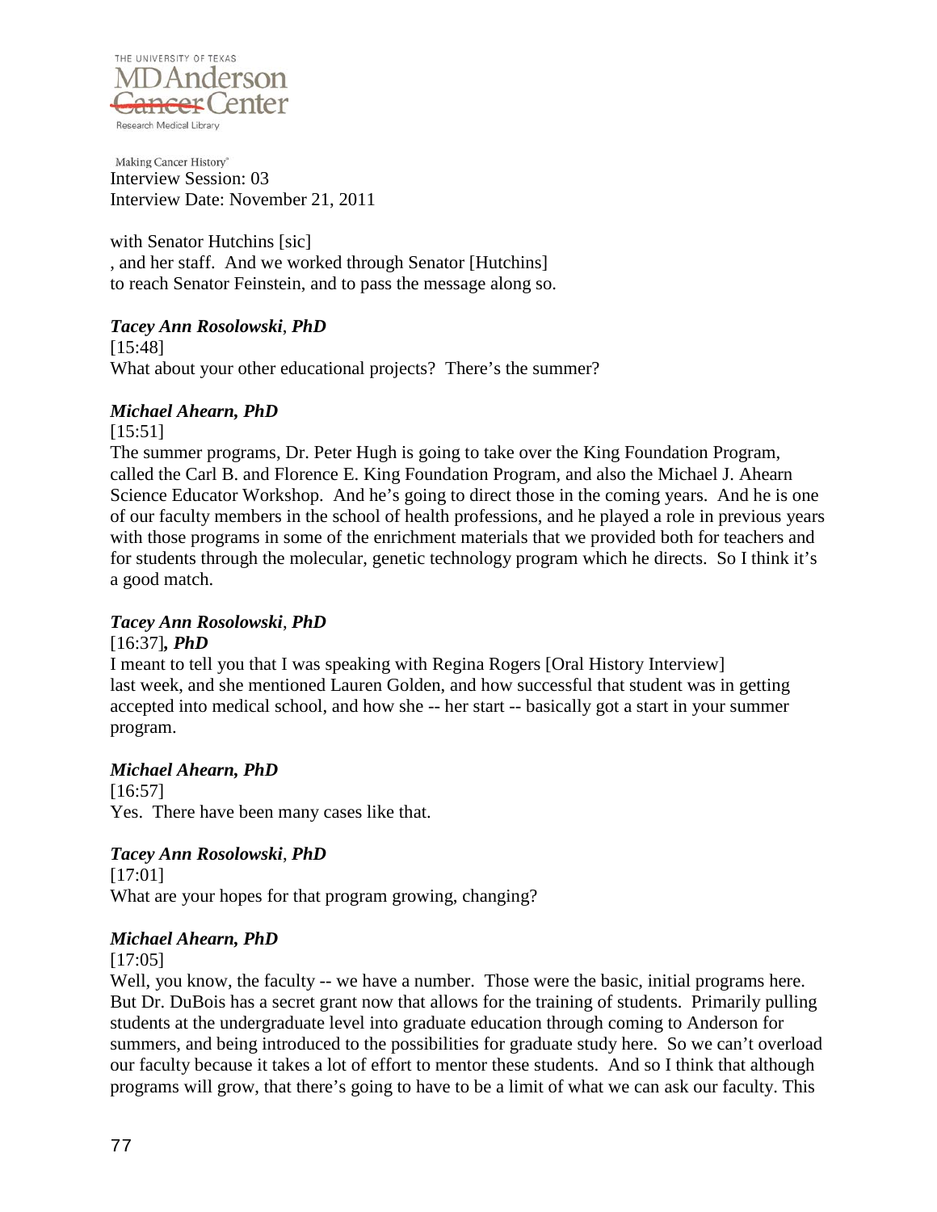Interview Session: 03
Interview Date: November 21, 2011

with Senator Hutchins [sic]
, and her staff. And we worked through Senator [Hutchins]
to reach Senator Feinstein, and to pass the message along so.

***Tacey Ann Rosolowski, PhD***

[15:48]
What about your other educational projects? There's the summer?

***Michael Ahearn, PhD***

[15:51]
The summer programs, Dr. Peter Hugh is going to take over the King Foundation Program, called the Carl B. and Florence E. King Foundation Program, and also the Michael J. Ahearn Science Educator Workshop. And he's going to direct those in the coming years. And he is one of our faculty members in the school of health professions, and he played a role in previous years with those programs in some of the enrichment materials that we provided both for teachers and for students through the molecular, genetic technology program which he directs. So I think it's a good match.

***Tacey Ann Rosolowski, PhD***

[16:37]***, PhD***
I meant to tell you that I was speaking with Regina Rogers [Oral History Interview]
last week, and she mentioned Lauren Golden, and how successful that student was in getting accepted into medical school, and how she -- her start -- basically got a start in your summer program.

***Michael Ahearn, PhD***

[16:57]
Yes. There have been many cases like that.

***Tacey Ann Rosolowski, PhD***

[17:01]
What are your hopes for that program growing, changing?

***Michael Ahearn, PhD***

[17:05]
Well, you know, the faculty -- we have a number. Those were the basic, initial programs here. But Dr. DuBois has a secret grant now that allows for the training of students. Primarily pulling students at the undergraduate level into graduate education through coming to Anderson for summers, and being introduced to the possibilities for graduate study here. So we can't overload our faculty because it takes a lot of effort to mentor these students. And so I think that although programs will grow, that there's going to have to be a limit of what we can ask our faculty. This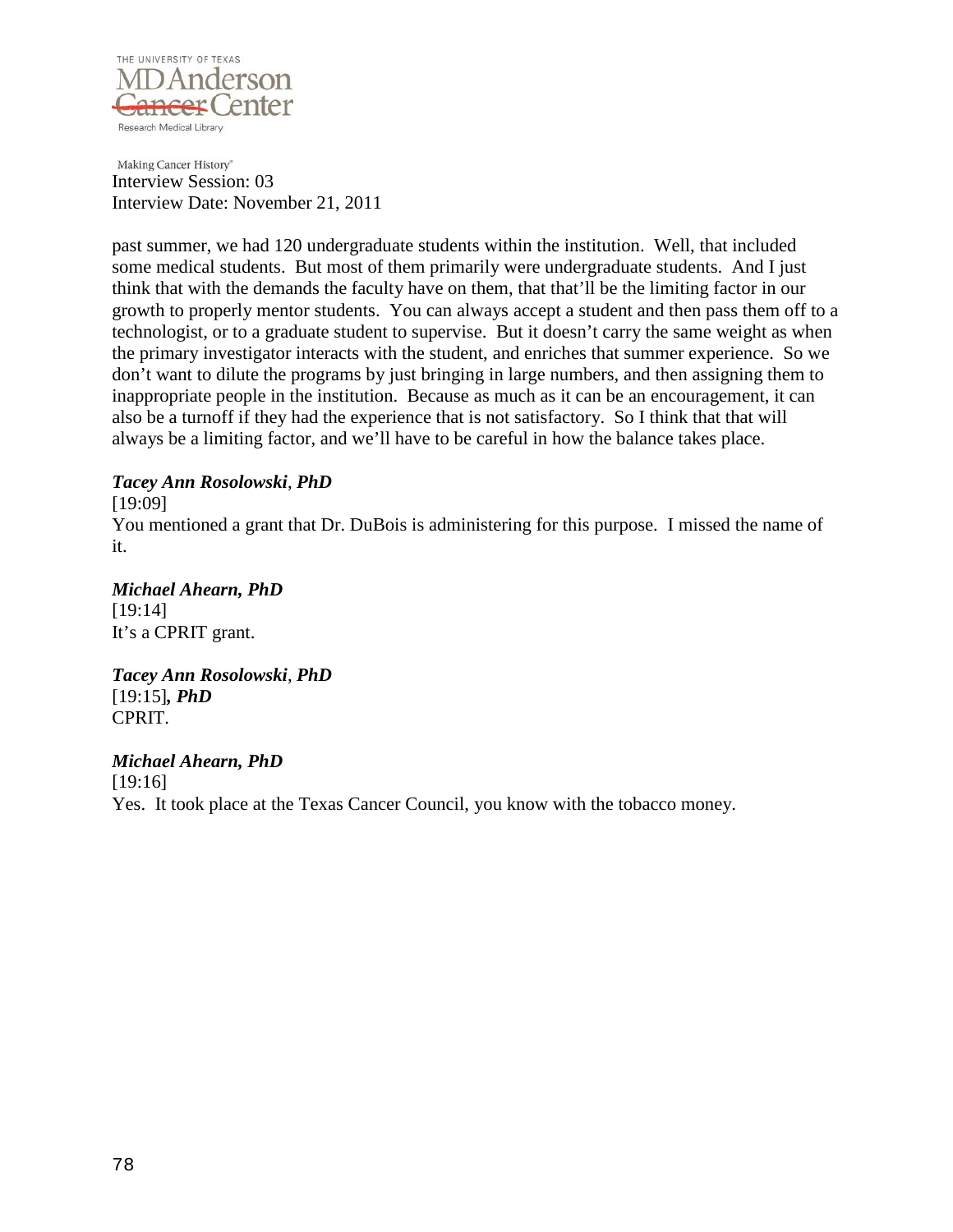past summer, we had 120 undergraduate students within the institution. Well, that included some medical students. But most of them primarily were undergraduate students. And I just think that with the demands the faculty have on them, that that'll be the limiting factor in our growth to properly mentor students. You can always accept a student and then pass them off to a technologist, or to a graduate student to supervise. But it doesn't carry the same weight as when the primary investigator interacts with the student, and enriches that summer experience. So we don't want to dilute the programs by just bringing in large numbers, and then assigning them to inappropriate people in the institution. Because as much as it can be an encouragement, it can also be a turnoff if they had the experience that is not satisfactory. So I think that that will always be a limiting factor, and we'll have to be careful in how the balance takes place.

***Tacey Ann Rosolowski*, *PhD***
[19:09]
You mentioned a grant that Dr. DuBois is administering for this purpose. I missed the name of it.

***Michael Ahearn, PhD***
[19:14]
It's a CPRIT grant.

***Tacey Ann Rosolowski*, *PhD***
[19:15]***, PhD***
CPRIT.

***Michael Ahearn, PhD***
[19:16]
Yes. It took place at the Texas Cancer Council, you know with the tobacco money.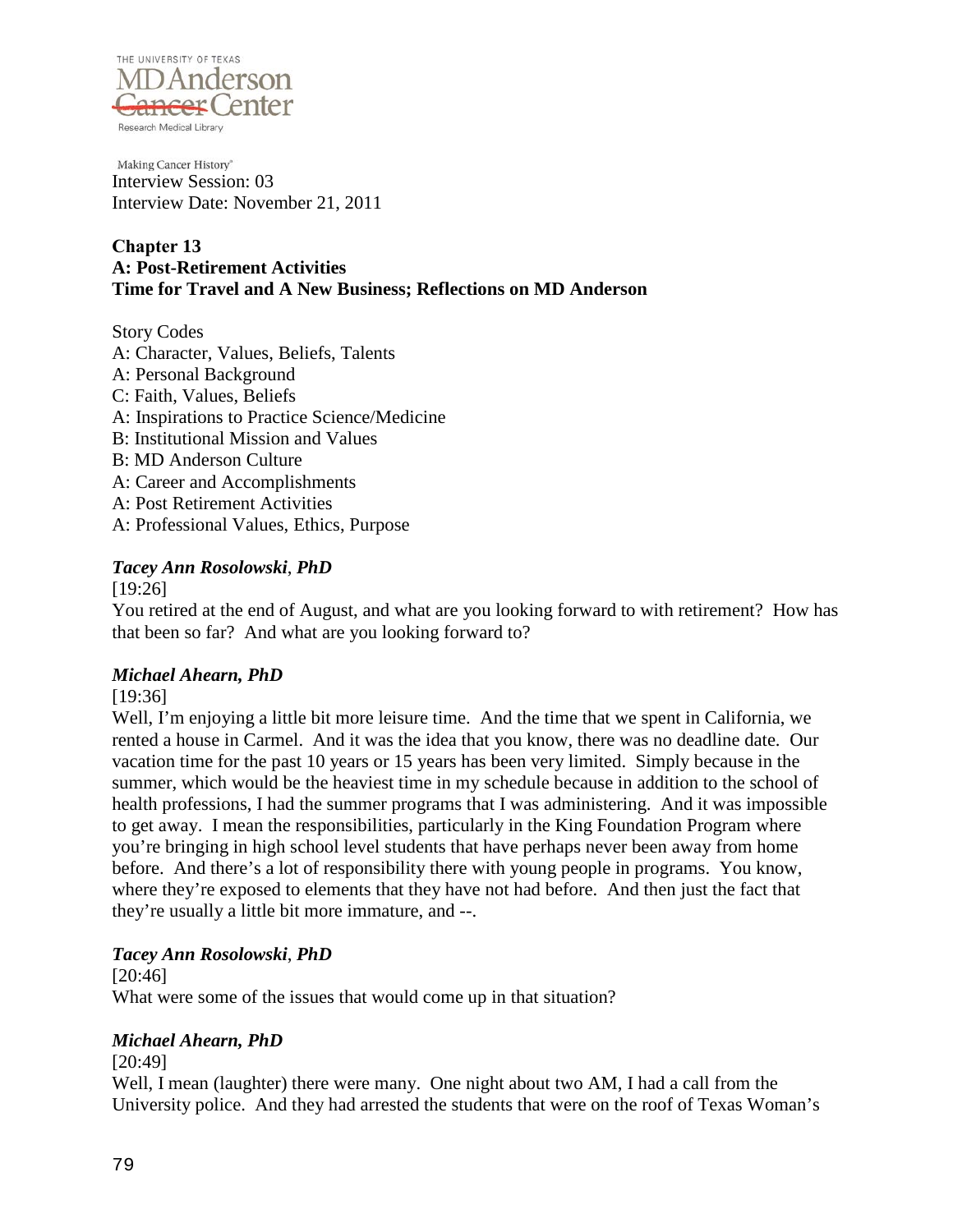Making Cancer History®

Interview Session: 03
Interview Date: November 21, 2011

**Chapter 13**
**A: Post-Retirement Activities**
**Time for Travel and A New Business; Reflections on MD Anderson**

Story Codes
A: Character, Values, Beliefs, Talents
A: Personal Background
C: Faith, Values, Beliefs
A: Inspirations to Practice Science/Medicine
B: Institutional Mission and Values
B: MD Anderson Culture
A: Career and Accomplishments
A: Post Retirement Activities
A: Professional Values, Ethics, Purpose

***Tacey Ann Rosolowski, PhD***

[19:26]
You retired at the end of August, and what are you looking forward to with retirement? How has that been so far? And what are you looking forward to?

***Michael Ahearn, PhD***

[19:36]
Well, I'm enjoying a little bit more leisure time. And the time that we spent in California, we rented a house in Carmel. And it was the idea that you know, there was no deadline date. Our vacation time for the past 10 years or 15 years has been very limited. Simply because in the summer, which would be the heaviest time in my schedule because in addition to the school of health professions, I had the summer programs that I was administering. And it was impossible to get away. I mean the responsibilities, particularly in the King Foundation Program where you're bringing in high school level students that have perhaps never been away from home before. And there's a lot of responsibility there with young people in programs. You know, where they're exposed to elements that they have not had before. And then just the fact that they're usually a little bit more immature, and --.

***Tacey Ann Rosolowski, PhD***

[20:46]
What were some of the issues that would come up in that situation?

***Michael Ahearn, PhD***

[20:49]
Well, I mean (laughter) there were many. One night about two AM, I had a call from the University police. And they had arrested the students that were on the roof of Texas Woman's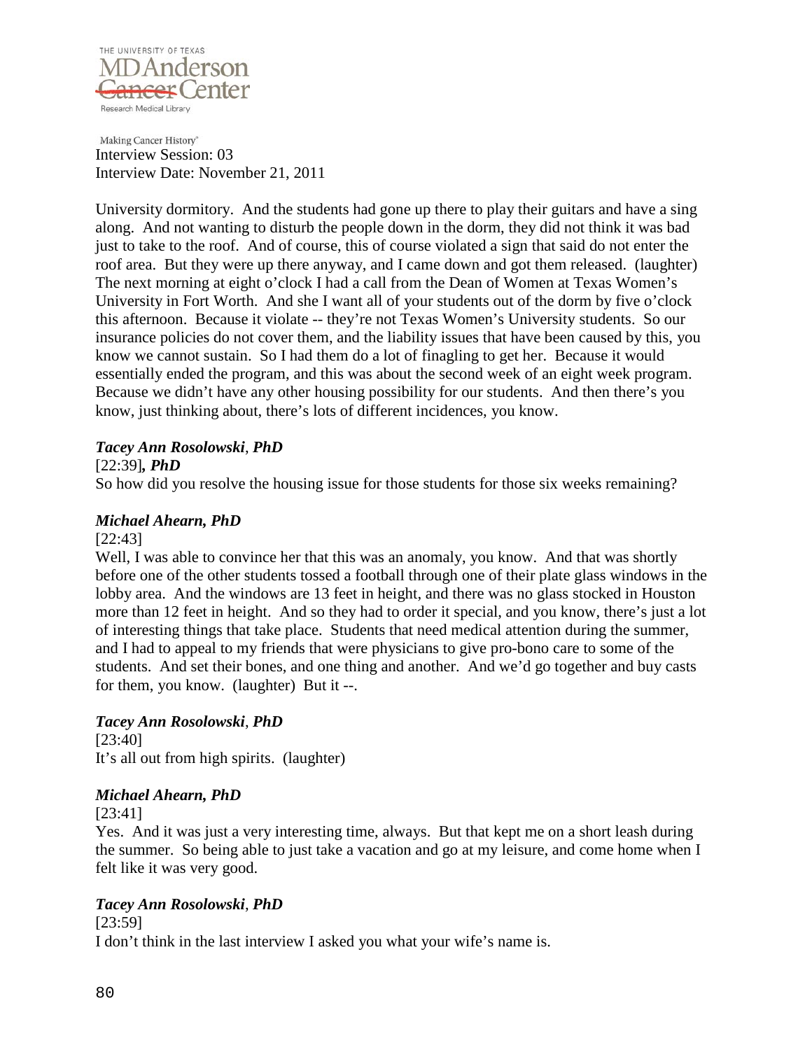Interview Session: 03
Interview Date: November 21, 2011

University dormitory. And the students had gone up there to play their guitars and have a sing along. And not wanting to disturb the people down in the dorm, they did not think it was bad just to take to the roof. And of course, this of course violated a sign that said do not enter the roof area. But they were up there anyway, and I came down and got them released. (laughter) The next morning at eight o'clock I had a call from the Dean of Women at Texas Women's University in Fort Worth. And she I want all of your students out of the dorm by five o'clock this afternoon. Because it violate -- they're not Texas Women's University students. So our insurance policies do not cover them, and the liability issues that have been caused by this, you know we cannot sustain. So I had them do a lot of finagling to get her. Because it would essentially ended the program, and this was about the second week of an eight week program. Because we didn't have any other housing possibility for our students. And then there's you know, just thinking about, there's lots of different incidences, you know.

***Tacey Ann Rosolowski*, *PhD***

[22:39]***, PhD***

So how did you resolve the housing issue for those students for those six weeks remaining?

***Michael Ahearn, PhD***

[22:43]

Well, I was able to convince her that this was an anomaly, you know. And that was shortly before one of the other students tossed a football through one of their plate glass windows in the lobby area. And the windows are 13 feet in height, and there was no glass stocked in Houston more than 12 feet in height. And so they had to order it special, and you know, there's just a lot of interesting things that take place. Students that need medical attention during the summer, and I had to appeal to my friends that were physicians to give pro-bono care to some of the students. And set their bones, and one thing and another. And we'd go together and buy casts for them, you know. (laughter) But it --.

***Tacey Ann Rosolowski*, *PhD***

[23:40]

It's all out from high spirits. (laughter)

***Michael Ahearn, PhD***

[23:41]

Yes. And it was just a very interesting time, always. But that kept me on a short leash during the summer. So being able to just take a vacation and go at my leisure, and come home when I felt like it was very good.

***Tacey Ann Rosolowski*, *PhD***

[23:59]

I don't think in the last interview I asked you what your wife's name is.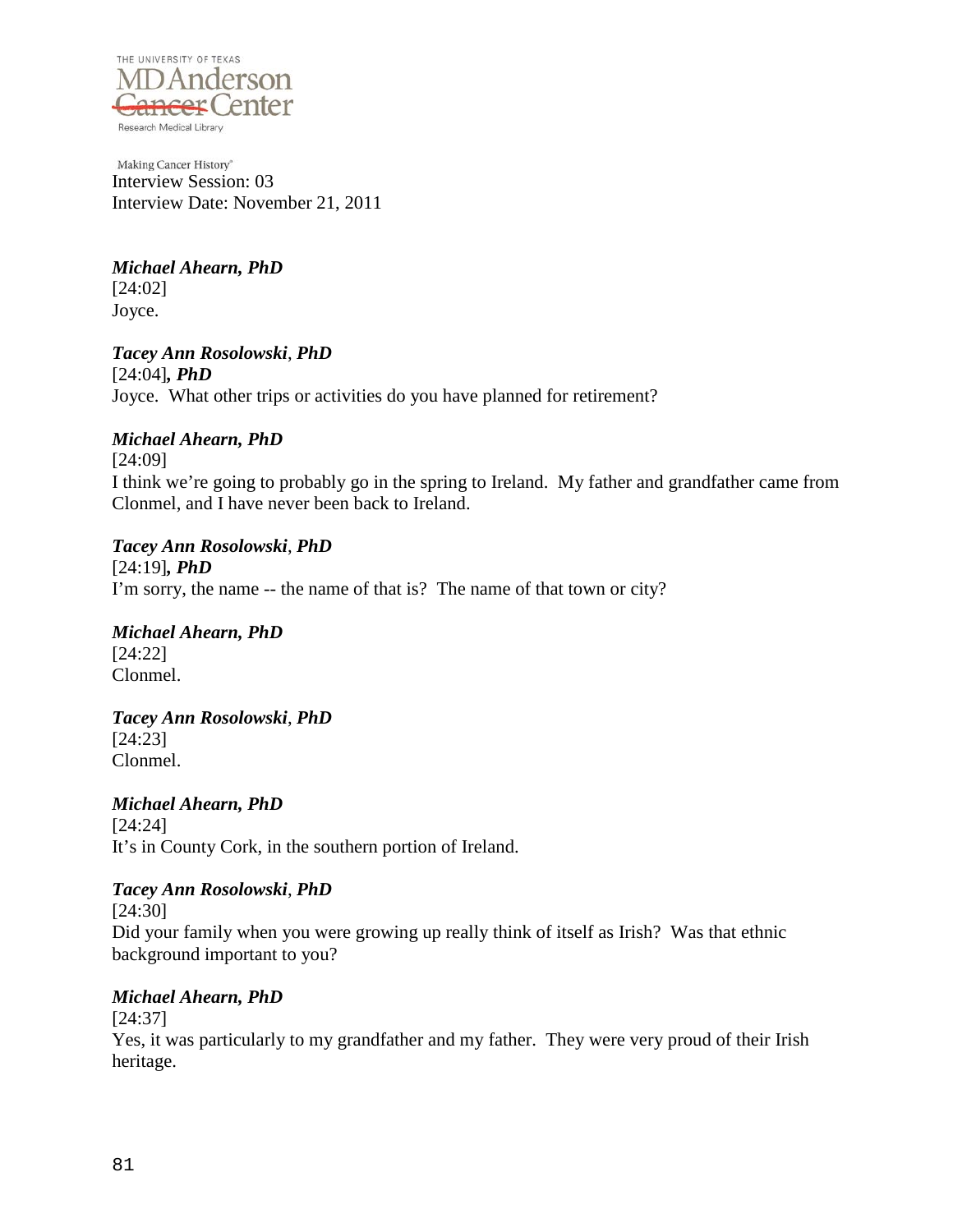Interview Session: 03
Interview Date: November 21, 2011

***Michael Ahearn, PhD***
[24:02]
Joyce.

***Tacey Ann Rosolowski, PhD***
[24:04]***, PhD***
Joyce. What other trips or activities do you have planned for retirement?

***Michael Ahearn, PhD***
[24:09]
I think we're going to probably go in the spring to Ireland. My father and grandfather came from Clonmel, and I have never been back to Ireland.

***Tacey Ann Rosolowski, PhD***
[24:19]***, PhD***
I'm sorry, the name -- the name of that is? The name of that town or city?

***Michael Ahearn, PhD***
[24:22]
Clonmel.

***Tacey Ann Rosolowski, PhD***
[24:23]
Clonmel.

***Michael Ahearn, PhD***
[24:24]
It's in County Cork, in the southern portion of Ireland.

***Tacey Ann Rosolowski, PhD***
[24:30]
Did your family when you were growing up really think of itself as Irish? Was that ethnic background important to you?

***Michael Ahearn, PhD***
[24:37]
Yes, it was particularly to my grandfather and my father. They were very proud of their Irish heritage.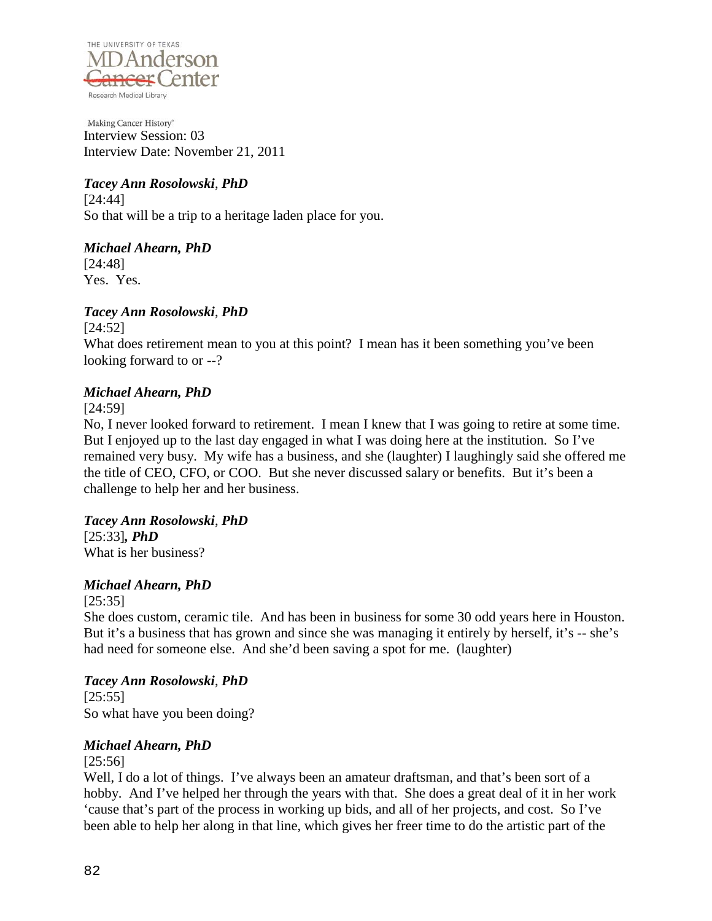Interview Session: 03
Interview Date: November 21, 2011

***Tacey Ann Rosolowski*, *PhD***
[24:44]
So that will be a trip to a heritage laden place for you.

***Michael Ahearn, PhD***
[24:48]
Yes. Yes.

***Tacey Ann Rosolowski*, *PhD***
[24:52]
What does retirement mean to you at this point? I mean has it been something you've been looking forward to or --?

***Michael Ahearn, PhD***
[24:59]
No, I never looked forward to retirement. I mean I knew that I was going to retire at some time. But I enjoyed up to the last day engaged in what I was doing here at the institution. So I've remained very busy. My wife has a business, and she (laughter) I laughingly said she offered me the title of CEO, CFO, or COO. But she never discussed salary or benefits. But it's been a challenge to help her and her business.

***Tacey Ann Rosolowski*, *PhD***
[25:33]***, PhD***
What is her business?

***Michael Ahearn, PhD***
[25:35]
She does custom, ceramic tile. And has been in business for some 30 odd years here in Houston. But it's a business that has grown and since she was managing it entirely by herself, it's -- she's had need for someone else. And she'd been saving a spot for me. (laughter)

***Tacey Ann Rosolowski*, *PhD***
[25:55]
So what have you been doing?

***Michael Ahearn, PhD***
[25:56]
Well, I do a lot of things. I've always been an amateur draftsman, and that's been sort of a hobby. And I've helped her through the years with that. She does a great deal of it in her work 'cause that's part of the process in working up bids, and all of her projects, and cost. So I've been able to help her along in that line, which gives her freer time to do the artistic part of the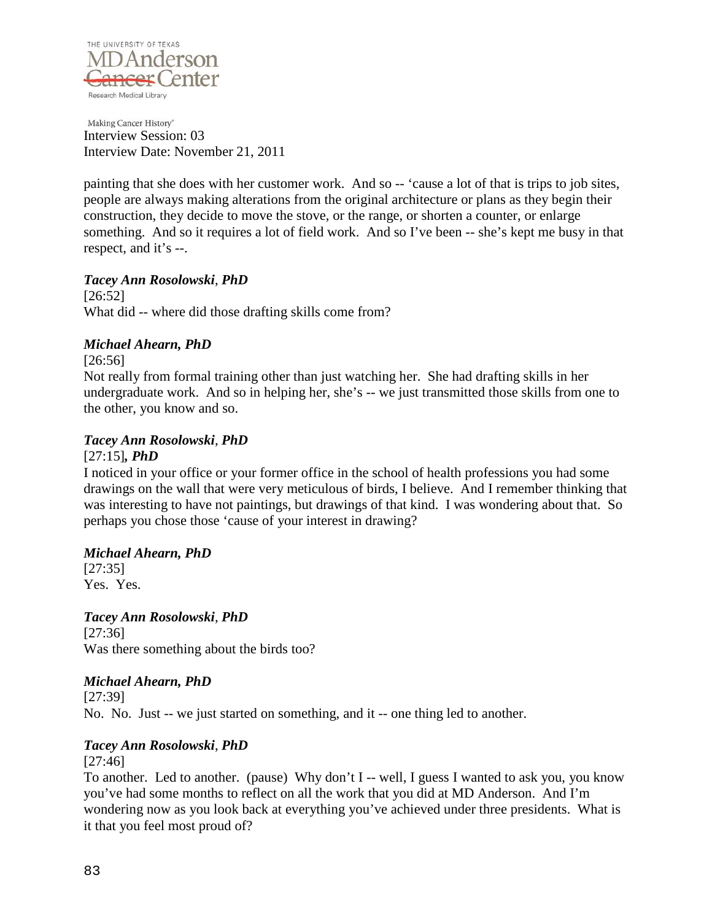painting that she does with her customer work. And so -- 'cause a lot of that is trips to job sites, people are always making alterations from the original architecture or plans as they begin their construction, they decide to move the stove, or the range, or shorten a counter, or enlarge something. And so it requires a lot of field work. And so I've been -- she's kept me busy in that respect, and it's --.

***Tacey Ann Rosolowski, PhD***

[26:52]

What did -- where did those drafting skills come from?

***Michael Ahearn, PhD***

[26:56]

Not really from formal training other than just watching her. She had drafting skills in her undergraduate work. And so in helping her, she's -- we just transmitted those skills from one to the other, you know and so.

***Tacey Ann Rosolowski, PhD***

[27:15]***, PhD***

I noticed in your office or your former office in the school of health professions you had some drawings on the wall that were very meticulous of birds, I believe. And I remember thinking that was interesting to have not paintings, but drawings of that kind. I was wondering about that. So perhaps you chose those 'cause of your interest in drawing?

***Michael Ahearn, PhD***

[27:35]

Yes. Yes.

***Tacey Ann Rosolowski, PhD***

[27:36]

Was there something about the birds too?

***Michael Ahearn, PhD***

[27:39]

No. No. Just -- we just started on something, and it -- one thing led to another.

***Tacey Ann Rosolowski, PhD***

[27:46]

To another. Led to another. (pause) Why don't I -- well, I guess I wanted to ask you, you know you've had some months to reflect on all the work that you did at MD Anderson. And I'm wondering now as you look back at everything you've achieved under three presidents. What is it that you feel most proud of?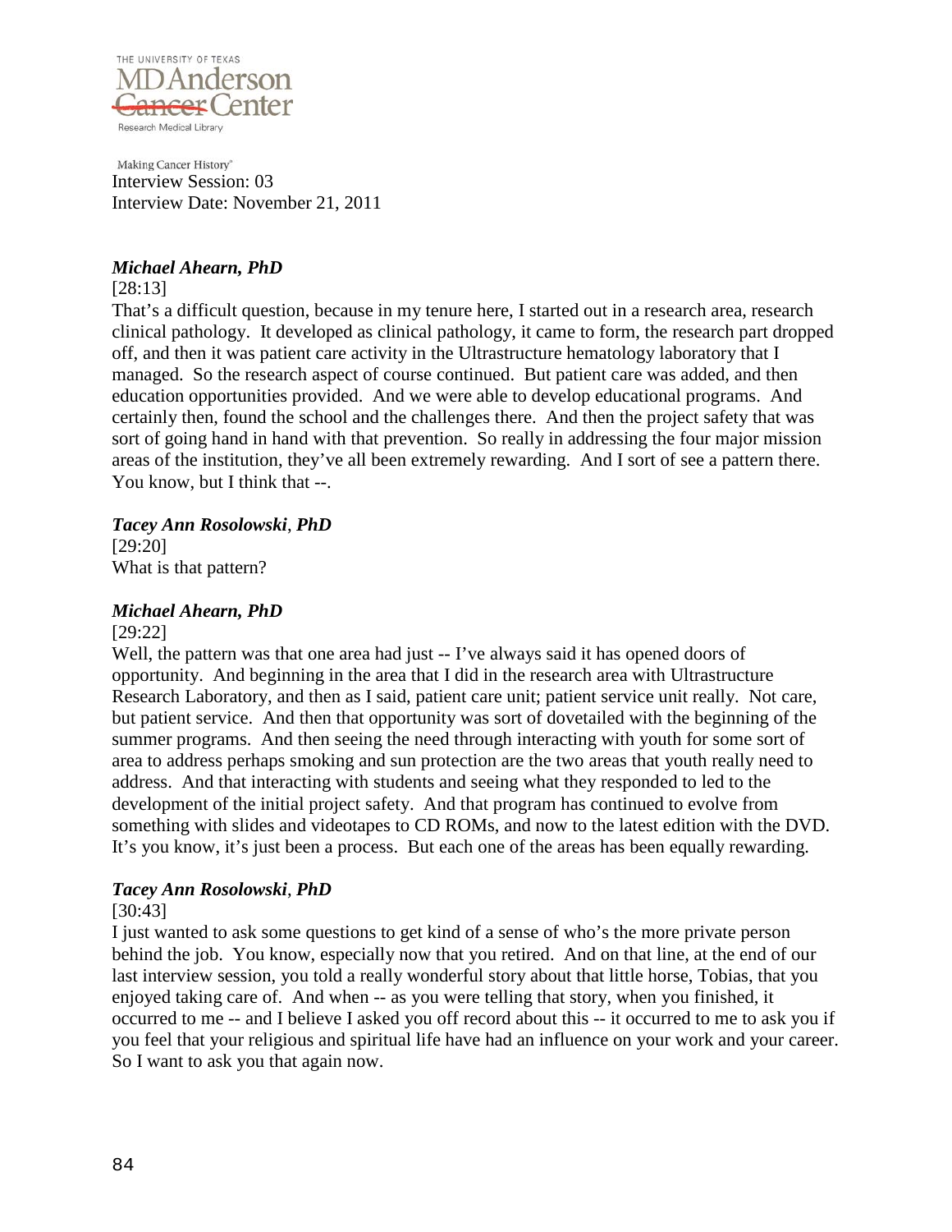Interview Session: 03
Interview Date: November 21, 2011

***Michael Ahearn, PhD***

[28:13]

That's a difficult question, because in my tenure here, I started out in a research area, research clinical pathology. It developed as clinical pathology, it came to form, the research part dropped off, and then it was patient care activity in the Ultrastructure hematology laboratory that I managed. So the research aspect of course continued. But patient care was added, and then education opportunities provided. And we were able to develop educational programs. And certainly then, found the school and the challenges there. And then the project safety that was sort of going hand in hand with that prevention. So really in addressing the four major mission areas of the institution, they've all been extremely rewarding. And I sort of see a pattern there. You know, but I think that --.

***Tacey Ann Rosolowski, PhD***

[29:20]

What is that pattern?

***Michael Ahearn, PhD***

[29:22]

Well, the pattern was that one area had just -- I've always said it has opened doors of opportunity. And beginning in the area that I did in the research area with Ultrastructure Research Laboratory, and then as I said, patient care unit; patient service unit really. Not care, but patient service. And then that opportunity was sort of dovetailed with the beginning of the summer programs. And then seeing the need through interacting with youth for some sort of area to address perhaps smoking and sun protection are the two areas that youth really need to address. And that interacting with students and seeing what they responded to led to the development of the initial project safety. And that program has continued to evolve from something with slides and videotapes to CD ROMs, and now to the latest edition with the DVD. It's you know, it's just been a process. But each one of the areas has been equally rewarding.

***Tacey Ann Rosolowski, PhD***

[30:43]

I just wanted to ask some questions to get kind of a sense of who's the more private person behind the job. You know, especially now that you retired. And on that line, at the end of our last interview session, you told a really wonderful story about that little horse, Tobias, that you enjoyed taking care of. And when -- as you were telling that story, when you finished, it occurred to me -- and I believe I asked you off record about this -- it occurred to me to ask you if you feel that your religious and spiritual life have had an influence on your work and your career. So I want to ask you that again now.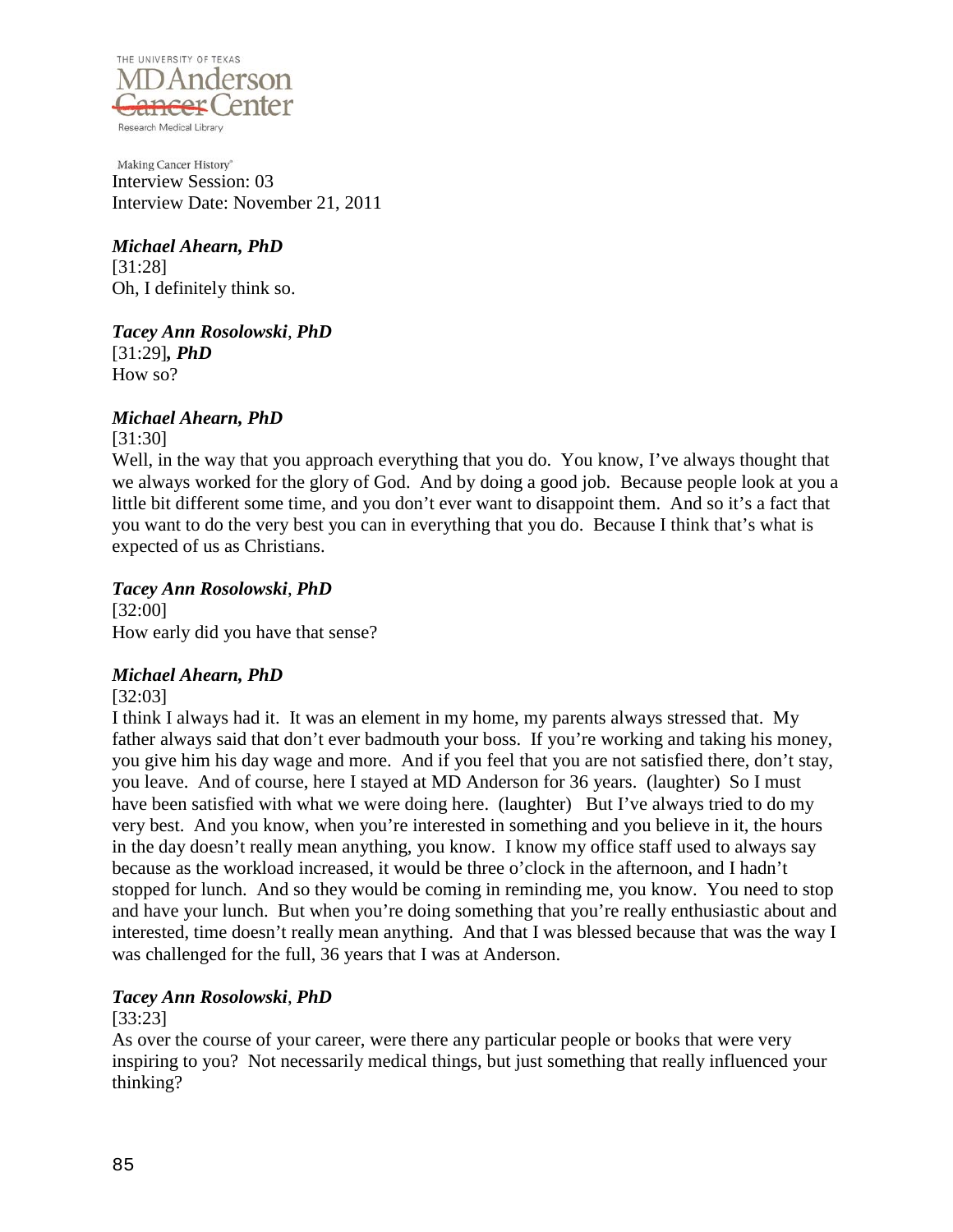Interview Session: 03
Interview Date: November 21, 2011

***Michael Ahearn, PhD***
[31:28]
Oh, I definitely think so.

***Tacey Ann Rosolowski, PhD***
[31:29]***, PhD***
How so?

***Michael Ahearn, PhD***
[31:30]
Well, in the way that you approach everything that you do. You know, I've always thought that we always worked for the glory of God. And by doing a good job. Because people look at you a little bit different some time, and you don't ever want to disappoint them. And so it's a fact that you want to do the very best you can in everything that you do. Because I think that's what is expected of us as Christians.

***Tacey Ann Rosolowski, PhD***
[32:00]
How early did you have that sense?

***Michael Ahearn, PhD***
[32:03]
I think I always had it. It was an element in my home, my parents always stressed that. My father always said that don't ever badmouth your boss. If you're working and taking his money, you give him his day wage and more. And if you feel that you are not satisfied there, don't stay, you leave. And of course, here I stayed at MD Anderson for 36 years. (laughter) So I must have been satisfied with what we were doing here. (laughter) But I've always tried to do my very best. And you know, when you're interested in something and you believe in it, the hours in the day doesn't really mean anything, you know. I know my office staff used to always say because as the workload increased, it would be three o'clock in the afternoon, and I hadn't stopped for lunch. And so they would be coming in reminding me, you know. You need to stop and have your lunch. But when you're doing something that you're really enthusiastic about and interested, time doesn't really mean anything. And that I was blessed because that was the way I was challenged for the full, 36 years that I was at Anderson.

***Tacey Ann Rosolowski, PhD***
[33:23]
As over the course of your career, were there any particular people or books that were very inspiring to you? Not necessarily medical things, but just something that really influenced your thinking?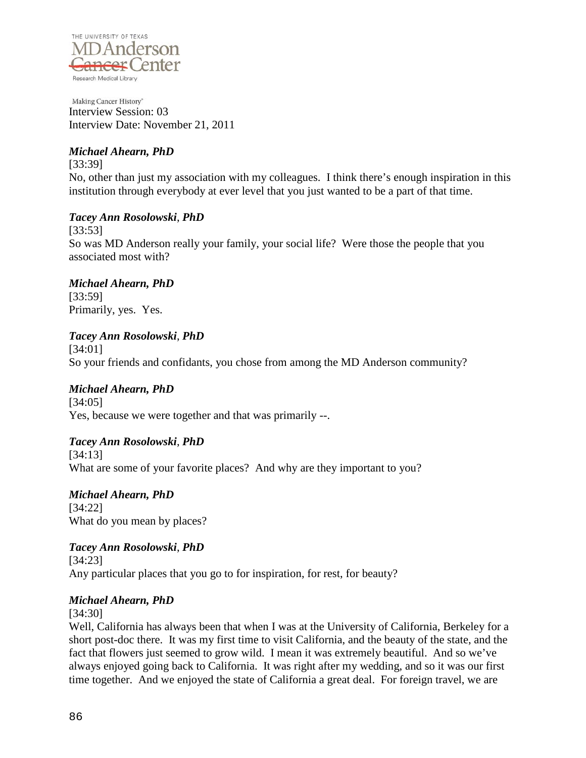Interview Session: 03
Interview Date: November 21, 2011

***Michael Ahearn, PhD***

[33:39]

No, other than just my association with my colleagues. I think there's enough inspiration in this institution through everybody at ever level that you just wanted to be a part of that time.

***Tacey Ann Rosolowski, PhD***

[33:53]

So was MD Anderson really your family, your social life? Were those the people that you associated most with?

***Michael Ahearn, PhD***

[33:59]

Primarily, yes. Yes.

***Tacey Ann Rosolowski, PhD***

[34:01]

So your friends and confidants, you chose from among the MD Anderson community?

***Michael Ahearn, PhD***

[34:05]

Yes, because we were together and that was primarily --.

***Tacey Ann Rosolowski, PhD***

[34:13]

What are some of your favorite places? And why are they important to you?

***Michael Ahearn, PhD***

[34:22]

What do you mean by places?

***Tacey Ann Rosolowski, PhD***

[34:23]

Any particular places that you go to for inspiration, for rest, for beauty?

***Michael Ahearn, PhD***

[34:30]

Well, California has always been that when I was at the University of California, Berkeley for a short post-doc there. It was my first time to visit California, and the beauty of the state, and the fact that flowers just seemed to grow wild. I mean it was extremely beautiful. And so we've always enjoyed going back to California. It was right after my wedding, and so it was our first time together. And we enjoyed the state of California a great deal. For foreign travel, we are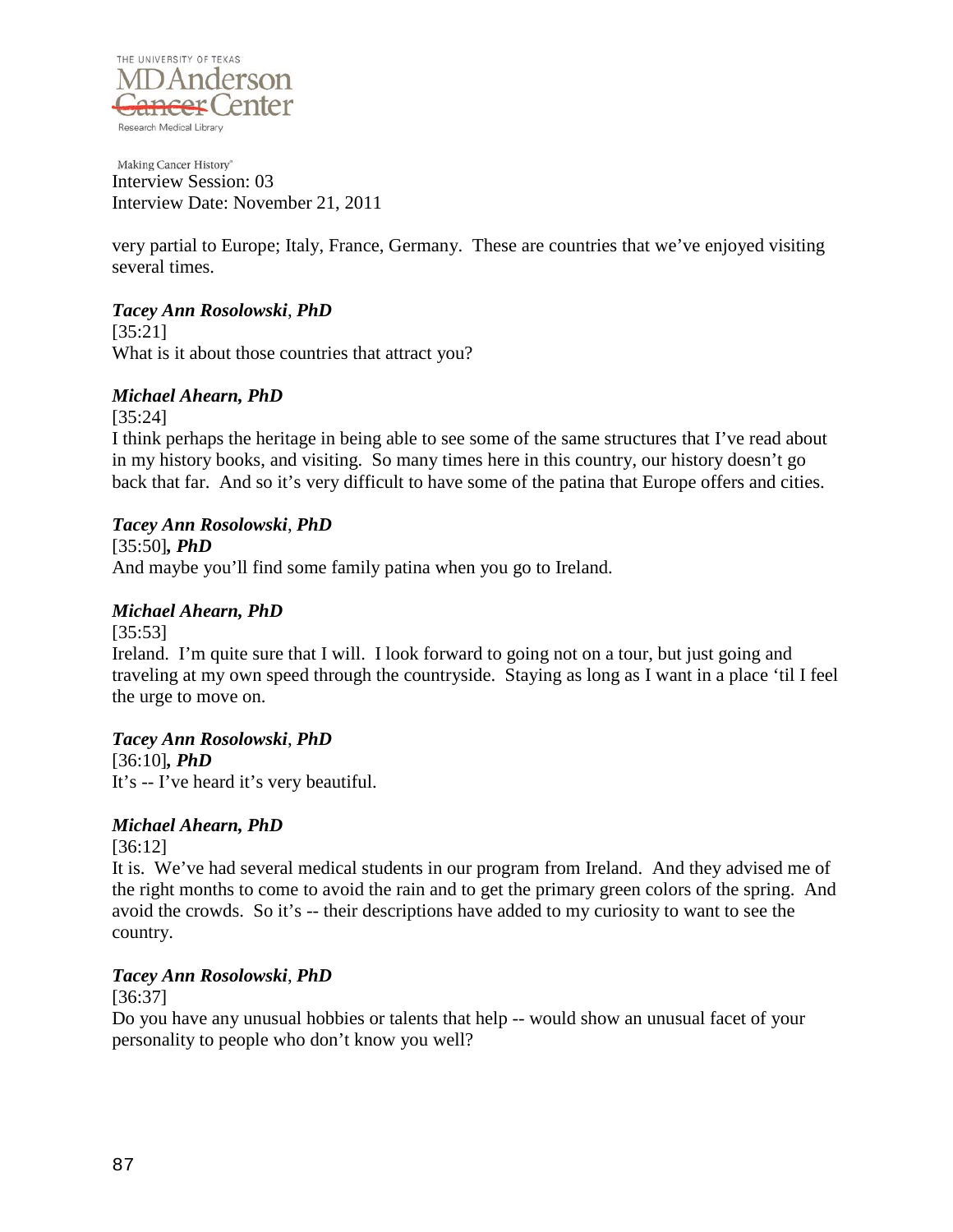very partial to Europe; Italy, France, Germany. These are countries that we've enjoyed visiting several times.

***Tacey Ann Rosolowski*, *PhD***

[35:21]

What is it about those countries that attract you?

***Michael Ahearn, PhD***

[35:24]

I think perhaps the heritage in being able to see some of the same structures that I've read about in my history books, and visiting. So many times here in this country, our history doesn't go back that far. And so it's very difficult to have some of the patina that Europe offers and cities.

***Tacey Ann Rosolowski*, *PhD***

[35:50]***, PhD***

And maybe you'll find some family patina when you go to Ireland.

***Michael Ahearn, PhD***

[35:53]

Ireland. I'm quite sure that I will. I look forward to going not on a tour, but just going and traveling at my own speed through the countryside. Staying as long as I want in a place 'til I feel the urge to move on.

***Tacey Ann Rosolowski*, *PhD***

[36:10]***, PhD***

It's -- I've heard it's very beautiful.

***Michael Ahearn, PhD***

[36:12]

It is. We've had several medical students in our program from Ireland. And they advised me of the right months to come to avoid the rain and to get the primary green colors of the spring. And avoid the crowds. So it's -- their descriptions have added to my curiosity to want to see the country.

***Tacey Ann Rosolowski*, *PhD***

[36:37]

Do you have any unusual hobbies or talents that help -- would show an unusual facet of your personality to people who don't know you well?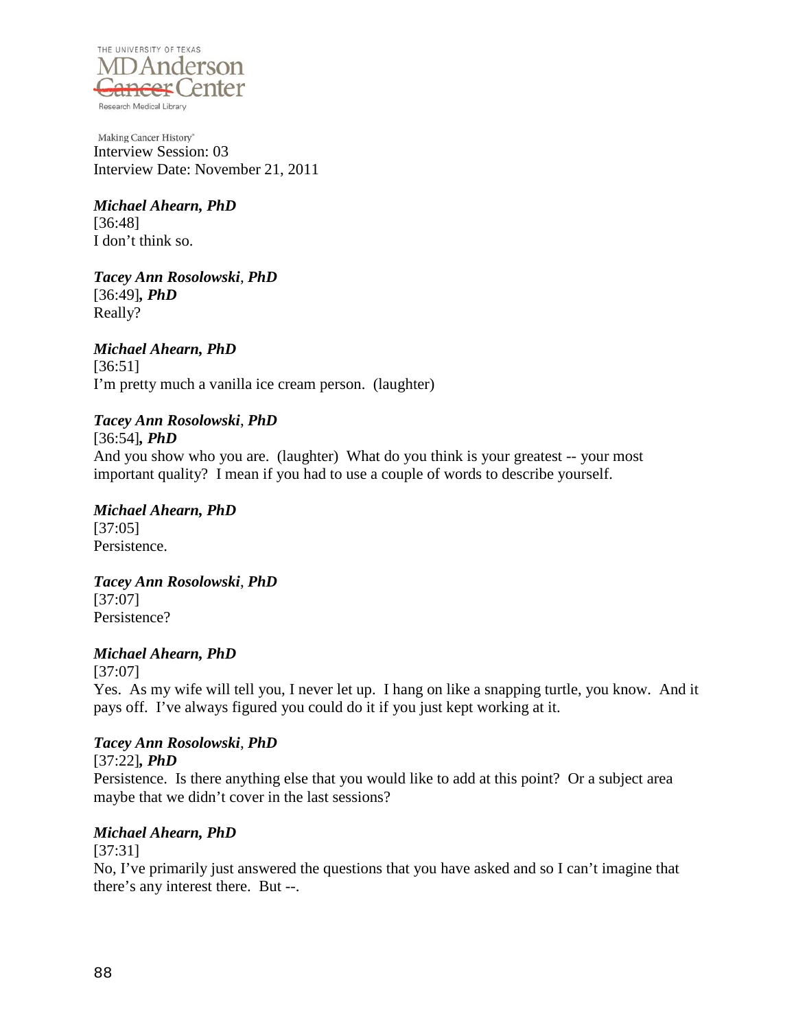Interview Session: 03
Interview Date: November 21, 2011

***Michael Ahearn, PhD***
[36:48]
I don't think so.

***Tacey Ann Rosolowski*, *PhD***
[36:49]***, PhD***
Really?

***Michael Ahearn, PhD***
[36:51]
I'm pretty much a vanilla ice cream person. (laughter)

***Tacey Ann Rosolowski*, *PhD***
[36:54]***, PhD***
And you show who you are. (laughter) What do you think is your greatest -- your most important quality? I mean if you had to use a couple of words to describe yourself.

***Michael Ahearn, PhD***
[37:05]
Persistence.

***Tacey Ann Rosolowski*, *PhD***
[37:07]
Persistence?

***Michael Ahearn, PhD***
[37:07]
Yes. As my wife will tell you, I never let up. I hang on like a snapping turtle, you know. And it pays off. I've always figured you could do it if you just kept working at it.

***Tacey Ann Rosolowski*, *PhD***
[37:22]***, PhD***
Persistence. Is there anything else that you would like to add at this point? Or a subject area maybe that we didn't cover in the last sessions?

***Michael Ahearn, PhD***
[37:31]
No, I've primarily just answered the questions that you have asked and so I can't imagine that there's any interest there. But --.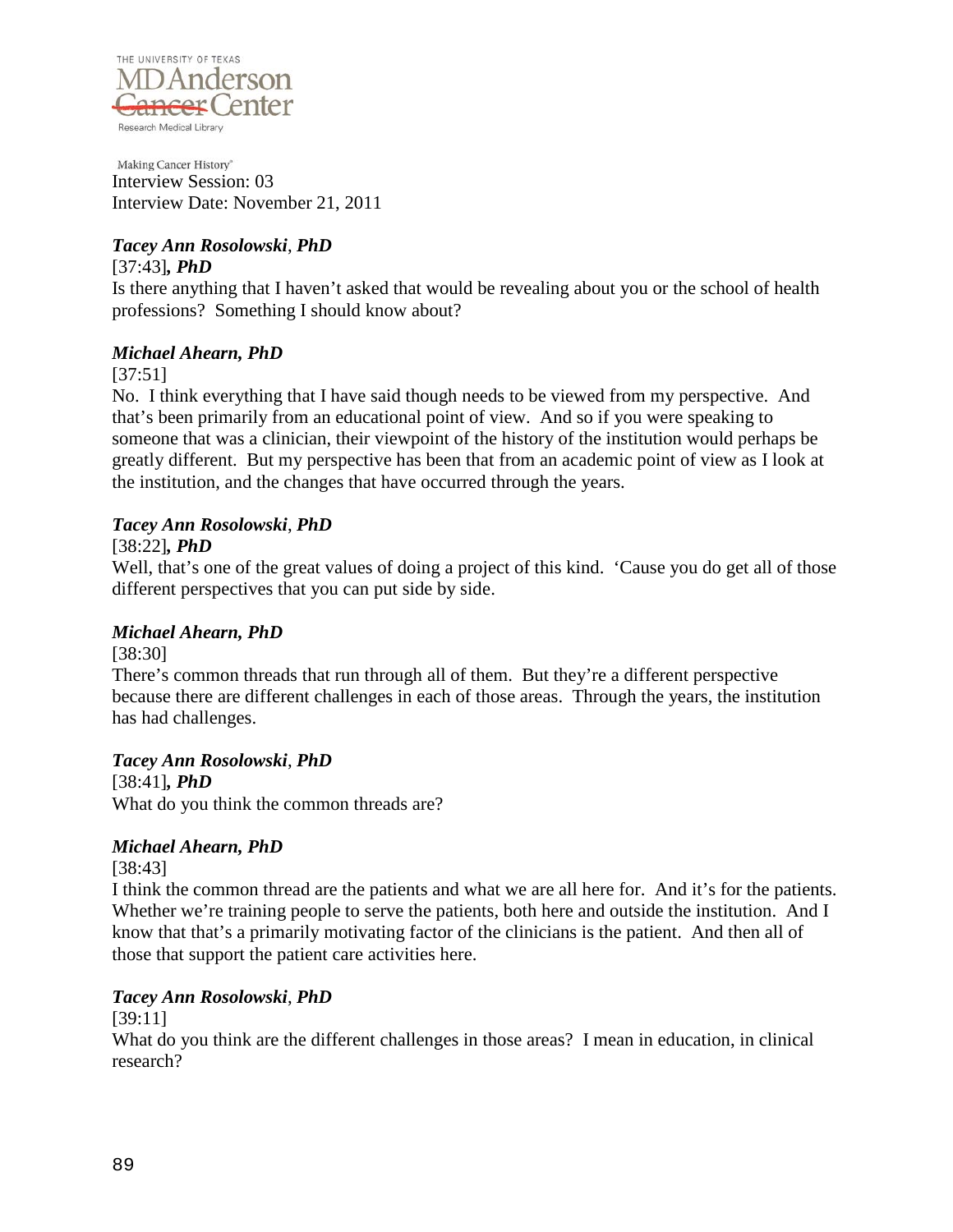Interview Session: 03
Interview Date: November 21, 2011

***Tacey Ann Rosolowski*, *PhD***

[37:43]***, PhD***

Is there anything that I haven't asked that would be revealing about you or the school of health professions? Something I should know about?

***Michael Ahearn, PhD***

[37:51]

No. I think everything that I have said though needs to be viewed from my perspective. And that's been primarily from an educational point of view. And so if you were speaking to someone that was a clinician, their viewpoint of the history of the institution would perhaps be greatly different. But my perspective has been that from an academic point of view as I look at the institution, and the changes that have occurred through the years.

***Tacey Ann Rosolowski*, *PhD***

[38:22]***, PhD***

Well, that's one of the great values of doing a project of this kind. 'Cause you do get all of those different perspectives that you can put side by side.

***Michael Ahearn, PhD***

[38:30]

There's common threads that run through all of them. But they're a different perspective because there are different challenges in each of those areas. Through the years, the institution has had challenges.

***Tacey Ann Rosolowski*, *PhD***

[38:41]***, PhD***

What do you think the common threads are?

***Michael Ahearn, PhD***

[38:43]

I think the common thread are the patients and what we are all here for. And it's for the patients. Whether we're training people to serve the patients, both here and outside the institution. And I know that that's a primarily motivating factor of the clinicians is the patient. And then all of those that support the patient care activities here.

***Tacey Ann Rosolowski*, *PhD***

[39:11]

What do you think are the different challenges in those areas? I mean in education, in clinical research?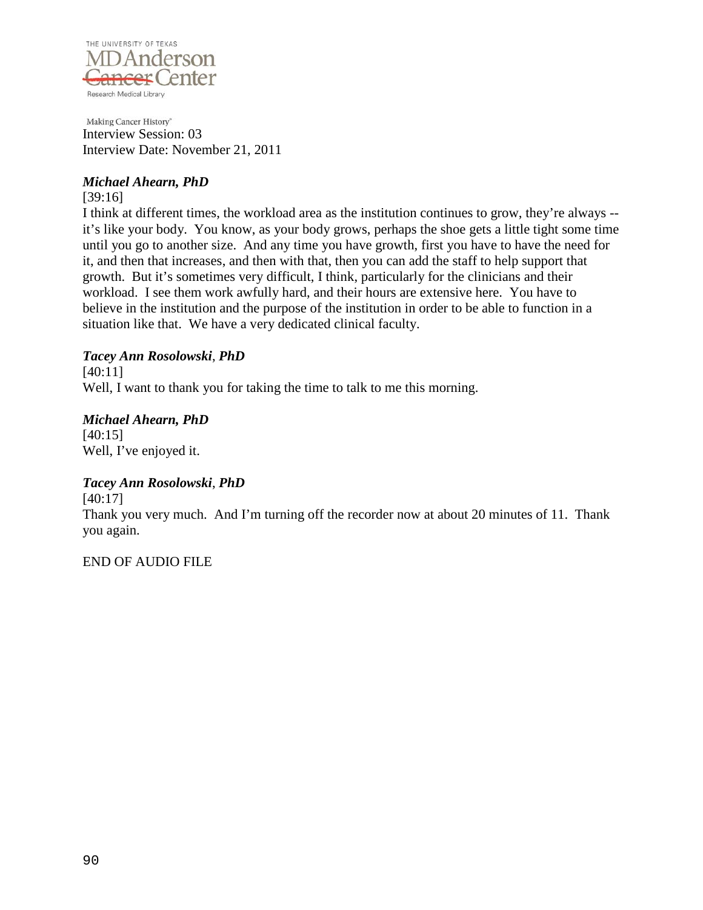Interview Session: 03
Interview Date: November 21, 2011

***Michael Ahearn, PhD***

[39:16]

I think at different times, the workload area as the institution continues to grow, they're always -- it's like your body. You know, as your body grows, perhaps the shoe gets a little tight some time until you go to another size. And any time you have growth, first you have to have the need for it, and then that increases, and then with that, then you can add the staff to help support that growth. But it's sometimes very difficult, I think, particularly for the clinicians and their workload. I see them work awfully hard, and their hours are extensive here. You have to believe in the institution and the purpose of the institution in order to be able to function in a situation like that. We have a very dedicated clinical faculty.

***Tacey Ann Rosolowski, PhD***

[40:11]

Well, I want to thank you for taking the time to talk to me this morning.

***Michael Ahearn, PhD***

[40:15]

Well, I've enjoyed it.

***Tacey Ann Rosolowski, PhD***

[40:17]

Thank you very much. And I'm turning off the recorder now at about 20 minutes of 11. Thank you again.

END OF AUDIO FILE